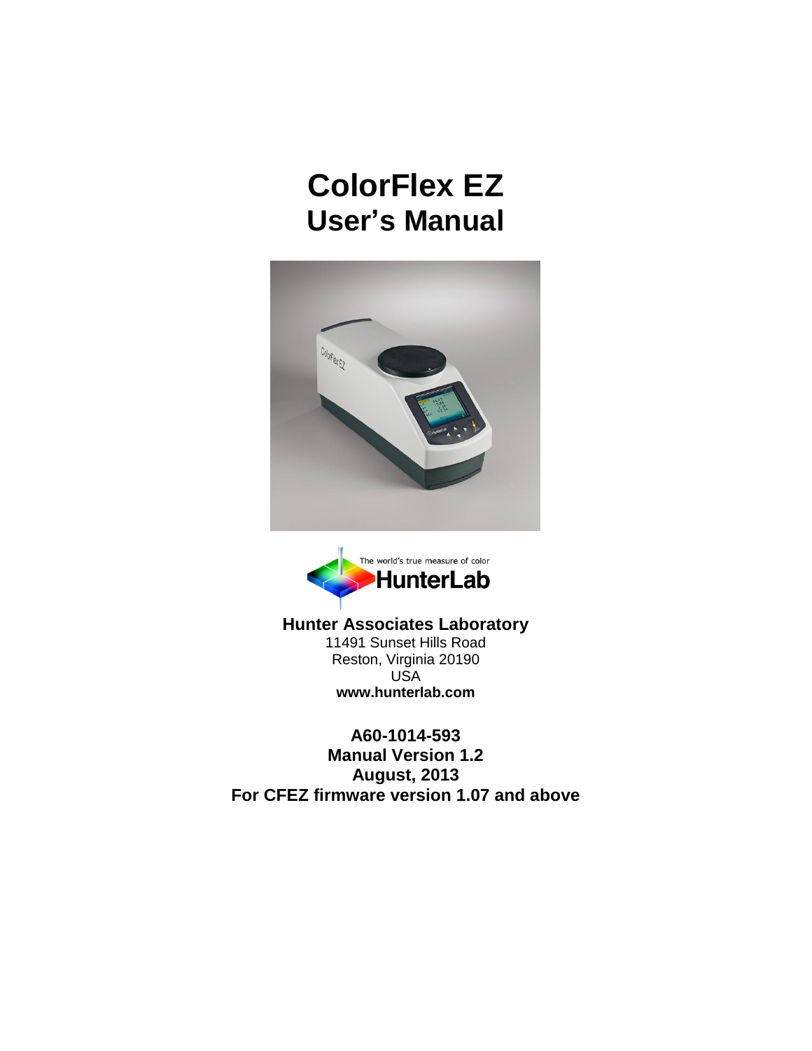# ColorFlex EZ
## User's Manual

The world's true measure of color
HunterLab

**Hunter Associates Laboratory**
11491 Sunset Hills Road
Reston, Virginia 20190
USA
**www.hunterlab.com**

**A60-1014-593**
**Manual Version 1.2**
**August, 2013**
**For CFEZ firmware version 1.07 and above**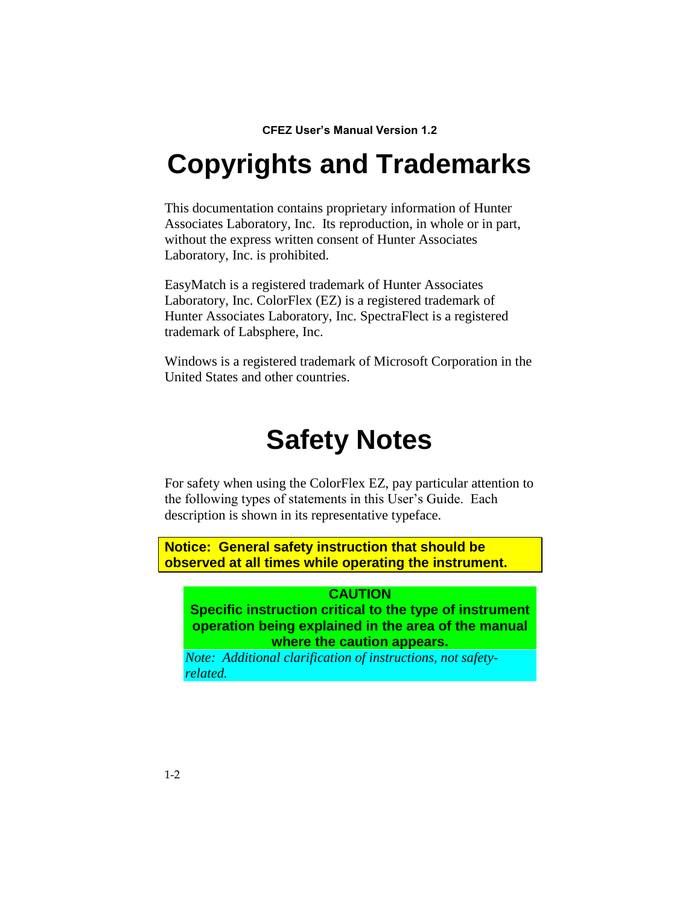# Copyrights and Trademarks

This documentation contains proprietary information of Hunter Associates Laboratory, Inc. Its reproduction, in whole or in part, without the express written consent of Hunter Associates Laboratory, Inc. is prohibited.

EasyMatch is a registered trademark of Hunter Associates Laboratory, Inc. ColorFlex (EZ) is a registered trademark of Hunter Associates Laboratory, Inc. SpectraFlect is a registered trademark of Labsphere, Inc.

Windows is a registered trademark of Microsoft Corporation in the United States and other countries.

# Safety Notes

For safety when using the ColorFlex EZ, pay particular attention to the following types of statements in this User's Guide. Each description is shown in its representative typeface.

**Notice: General safety instruction that should be observed at all times while operating the instrument.**

**CAUTION**
**Specific instruction critical to the type of instrument operation being explained in the area of the manual where the caution appears.**

*Note: Additional clarification of instructions, not safety-related.*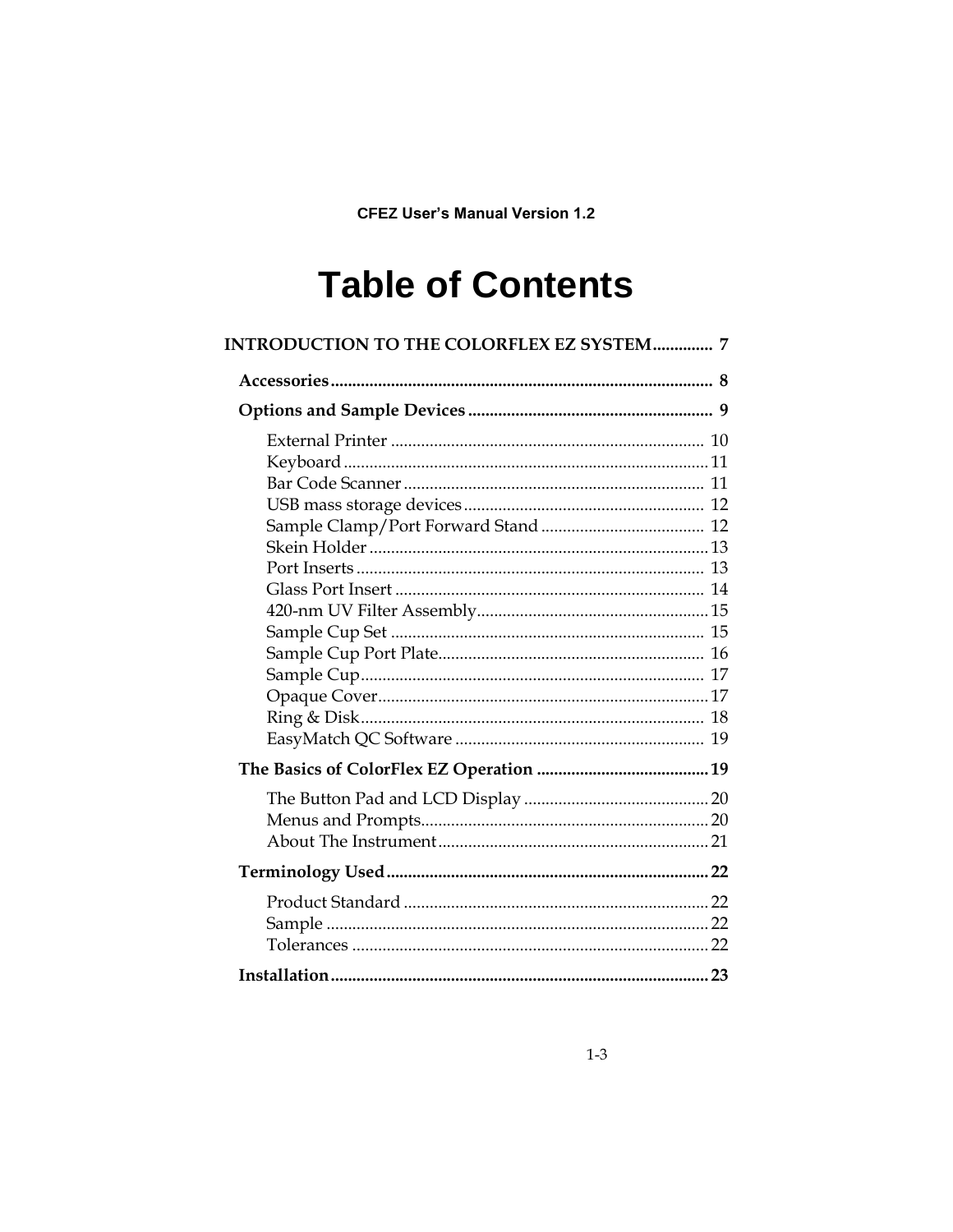# Table of Contents

**INTRODUCTION TO THE COLORFLEX EZ SYSTEM.............. 7**

**Accessories........................................................................................ 8**

**Options and Sample Devices......................................................... 9**

- External Printer ........................................................................ 10
- Keyboard.................................................................................... 11
- Bar Code Scanner..................................................................... 11
- USB mass storage devices....................................................... 12
- Sample Clamp/Port Forward Stand...................................... 12
- Skein Holder.............................................................................. 13
- Port Inserts................................................................................. 13
- Glass Port Insert........................................................................ 14
- 420-nm UV Filter Assembly..................................................... 15
- Sample Cup Set ......................................................................... 15
- Sample Cup Port Plate.............................................................. 16
- Sample Cup................................................................................. 17
- Opaque Cover............................................................................. 17
- Ring & Disk................................................................................. 18
- EasyMatch QC Software .......................................................... 19

**The Basics of ColorFlex EZ Operation ........................................ 19**

- The Button Pad and LCD Display ........................................... 20
- Menus and Prompts.................................................................. 20
- About The Instrument.............................................................. 21

**Terminology Used........................................................................... 22**

- Product Standard ...................................................................... 22
- Sample ........................................................................................ 22
- Tolerances .................................................................................. 22

**Installation........................................................................................ 23**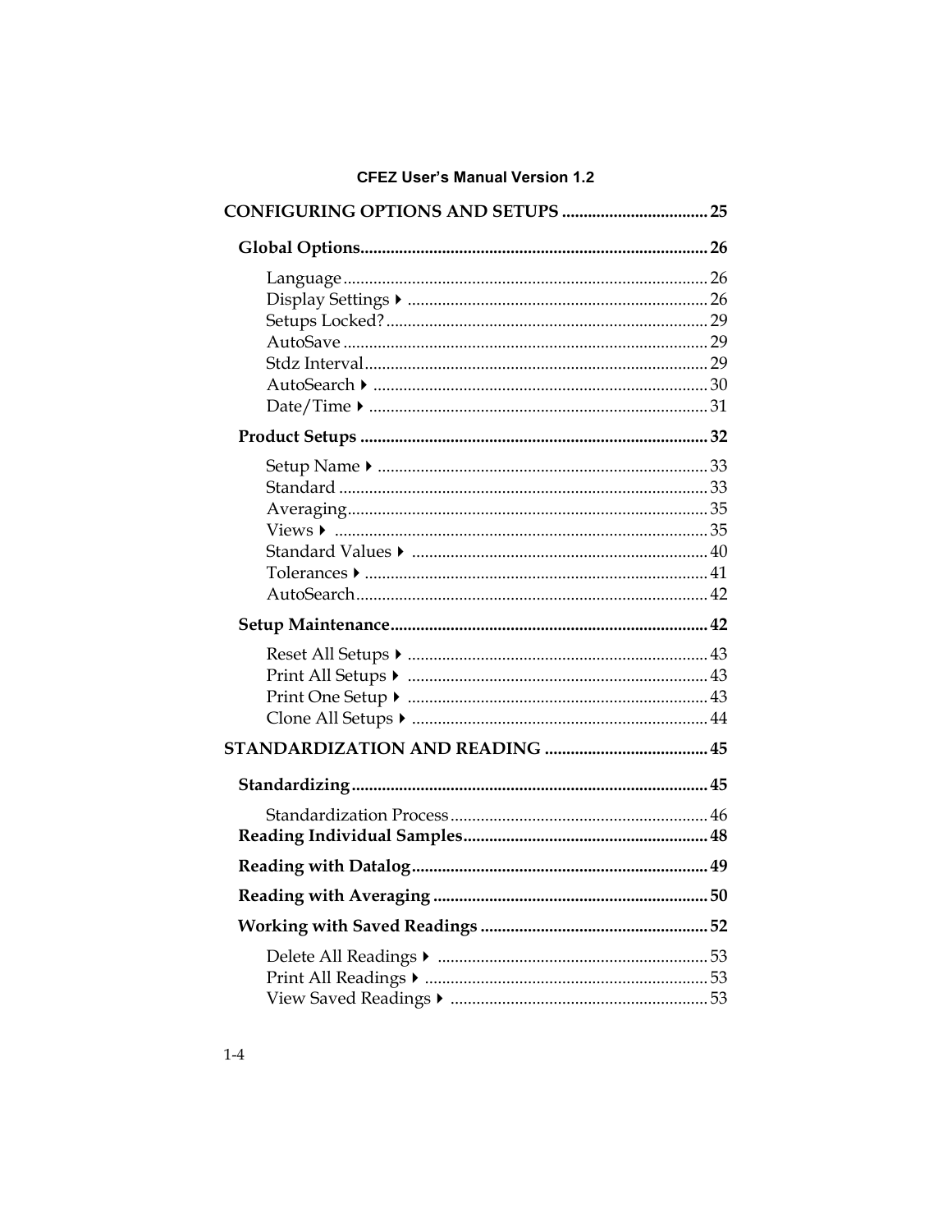CONFIGURING OPTIONS AND SETUPS .................................. 25

Global Options................................................................................ 26

Language ................................................................................... 26
Display Settings ▸ .................................................................... 26
Setups Locked? ......................................................................... 29
AutoSave ................................................................................... 29
Stdz Interval .............................................................................. 29
AutoSearch ▸ ............................................................................ 30
Date/Time ▸ .............................................................................. 31

Product Setups ................................................................................ 32

Setup Name ▸ ............................................................................ 33
Standard ..................................................................................... 33
Averaging ................................................................................... 35
Views ▸ ...................................................................................... 35
Standard Values ▸ .................................................................... 40
Tolerances ▸ ............................................................................... 41
AutoSearch ................................................................................. 42

Setup Maintenance......................................................................... 42

Reset All Setups ▸ ..................................................................... 43
Print All Setups ▸ ..................................................................... 43
Print One Setup ▸ ..................................................................... 43
Clone All Setups ▸ .................................................................... 44

STANDARDIZATION AND READING ...................................... 45

Standardizing .................................................................................. 45

Standardization Process ........................................................... 46

Reading Individual Samples......................................................... 48

Reading with Datalog .................................................................... 49

Reading with Averaging ............................................................... 50

Working with Saved Readings ..................................................... 52

Delete All Readings ▸ .............................................................. 53
Print All Readings ▸ ................................................................. 53
View Saved Readings ▸ ........................................................... 53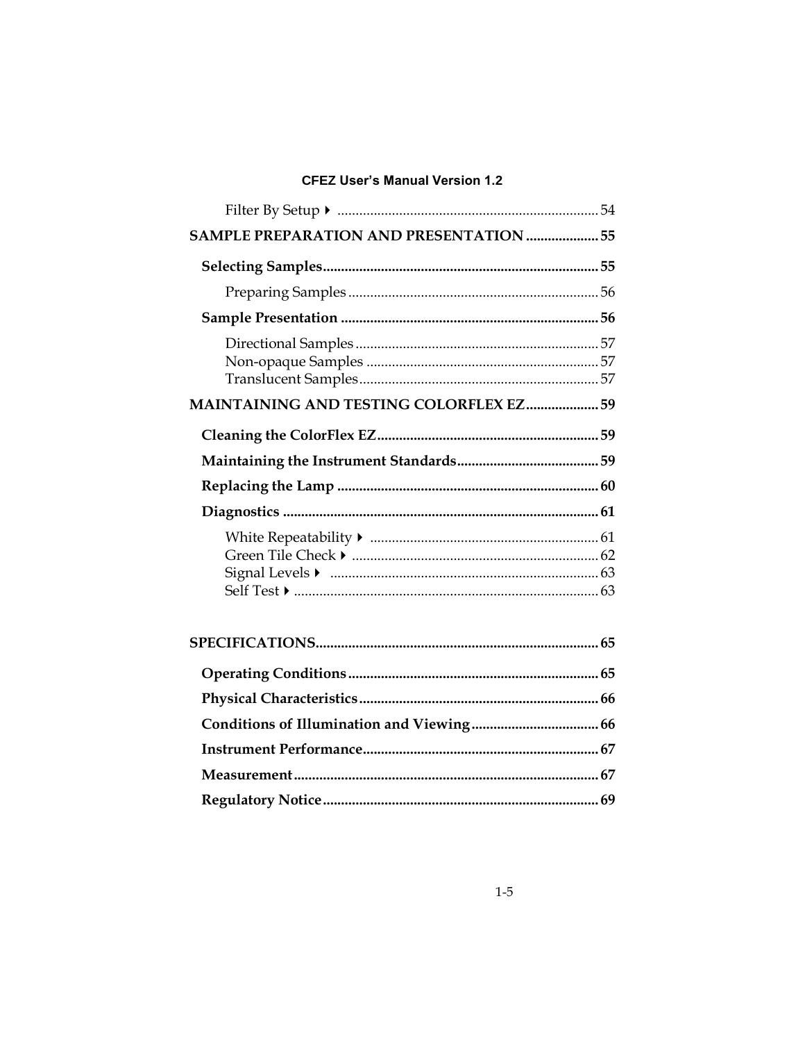Filter By Setup ▶ ........................................................................ 54

**SAMPLE PREPARATION AND PRESENTATION ...................... 55**

**Selecting Samples............................................................................ 55**

Preparing Samples ..................................................................... 56

**Sample Presentation ....................................................................... 56**

Directional Samples ................................................................... 57
Non-opaque Samples ................................................................ 57
Translucent Samples.................................................................. 57

**MAINTAINING AND TESTING COLORFLEX EZ..................... 59**

**Cleaning the ColorFlex EZ............................................................. 59**

**Maintaining the Instrument Standards........................................ 59**

**Replacing the Lamp ........................................................................ 60**

**Diagnostics ....................................................................................... 61**

White Repeatability ▶ ............................................................... 61
Green Tile Check ▶ .................................................................... 62
Signal Levels ▶ .......................................................................... 63
Self Test ▶.................................................................................... 63

**SPECIFICATIONS.............................................................................. 65**

**Operating Conditions ..................................................................... 65**

**Physical Characteristics.................................................................. 66**

**Conditions of Illumination and Viewing................................... 66**

**Instrument Performance................................................................. 67**

**Measurement.................................................................................... 67**

**Regulatory Notice............................................................................ 69**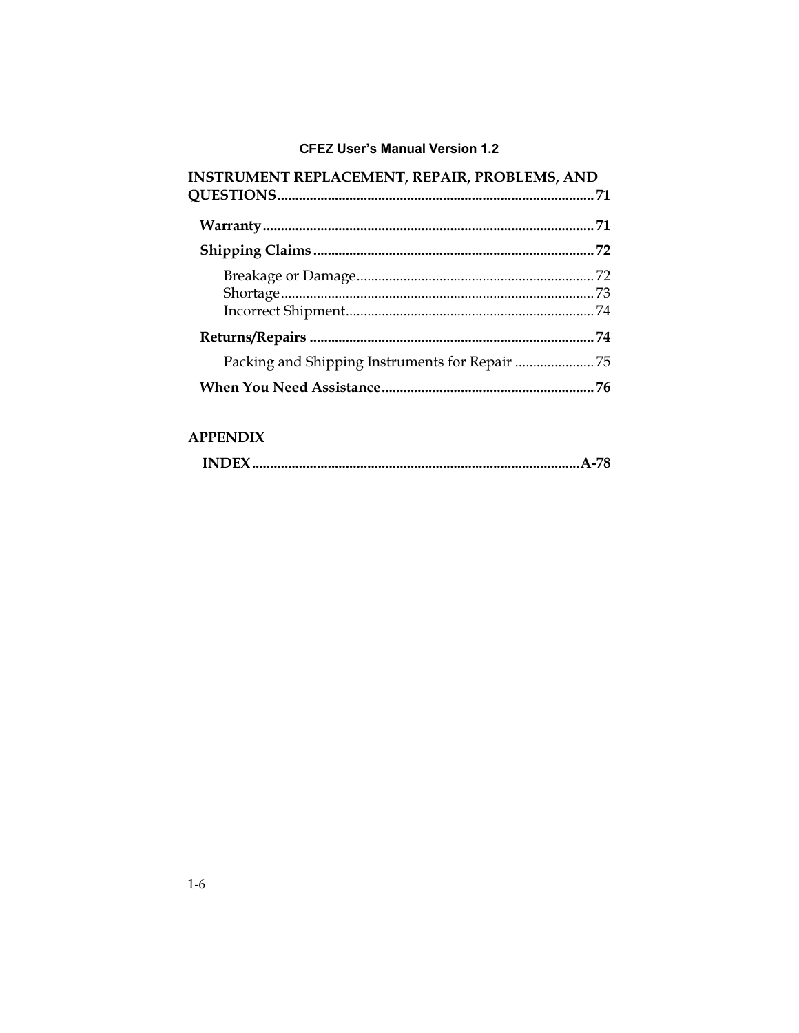**INSTRUMENT REPLACEMENT, REPAIR, PROBLEMS, AND QUESTIONS....................................................................................... 71**

**Warranty........................................................................................... 71**

**Shipping Claims ............................................................................. 72**

Breakage or Damage................................................................ 72
Shortage..................................................................................... 73
Incorrect Shipment................................................................... 74

**Returns/Repairs .............................................................................. 74**

Packing and Shipping Instruments for Repair ...................... 75

**When You Need Assistance.......................................................... 76**

**APPENDIX**

**INDEX..........................................................................................A-78**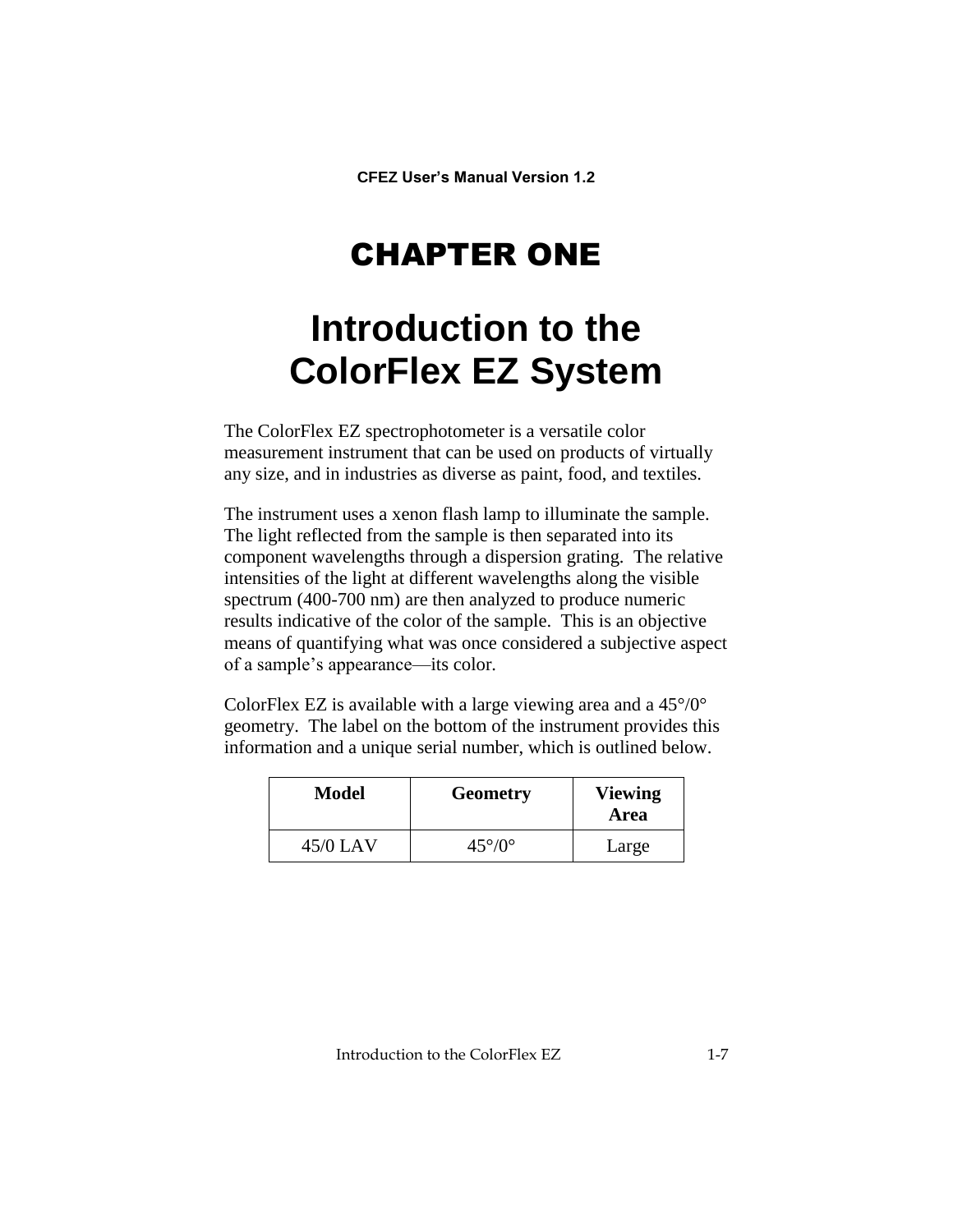# CHAPTER ONE

# Introduction to the ColorFlex EZ System

The ColorFlex EZ spectrophotometer is a versatile color measurement instrument that can be used on products of virtually any size, and in industries as diverse as paint, food, and textiles.

The instrument uses a xenon flash lamp to illuminate the sample. The light reflected from the sample is then separated into its component wavelengths through a dispersion grating. The relative intensities of the light at different wavelengths along the visible spectrum (400-700 nm) are then analyzed to produce numeric results indicative of the color of the sample. This is an objective means of quantifying what was once considered a subjective aspect of a sample's appearance—its color.

ColorFlex EZ is available with a large viewing area and a 45°/0° geometry. The label on the bottom of the instrument provides this information and a unique serial number, which is outlined below.

| Model | Geometry | Viewing Area |
|---|---|---|
| 45/0 LAV | 45°/0° | Large |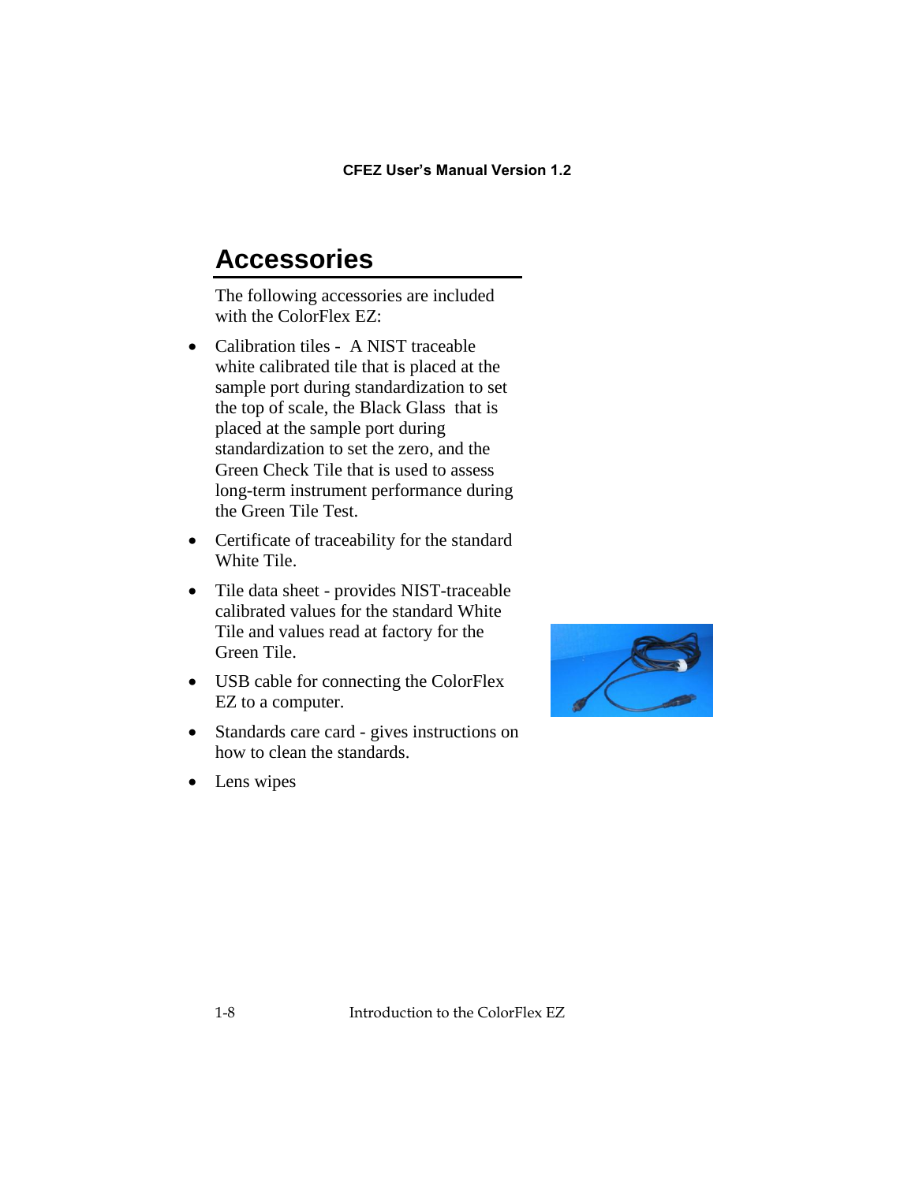# Accessories

The following accessories are included with the ColorFlex EZ:

- Calibration tiles - A NIST traceable white calibrated tile that is placed at the sample port during standardization to set the top of scale, the Black Glass that is placed at the sample port during standardization to set the zero, and the Green Check Tile that is used to assess long-term instrument performance during the Green Tile Test.
- Certificate of traceability for the standard White Tile.
- Tile data sheet - provides NIST-traceable calibrated values for the standard White Tile and values read at factory for the Green Tile.
- USB cable for connecting the ColorFlex EZ to a computer.
- Standards care card - gives instructions on how to clean the standards.
- Lens wipes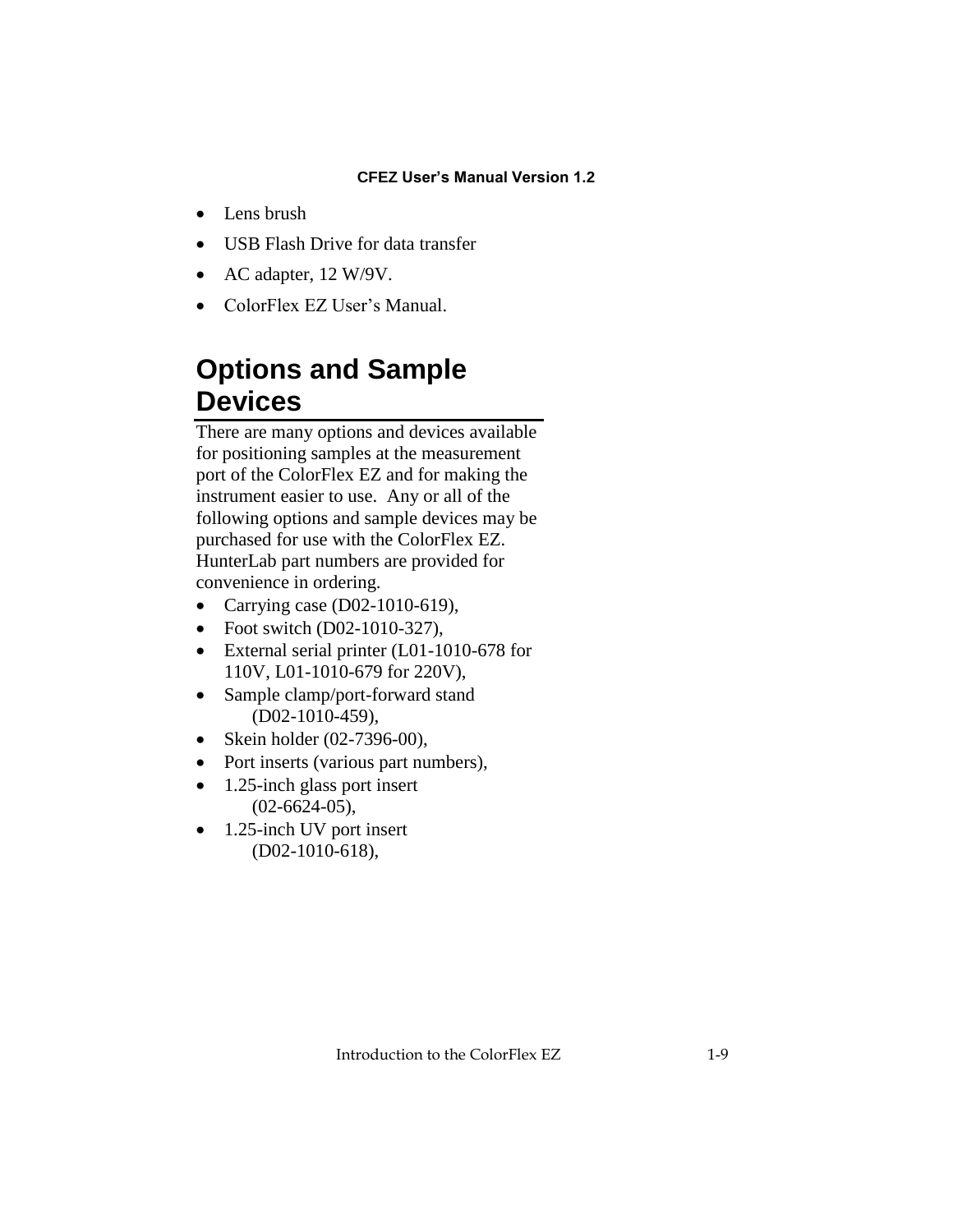- Lens brush
- USB Flash Drive for data transfer
- AC adapter, 12 W/9V.
- ColorFlex EZ User's Manual.

# Options and Sample Devices

There are many options and devices available for positioning samples at the measurement port of the ColorFlex EZ and for making the instrument easier to use. Any or all of the following options and sample devices may be purchased for use with the ColorFlex EZ. HunterLab part numbers are provided for convenience in ordering.

- Carrying case (D02-1010-619),
- Foot switch (D02-1010-327),
- External serial printer (L01-1010-678 for 110V, L01-1010-679 for 220V),
- Sample clamp/port-forward stand (D02-1010-459),
- Skein holder (02-7396-00),
- Port inserts (various part numbers),
- 1.25-inch glass port insert (02-6624-05),
- 1.25-inch UV port insert (D02-1010-618),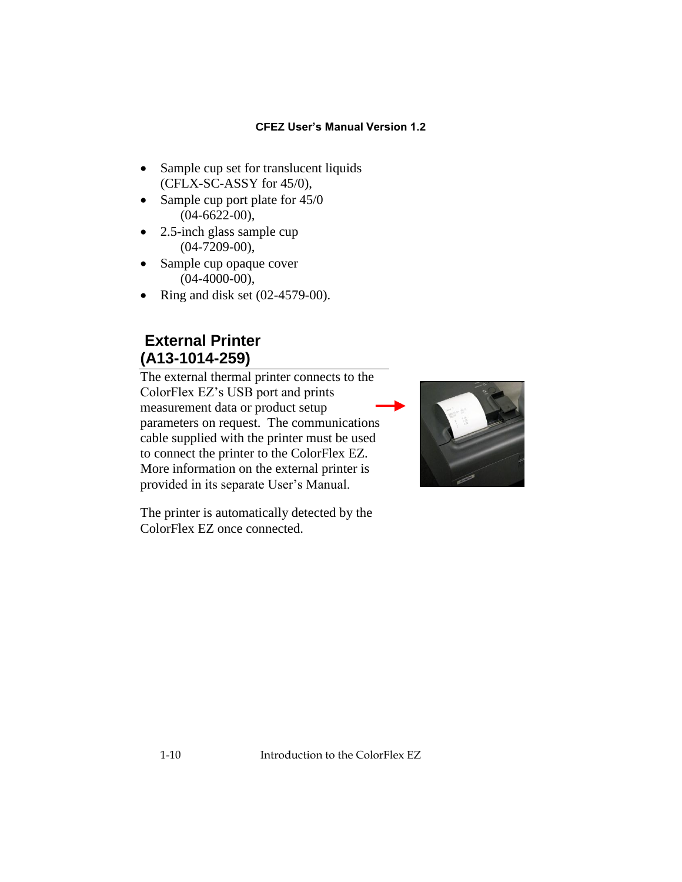- Sample cup set for translucent liquids (CFLX-SC-ASSY for 45/0),
- Sample cup port plate for 45/0 (04-6622-00),
- 2.5-inch glass sample cup (04-7209-00),
- Sample cup opaque cover (04-4000-00),
- Ring and disk set (02-4579-00).

## External Printer (A13-1014-259)

The external thermal printer connects to the ColorFlex EZ's USB port and prints measurement data or product setup parameters on request. The communications cable supplied with the printer must be used to connect the printer to the ColorFlex EZ. More information on the external printer is provided in its separate User's Manual.

The printer is automatically detected by the ColorFlex EZ once connected.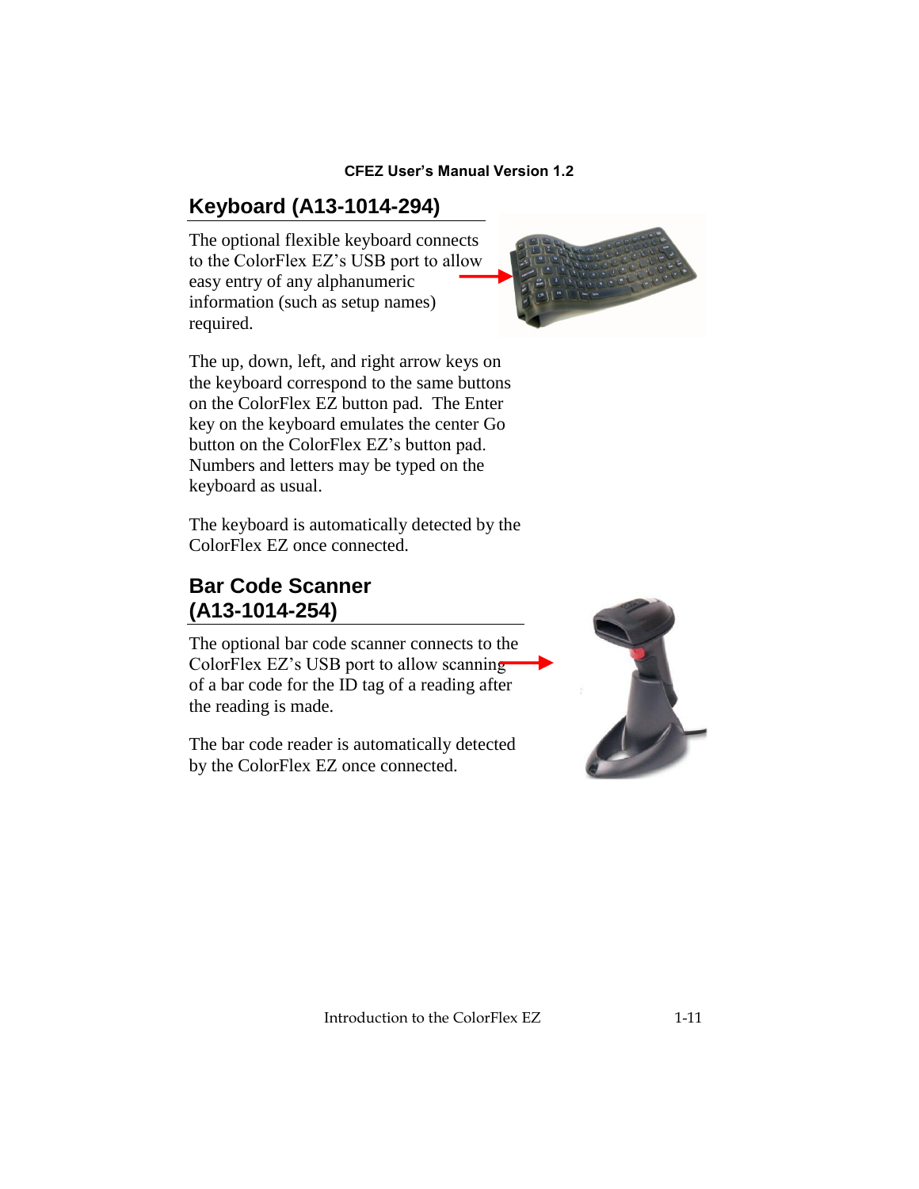## Keyboard (A13-1014-294)

The optional flexible keyboard connects to the ColorFlex EZ's USB port to allow easy entry of any alphanumeric information (such as setup names) required.

The up, down, left, and right arrow keys on the keyboard correspond to the same buttons on the ColorFlex EZ button pad. The Enter key on the keyboard emulates the center Go button on the ColorFlex EZ's button pad. Numbers and letters may be typed on the keyboard as usual.

The keyboard is automatically detected by the ColorFlex EZ once connected.

## Bar Code Scanner (A13-1014-254)

The optional bar code scanner connects to the ColorFlex EZ's USB port to allow scanning of a bar code for the ID tag of a reading after the reading is made.

The bar code reader is automatically detected by the ColorFlex EZ once connected.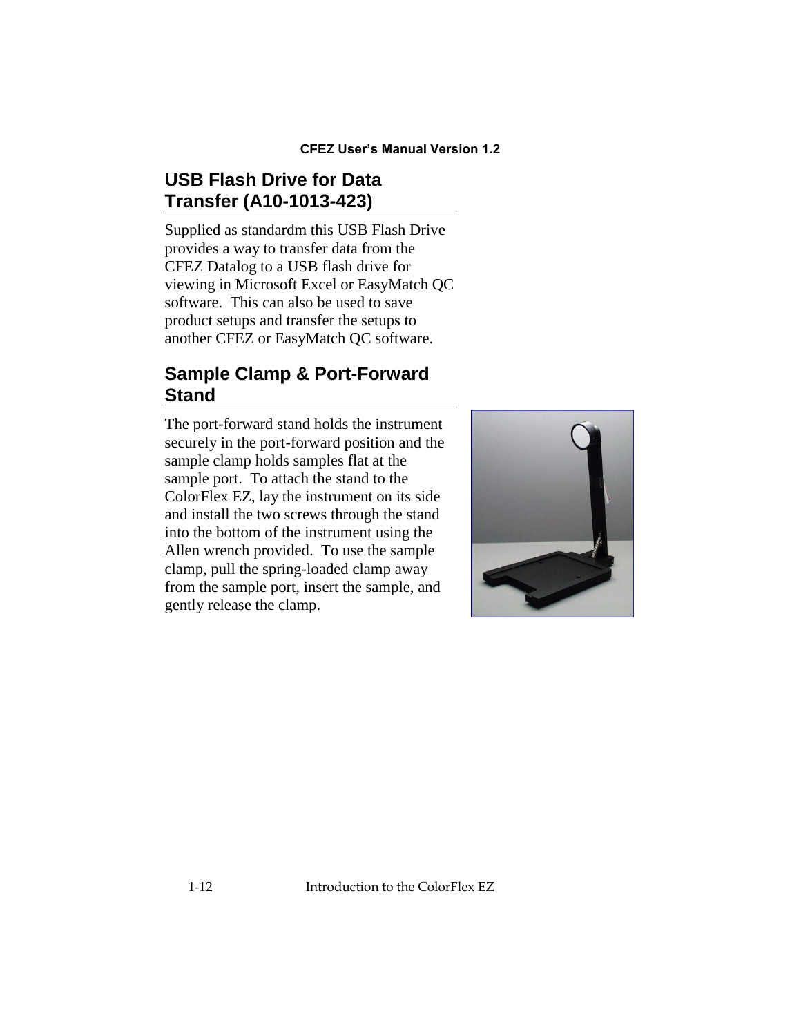## USB Flash Drive for Data Transfer (A10-1013-423)

Supplied as standardm this USB Flash Drive provides a way to transfer data from the CFEZ Datalog to a USB flash drive for viewing in Microsoft Excel or EasyMatch QC software. This can also be used to save product setups and transfer the setups to another CFEZ or EasyMatch QC software.

## Sample Clamp & Port-Forward Stand

The port-forward stand holds the instrument securely in the port-forward position and the sample clamp holds samples flat at the sample port. To attach the stand to the ColorFlex EZ, lay the instrument on its side and install the two screws through the stand into the bottom of the instrument using the Allen wrench provided. To use the sample clamp, pull the spring-loaded clamp away from the sample port, insert the sample, and gently release the clamp.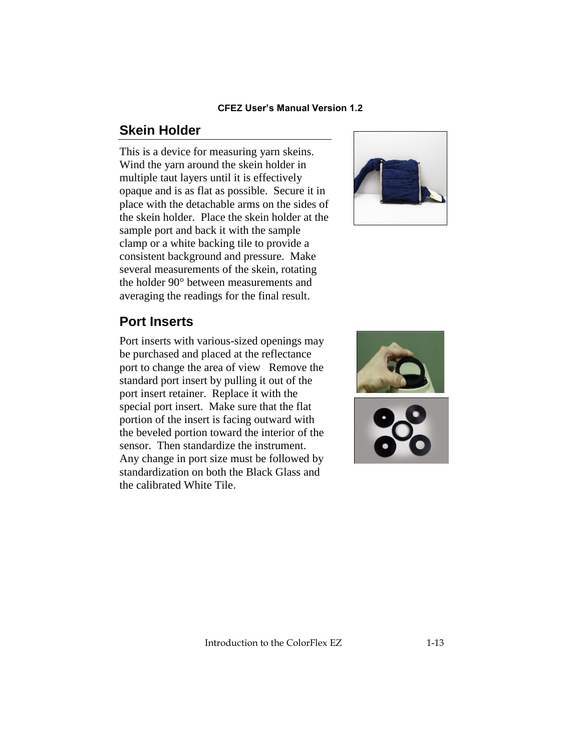## Skein Holder

This is a device for measuring yarn skeins. Wind the yarn around the skein holder in multiple taut layers until it is effectively opaque and is as flat as possible. Secure it in place with the detachable arms on the sides of the skein holder. Place the skein holder at the sample port and back it with the sample clamp or a white backing tile to provide a consistent background and pressure. Make several measurements of the skein, rotating the holder 90° between measurements and averaging the readings for the final result.

## Port Inserts

Port inserts with various-sized openings may be purchased and placed at the reflectance port to change the area of view Remove the standard port insert by pulling it out of the port insert retainer. Replace it with the special port insert. Make sure that the flat portion of the insert is facing outward with the beveled portion toward the interior of the sensor. Then standardize the instrument. Any change in port size must be followed by standardization on both the Black Glass and the calibrated White Tile.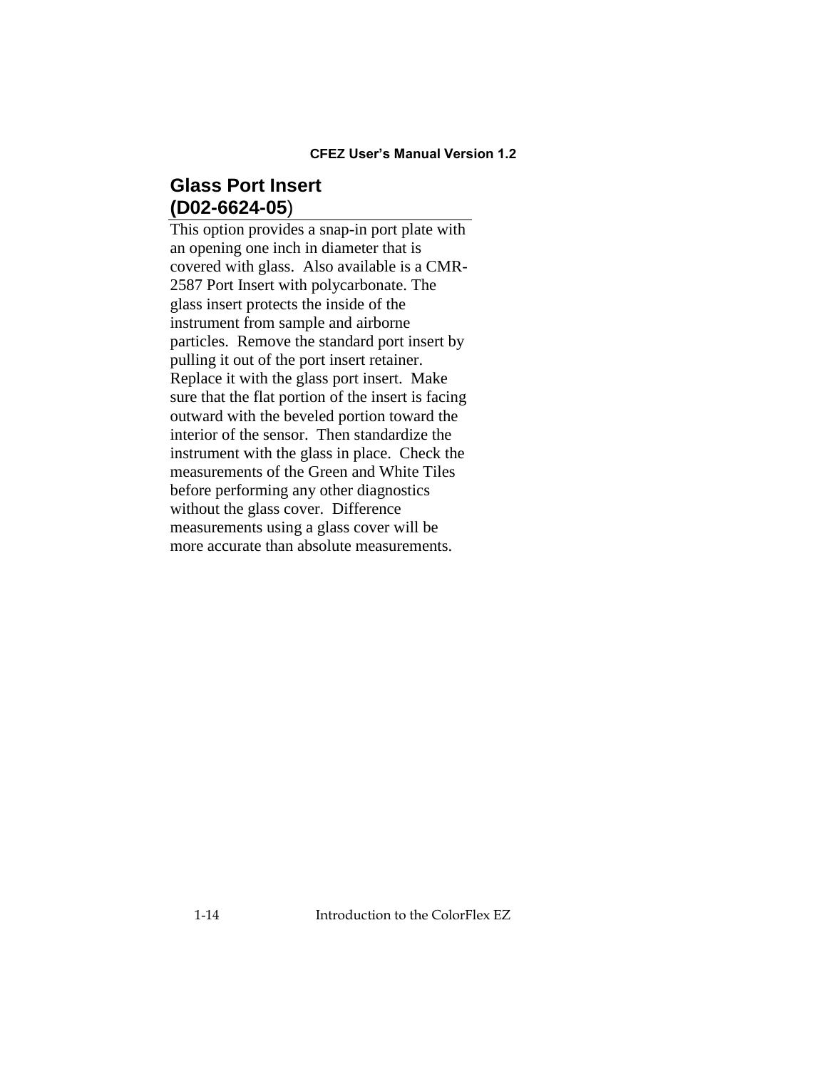## Glass Port Insert (D02-6624-05)

This option provides a snap-in port plate with an opening one inch in diameter that is covered with glass. Also available is a CMR-2587 Port Insert with polycarbonate. The glass insert protects the inside of the instrument from sample and airborne particles. Remove the standard port insert by pulling it out of the port insert retainer. Replace it with the glass port insert. Make sure that the flat portion of the insert is facing outward with the beveled portion toward the interior of the sensor. Then standardize the instrument with the glass in place. Check the measurements of the Green and White Tiles before performing any other diagnostics without the glass cover. Difference measurements using a glass cover will be more accurate than absolute measurements.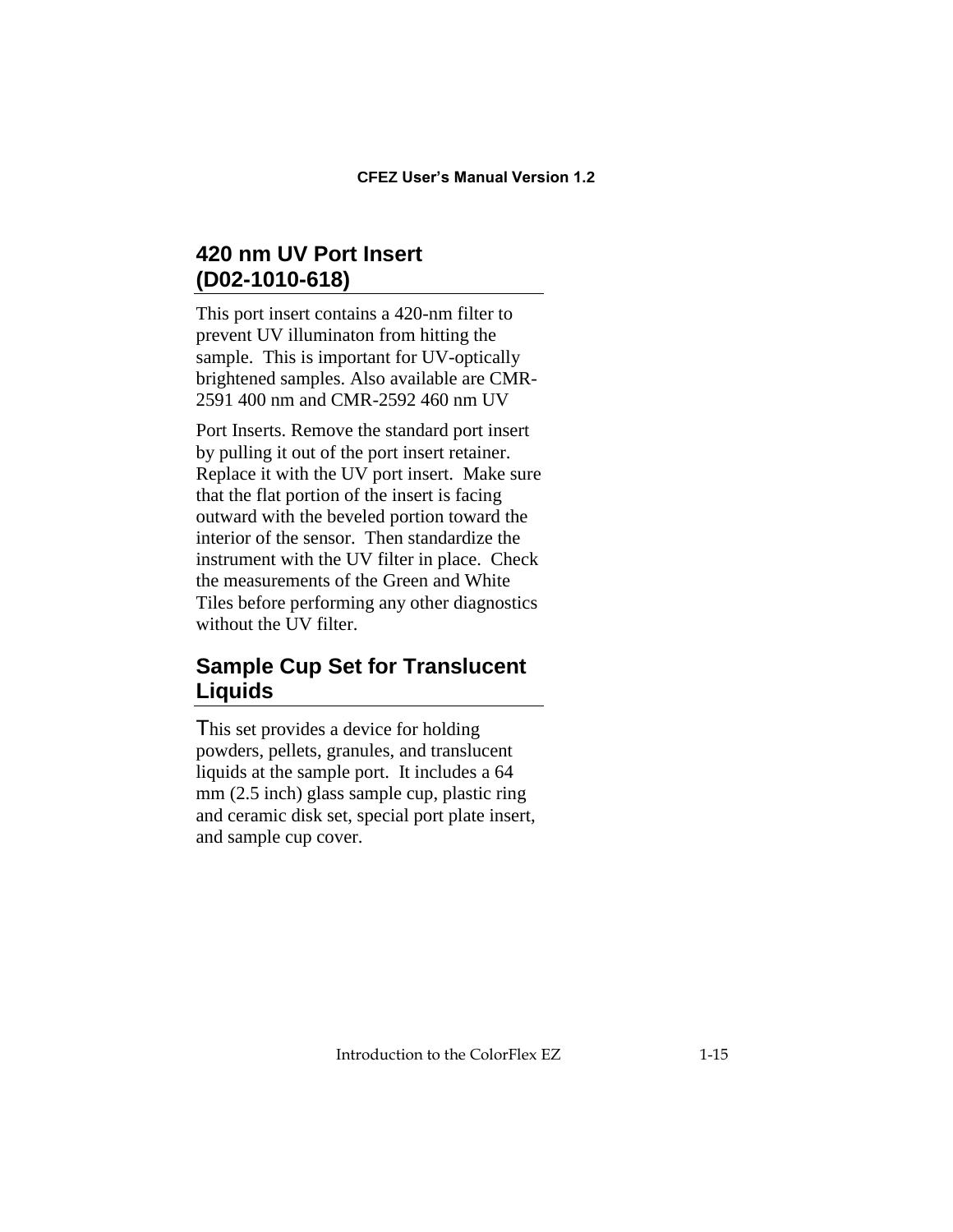## 420 nm UV Port Insert (D02-1010-618)

This port insert contains a 420-nm filter to prevent UV illuminaton from hitting the sample.  This is important for UV-optically brightened samples. Also available are CMR-2591 400 nm and CMR-2592 460 nm UV

Port Inserts. Remove the standard port insert by pulling it out of the port insert retainer. Replace it with the UV port insert.  Make sure that the flat portion of the insert is facing outward with the beveled portion toward the interior of the sensor.  Then standardize the instrument with the UV filter in place.  Check the measurements of the Green and White Tiles before performing any other diagnostics without the UV filter.

## Sample Cup Set for Translucent Liquids

This set provides a device for holding powders, pellets, granules, and translucent liquids at the sample port.  It includes a 64 mm (2.5 inch) glass sample cup, plastic ring and ceramic disk set, special port plate insert, and sample cup cover.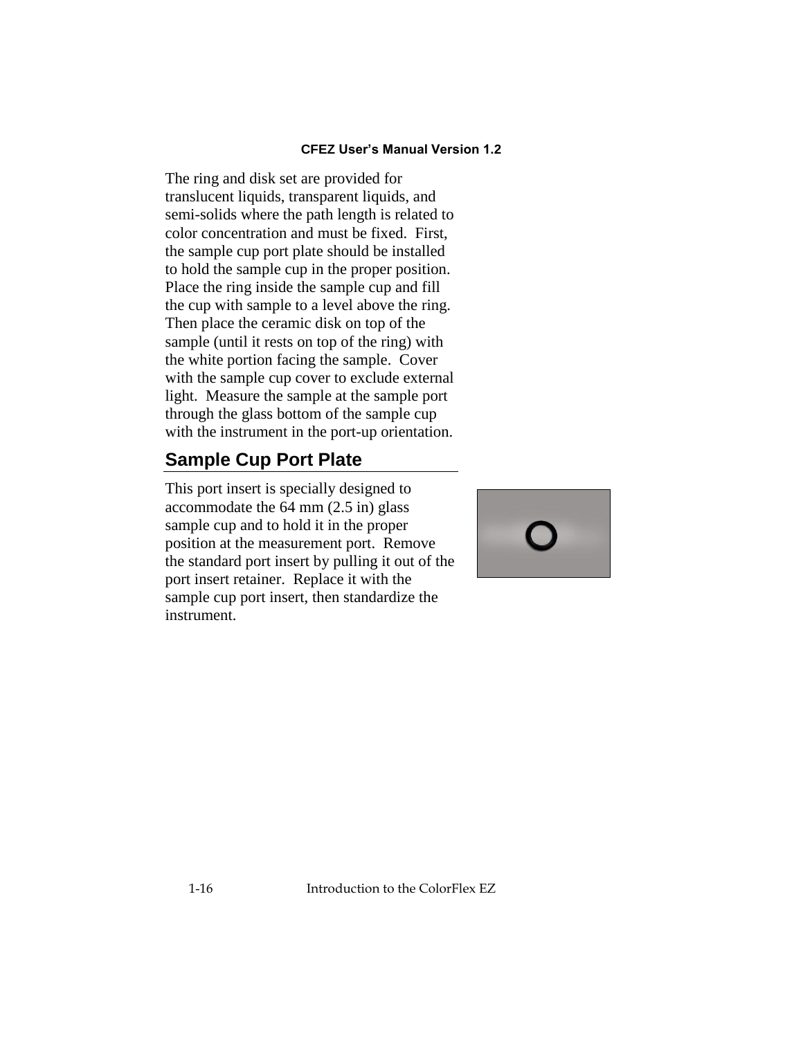The ring and disk set are provided for translucent liquids, transparent liquids, and semi-solids where the path length is related to color concentration and must be fixed. First, the sample cup port plate should be installed to hold the sample cup in the proper position. Place the ring inside the sample cup and fill the cup with sample to a level above the ring. Then place the ceramic disk on top of the sample (until it rests on top of the ring) with the white portion facing the sample. Cover with the sample cup cover to exclude external light. Measure the sample at the sample port through the glass bottom of the sample cup with the instrument in the port-up orientation.

## Sample Cup Port Plate

This port insert is specially designed to accommodate the 64 mm (2.5 in) glass sample cup and to hold it in the proper position at the measurement port. Remove the standard port insert by pulling it out of the port insert retainer. Replace it with the sample cup port insert, then standardize the instrument.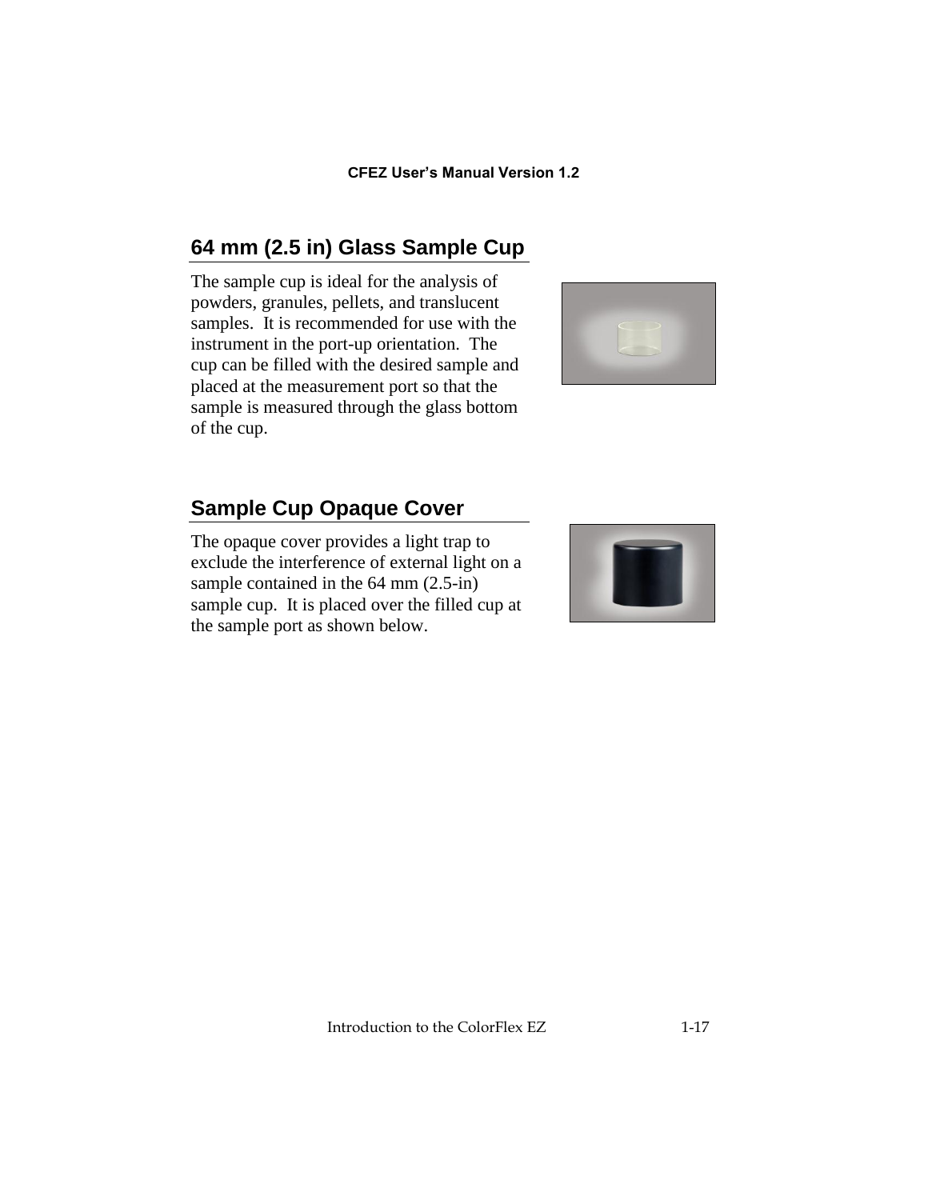## 64 mm (2.5 in) Glass Sample Cup

The sample cup is ideal for the analysis of powders, granules, pellets, and translucent samples. It is recommended for use with the instrument in the port-up orientation. The cup can be filled with the desired sample and placed at the measurement port so that the sample is measured through the glass bottom of the cup.

## Sample Cup Opaque Cover

The opaque cover provides a light trap to exclude the interference of external light on a sample contained in the 64 mm (2.5-in) sample cup. It is placed over the filled cup at the sample port as shown below.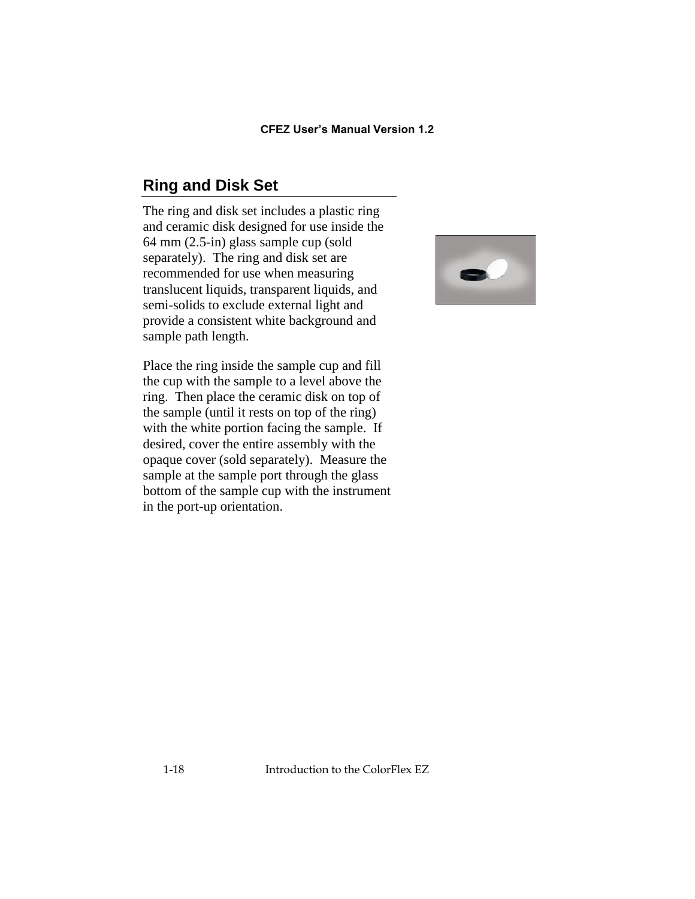## Ring and Disk Set

The ring and disk set includes a plastic ring and ceramic disk designed for use inside the 64 mm (2.5-in) glass sample cup (sold separately). The ring and disk set are recommended for use when measuring translucent liquids, transparent liquids, and semi-solids to exclude external light and provide a consistent white background and sample path length.

Place the ring inside the sample cup and fill the cup with the sample to a level above the ring. Then place the ceramic disk on top of the sample (until it rests on top of the ring) with the white portion facing the sample. If desired, cover the entire assembly with the opaque cover (sold separately). Measure the sample at the sample port through the glass bottom of the sample cup with the instrument in the port-up orientation.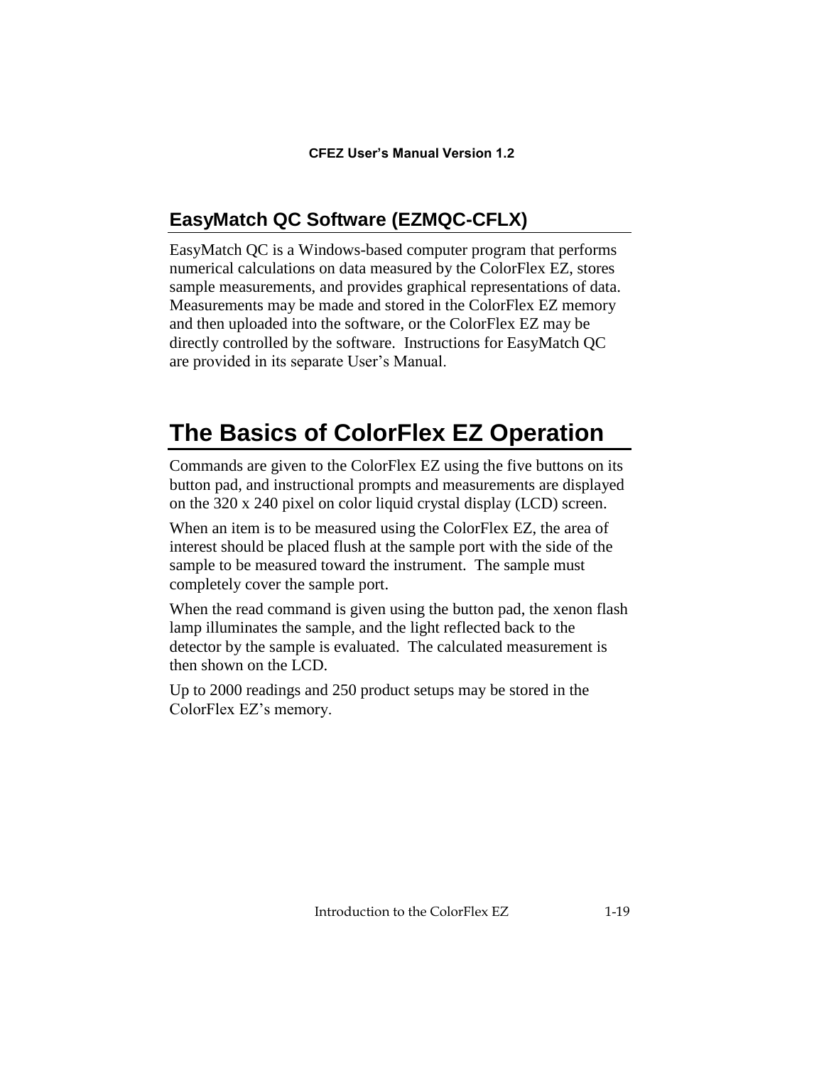## EasyMatch QC Software (EZMQC-CFLX)

EasyMatch QC is a Windows-based computer program that performs numerical calculations on data measured by the ColorFlex EZ, stores sample measurements, and provides graphical representations of data. Measurements may be made and stored in the ColorFlex EZ memory and then uploaded into the software, or the ColorFlex EZ may be directly controlled by the software. Instructions for EasyMatch QC are provided in its separate User's Manual.

# The Basics of ColorFlex EZ Operation

Commands are given to the ColorFlex EZ using the five buttons on its button pad, and instructional prompts and measurements are displayed on the 320 x 240 pixel on color liquid crystal display (LCD) screen.

When an item is to be measured using the ColorFlex EZ, the area of interest should be placed flush at the sample port with the side of the sample to be measured toward the instrument. The sample must completely cover the sample port.

When the read command is given using the button pad, the xenon flash lamp illuminates the sample, and the light reflected back to the detector by the sample is evaluated. The calculated measurement is then shown on the LCD.

Up to 2000 readings and 250 product setups may be stored in the ColorFlex EZ's memory.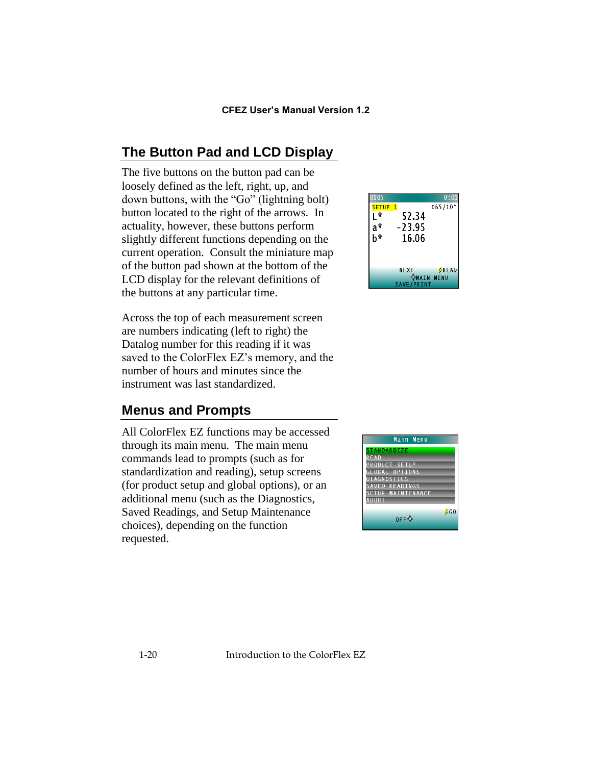## The Button Pad and LCD Display

The five buttons on the button pad can be loosely defined as the left, right, up, and down buttons, with the "Go" (lightning bolt) button located to the right of the arrows. In actuality, however, these buttons perform slightly different functions depending on the current operation. Consult the miniature map of the button pad shown at the bottom of the LCD display for the relevant definitions of the buttons at any particular time.

Across the top of each measurement screen are numbers indicating (left to right) the Datalog number for this reading if it was saved to the ColorFlex EZ's memory, and the number of hours and minutes since the instrument was last standardized.

## Menus and Prompts

All ColorFlex EZ functions may be accessed through its main menu. The main menu commands lead to prompts (such as for standardization and reading), setup screens (for product setup and global options), or an additional menu (such as the Diagnostics, Saved Readings, and Setup Maintenance choices), depending on the function requested.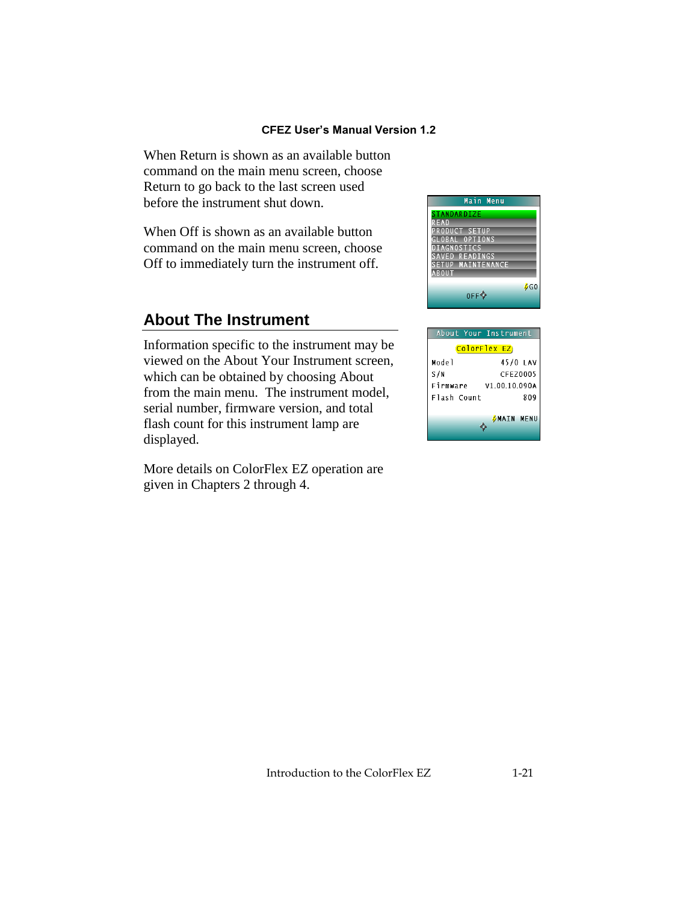When Return is shown as an available button command on the main menu screen, choose Return to go back to the last screen used before the instrument shut down.

When Off is shown as an available button command on the main menu screen, choose Off to immediately turn the instrument off.

## About The Instrument

Information specific to the instrument may be viewed on the About Your Instrument screen, which can be obtained by choosing About from the main menu. The instrument model, serial number, firmware version, and total flash count for this instrument lamp are displayed.

More details on ColorFlex EZ operation are given in Chapters 2 through 4.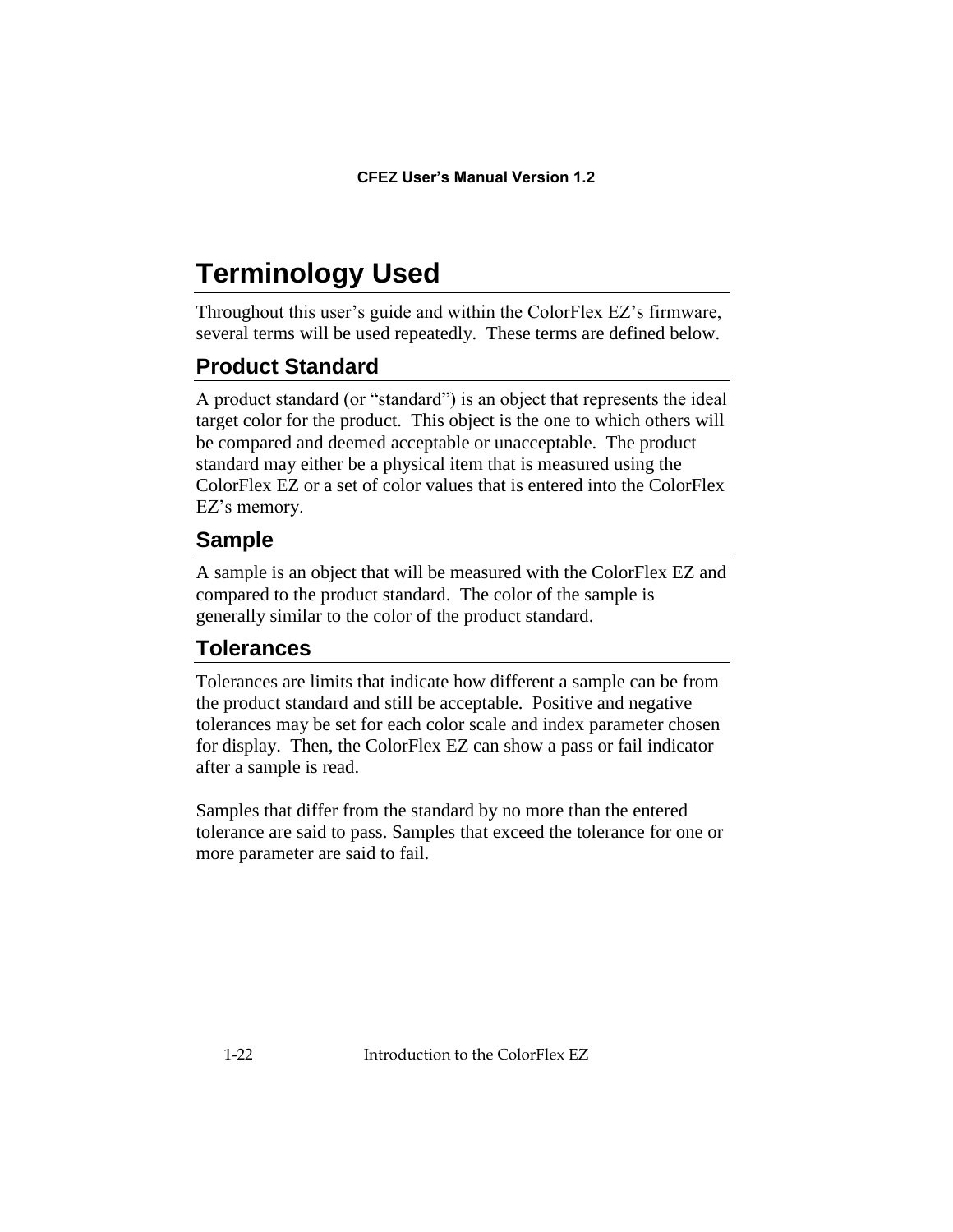# Terminology Used

Throughout this user's guide and within the ColorFlex EZ's firmware, several terms will be used repeatedly. These terms are defined below.

## Product Standard

A product standard (or "standard") is an object that represents the ideal target color for the product. This object is the one to which others will be compared and deemed acceptable or unacceptable. The product standard may either be a physical item that is measured using the ColorFlex EZ or a set of color values that is entered into the ColorFlex EZ's memory.

## Sample

A sample is an object that will be measured with the ColorFlex EZ and compared to the product standard. The color of the sample is generally similar to the color of the product standard.

## Tolerances

Tolerances are limits that indicate how different a sample can be from the product standard and still be acceptable. Positive and negative tolerances may be set for each color scale and index parameter chosen for display. Then, the ColorFlex EZ can show a pass or fail indicator after a sample is read.

Samples that differ from the standard by no more than the entered tolerance are said to pass. Samples that exceed the tolerance for one or more parameter are said to fail.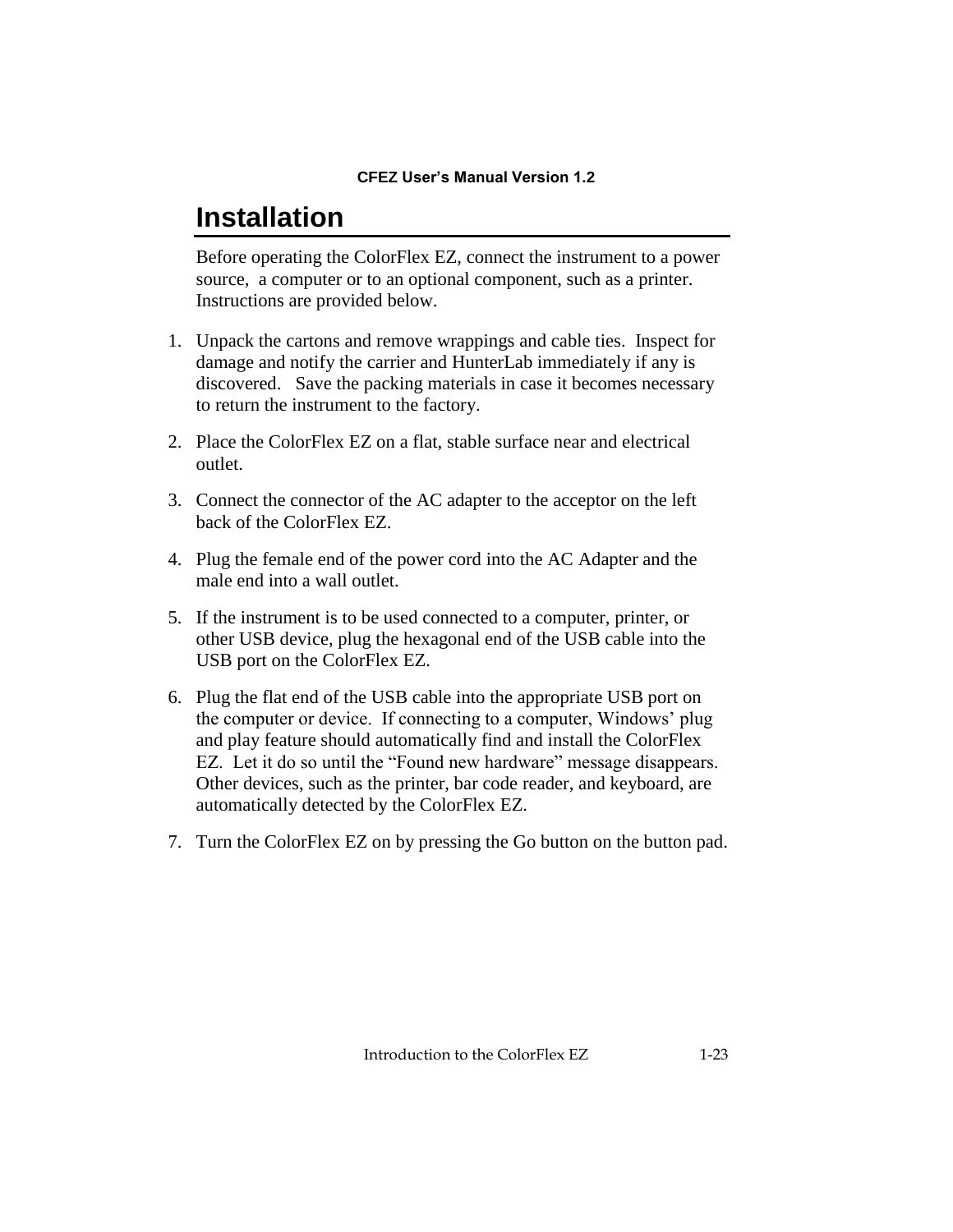# Installation

Before operating the ColorFlex EZ, connect the instrument to a power source, a computer or to an optional component, such as a printer. Instructions are provided below.

1. Unpack the cartons and remove wrappings and cable ties. Inspect for damage and notify the carrier and HunterLab immediately if any is discovered. Save the packing materials in case it becomes necessary to return the instrument to the factory.
2. Place the ColorFlex EZ on a flat, stable surface near and electrical outlet.
3. Connect the connector of the AC adapter to the acceptor on the left back of the ColorFlex EZ.
4. Plug the female end of the power cord into the AC Adapter and the male end into a wall outlet.
5. If the instrument is to be used connected to a computer, printer, or other USB device, plug the hexagonal end of the USB cable into the USB port on the ColorFlex EZ.
6. Plug the flat end of the USB cable into the appropriate USB port on the computer or device. If connecting to a computer, Windows' plug and play feature should automatically find and install the ColorFlex EZ. Let it do so until the "Found new hardware" message disappears. Other devices, such as the printer, bar code reader, and keyboard, are automatically detected by the ColorFlex EZ.
7. Turn the ColorFlex EZ on by pressing the Go button on the button pad.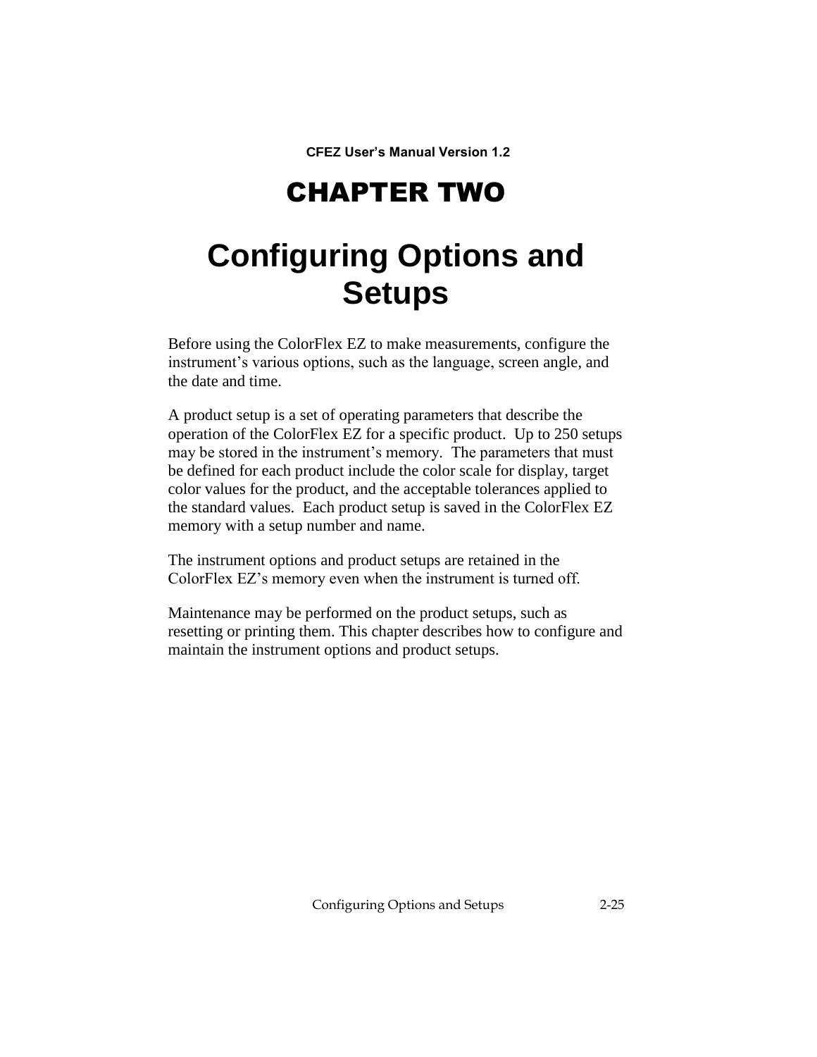# CHAPTER TWO

# Configuring Options and Setups

Before using the ColorFlex EZ to make measurements, configure the instrument's various options, such as the language, screen angle, and the date and time.

A product setup is a set of operating parameters that describe the operation of the ColorFlex EZ for a specific product. Up to 250 setups may be stored in the instrument's memory. The parameters that must be defined for each product include the color scale for display, target color values for the product, and the acceptable tolerances applied to the standard values. Each product setup is saved in the ColorFlex EZ memory with a setup number and name.

The instrument options and product setups are retained in the ColorFlex EZ's memory even when the instrument is turned off.

Maintenance may be performed on the product setups, such as resetting or printing them. This chapter describes how to configure and maintain the instrument options and product setups.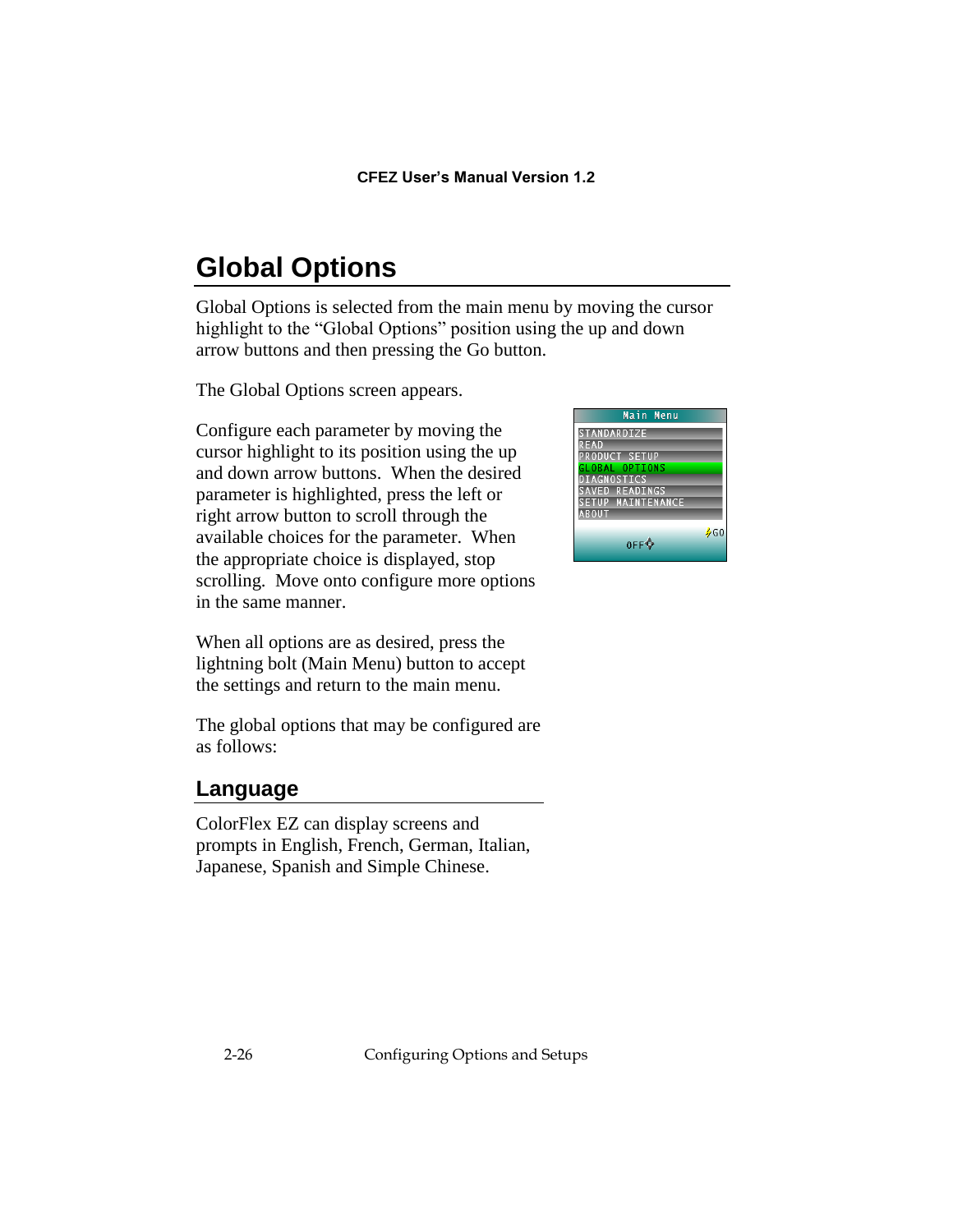# Global Options

Global Options is selected from the main menu by moving the cursor highlight to the "Global Options" position using the up and down arrow buttons and then pressing the Go button.

The Global Options screen appears.

Configure each parameter by moving the cursor highlight to its position using the up and down arrow buttons. When the desired parameter is highlighted, press the left or right arrow button to scroll through the available choices for the parameter. When the appropriate choice is displayed, stop scrolling. Move onto configure more options in the same manner.

When all options are as desired, press the lightning bolt (Main Menu) button to accept the settings and return to the main menu.

The global options that may be configured are as follows:

## Language

ColorFlex EZ can display screens and prompts in English, French, German, Italian, Japanese, Spanish and Simple Chinese.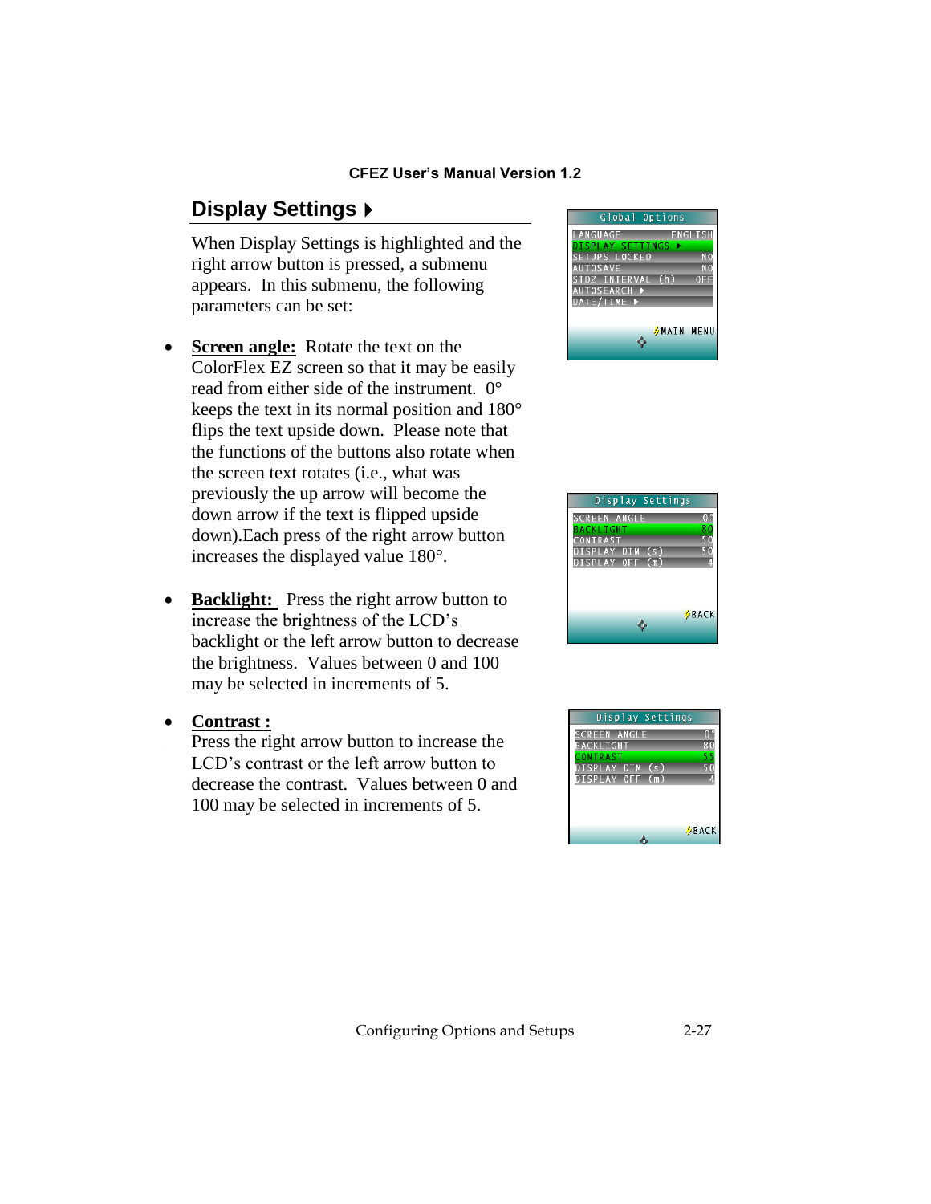## Display Settings ▸

When Display Settings is highlighted and the right arrow button is pressed, a submenu appears. In this submenu, the following parameters can be set:

- **Screen angle:** Rotate the text on the ColorFlex EZ screen so that it may be easily read from either side of the instrument. 0° keeps the text in its normal position and 180° flips the text upside down. Please note that the functions of the buttons also rotate when the screen text rotates (i.e., what was previously the up arrow will become the down arrow if the text is flipped upside down).Each press of the right arrow button increases the displayed value 180°.

- **Backlight:** Press the right arrow button to increase the brightness of the LCD's backlight or the left arrow button to decrease the brightness. Values between 0 and 100 may be selected in increments of 5.

- **Contrast :**
  Press the right arrow button to increase the LCD's contrast or the left arrow button to decrease the contrast. Values between 0 and 100 may be selected in increments of 5.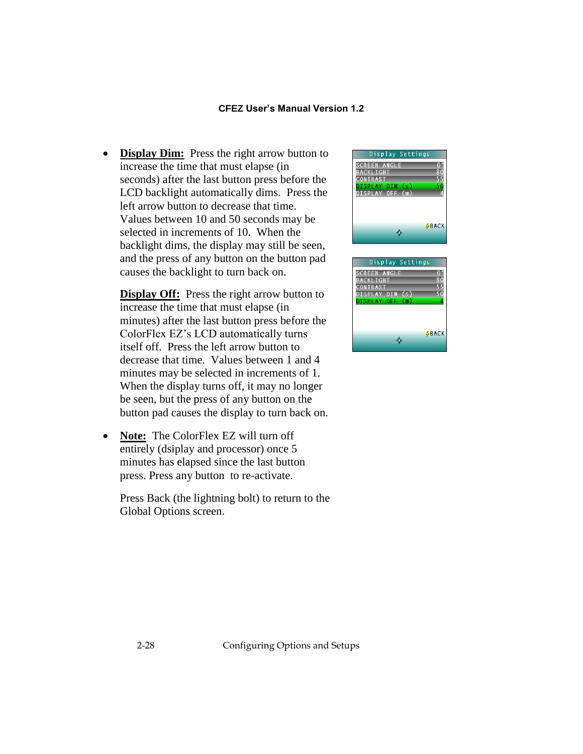- **Display Dim:** Press the right arrow button to increase the time that must elapse (in seconds) after the last button press before the LCD backlight automatically dims. Press the left arrow button to decrease that time. Values between 10 and 50 seconds may be selected in increments of 10. When the backlight dims, the display may still be seen, and the press of any button on the button pad causes the backlight to turn back on.

  **Display Off:** Press the right arrow button to increase the time that must elapse (in minutes) after the last button press before the ColorFlex EZ's LCD automatically turns itself off. Press the left arrow button to decrease that time. Values between 1 and 4 minutes may be selected in increments of 1. When the display turns off, it may no longer be seen, but the press of any button on the button pad causes the display to turn back on.

- **Note:** The ColorFlex EZ will turn off entirely (dsiplay and processor) once 5 minutes has elapsed since the last button press. Press any button to re-activate.

  Press Back (the lightning bolt) to return to the Global Options screen.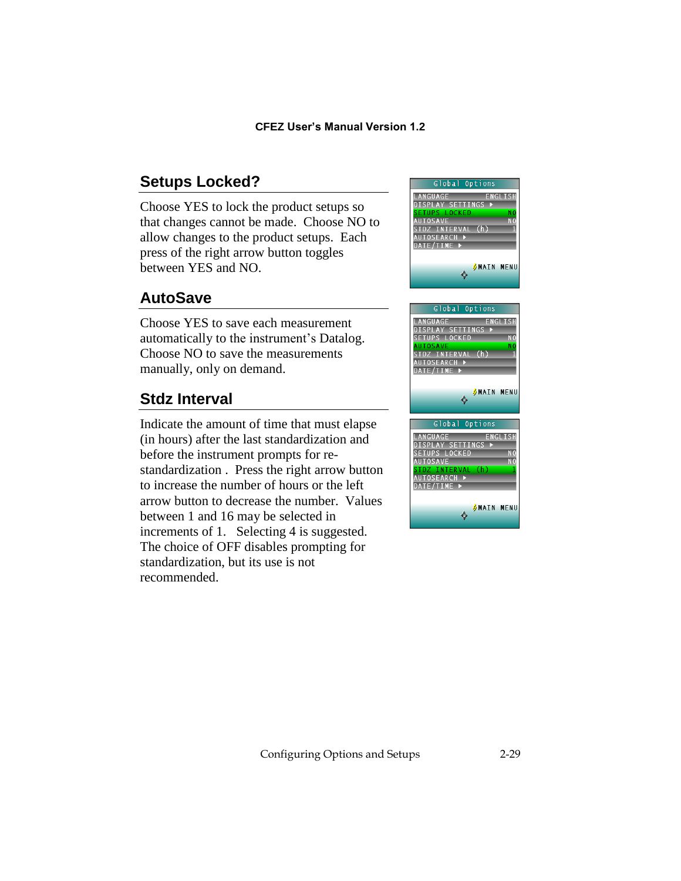## Setups Locked?

Choose YES to lock the product setups so that changes cannot be made. Choose NO to allow changes to the product setups. Each press of the right arrow button toggles between YES and NO.

## AutoSave

Choose YES to save each measurement automatically to the instrument's Datalog. Choose NO to save the measurements manually, only on demand.

## Stdz Interval

Indicate the amount of time that must elapse (in hours) after the last standardization and before the instrument prompts for re-standardization . Press the right arrow button to increase the number of hours or the left arrow button to decrease the number. Values between 1 and 16 may be selected in increments of 1. Selecting 4 is suggested. The choice of OFF disables prompting for standardization, but its use is not recommended.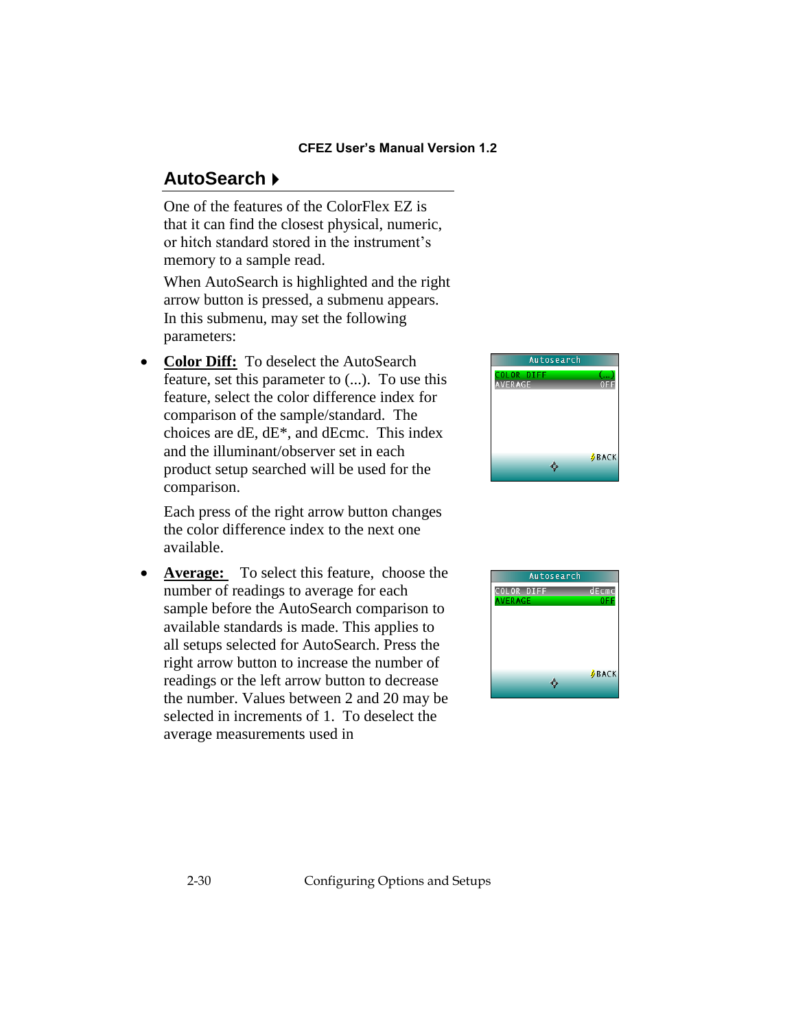## AutoSearch ▸

One of the features of the ColorFlex EZ is that it can find the closest physical, numeric, or hitch standard stored in the instrument's memory to a sample read.

When AutoSearch is highlighted and the right arrow button is pressed, a submenu appears. In this submenu, may set the following parameters:

- **Color Diff:** To deselect the AutoSearch feature, set this parameter to (...). To use this feature, select the color difference index for comparison of the sample/standard. The choices are dE, dE*, and dEcmc. This index and the illuminant/observer set in each product setup searched will be used for the comparison.

  Each press of the right arrow button changes the color difference index to the next one available.

- **Average:** To select this feature, choose the number of readings to average for each sample before the AutoSearch comparison to available standards is made. This applies to all setups selected for AutoSearch. Press the right arrow button to increase the number of readings or the left arrow button to decrease the number. Values between 2 and 20 may be selected in increments of 1. To deselect the average measurements used in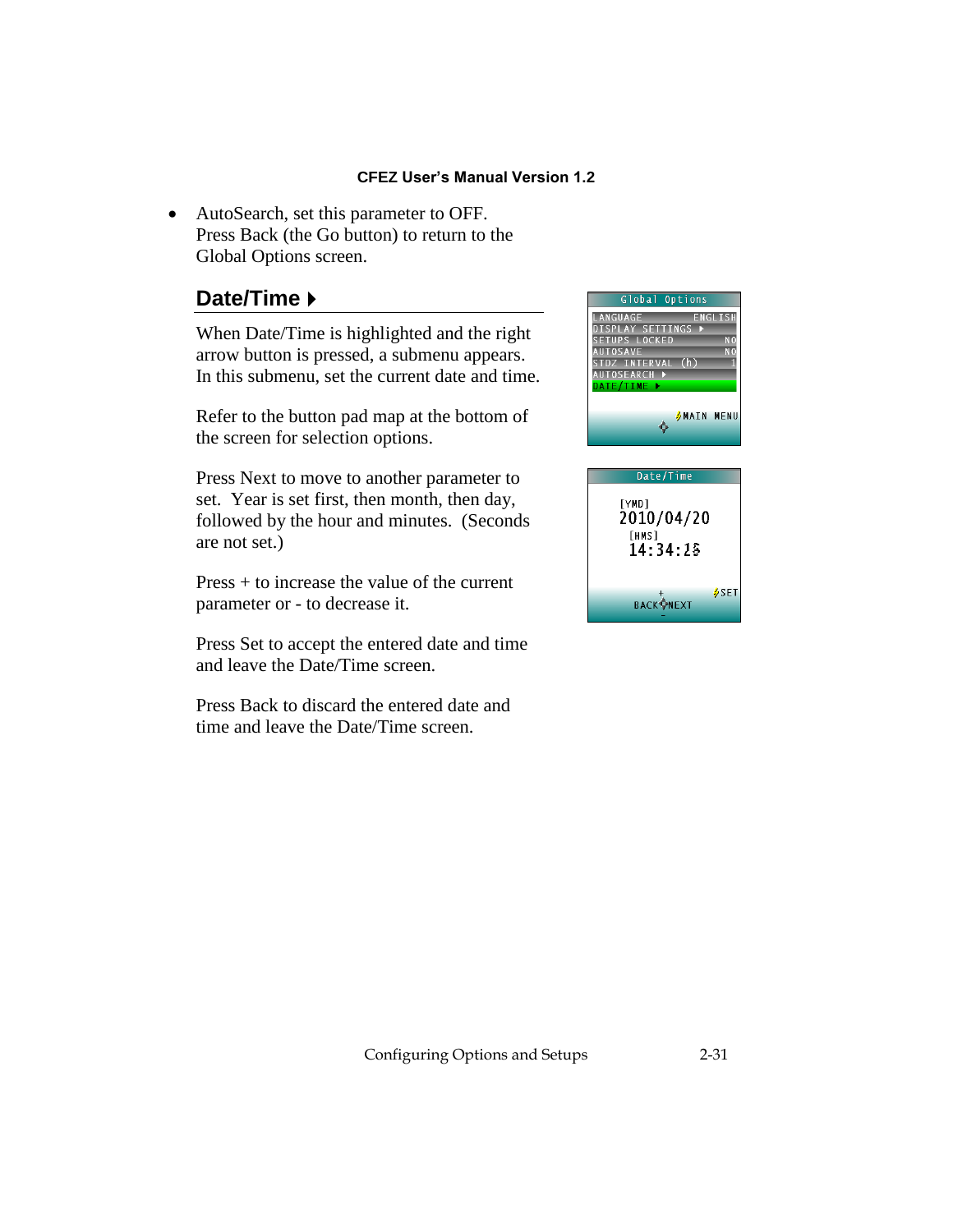- AutoSearch, set this parameter to OFF. Press Back (the Go button) to return to the Global Options screen.

## Date/Time ▸

When Date/Time is highlighted and the right arrow button is pressed, a submenu appears. In this submenu, set the current date and time.

Refer to the button pad map at the bottom of the screen for selection options.

Press Next to move to another parameter to set. Year is set first, then month, then day, followed by the hour and minutes. (Seconds are not set.)

Press + to increase the value of the current parameter or - to decrease it.

Press Set to accept the entered date and time and leave the Date/Time screen.

Press Back to discard the entered date and time and leave the Date/Time screen.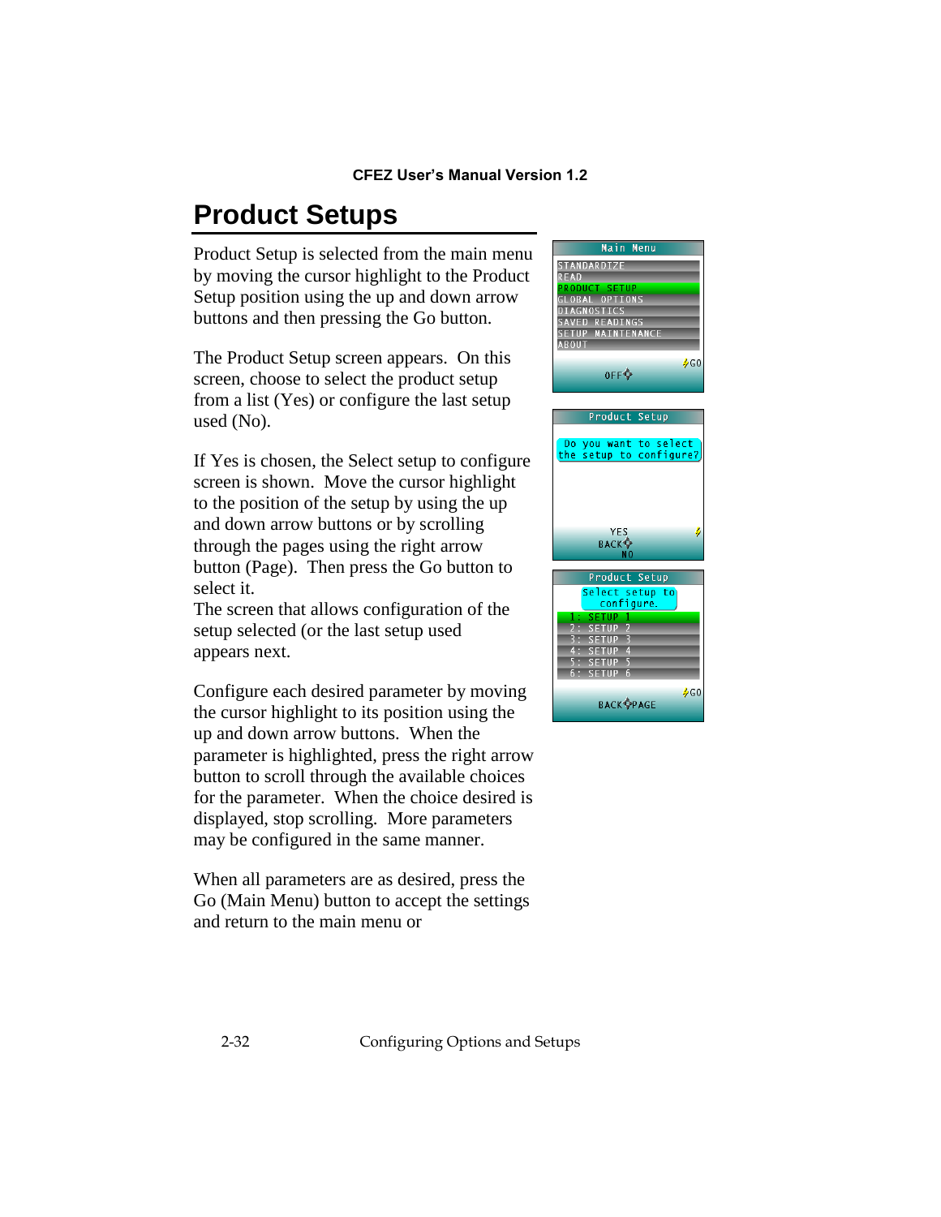# Product Setups

Product Setup is selected from the main menu by moving the cursor highlight to the Product Setup position using the up and down arrow buttons and then pressing the Go button.

The Product Setup screen appears. On this screen, choose to select the product setup from a list (Yes) or configure the last setup used (No).

If Yes is chosen, the Select setup to configure screen is shown. Move the cursor highlight to the position of the setup by using the up and down arrow buttons or by scrolling through the pages using the right arrow button (Page). Then press the Go button to select it.
The screen that allows configuration of the setup selected (or the last setup used appears next.

Configure each desired parameter by moving the cursor highlight to its position using the up and down buttons. When the parameter is highlighted, press the right arrow button to scroll through the available choices for the parameter. When the choice desired is displayed, stop scrolling. More parameters may be configured in the same manner.

When all parameters are as desired, press the Go (Main Menu) button to accept the settings and return to the main menu or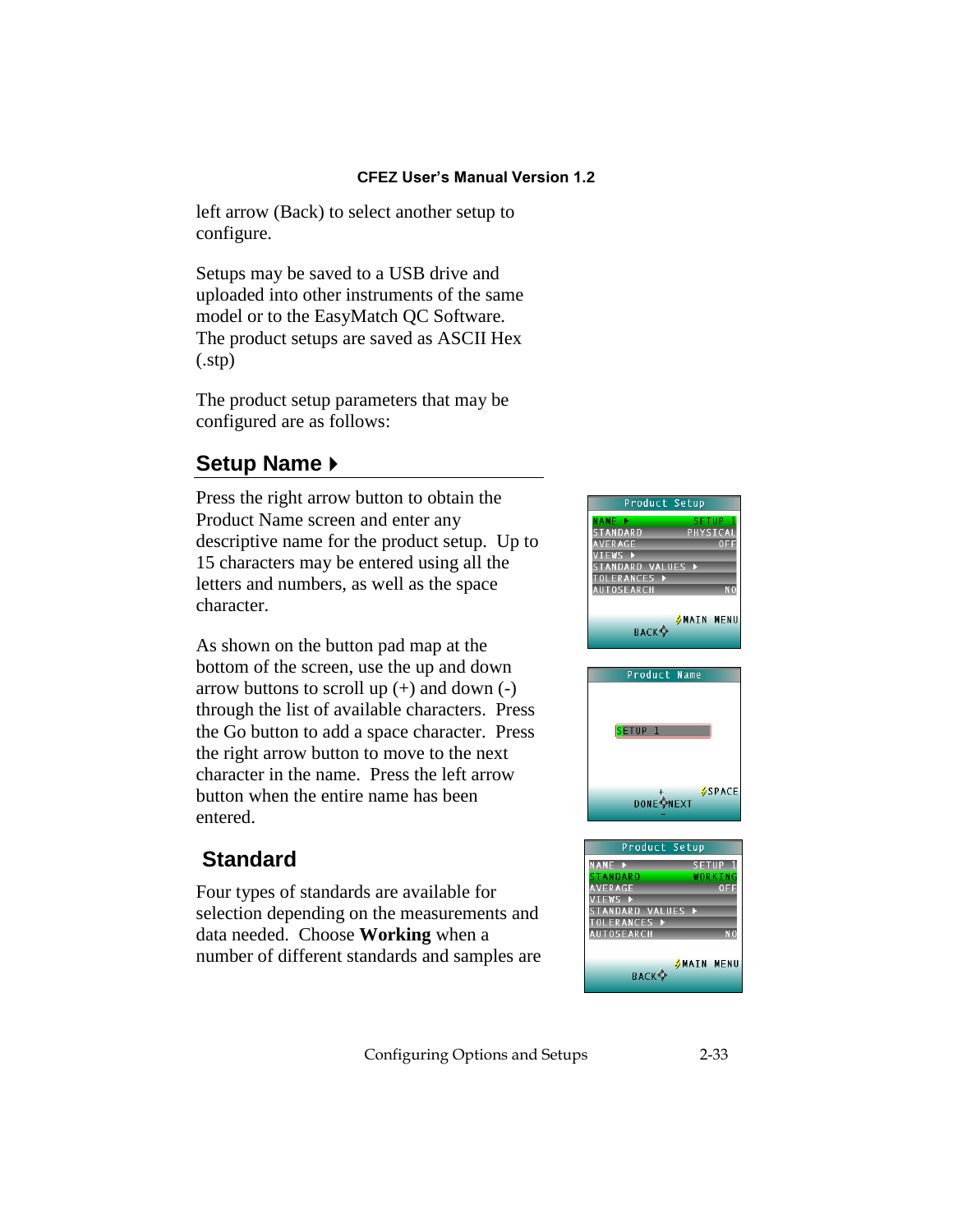left arrow (Back) to select another setup to configure.

Setups may be saved to a USB drive and uploaded into other instruments of the same model or to the EasyMatch QC Software. The product setups are saved as ASCII Hex (.stp)

The product setup parameters that may be configured are as follows:

## Setup Name ▶

Press the right arrow button to obtain the Product Name screen and enter any descriptive name for the product setup. Up to 15 characters may be entered using all the letters and numbers, as well as the space character.

As shown on the button pad map at the bottom of the screen, use the up and down arrow buttons to scroll up (+) and down (-) through the list of available characters. Press the Go button to add a space character. Press the right arrow button to move to the next character in the name. Press the left arrow button when the entire name has been entered.

## Standard

Four types of standards are available for selection depending on the measurements and data needed. Choose **Working** when a number of different standards and samples are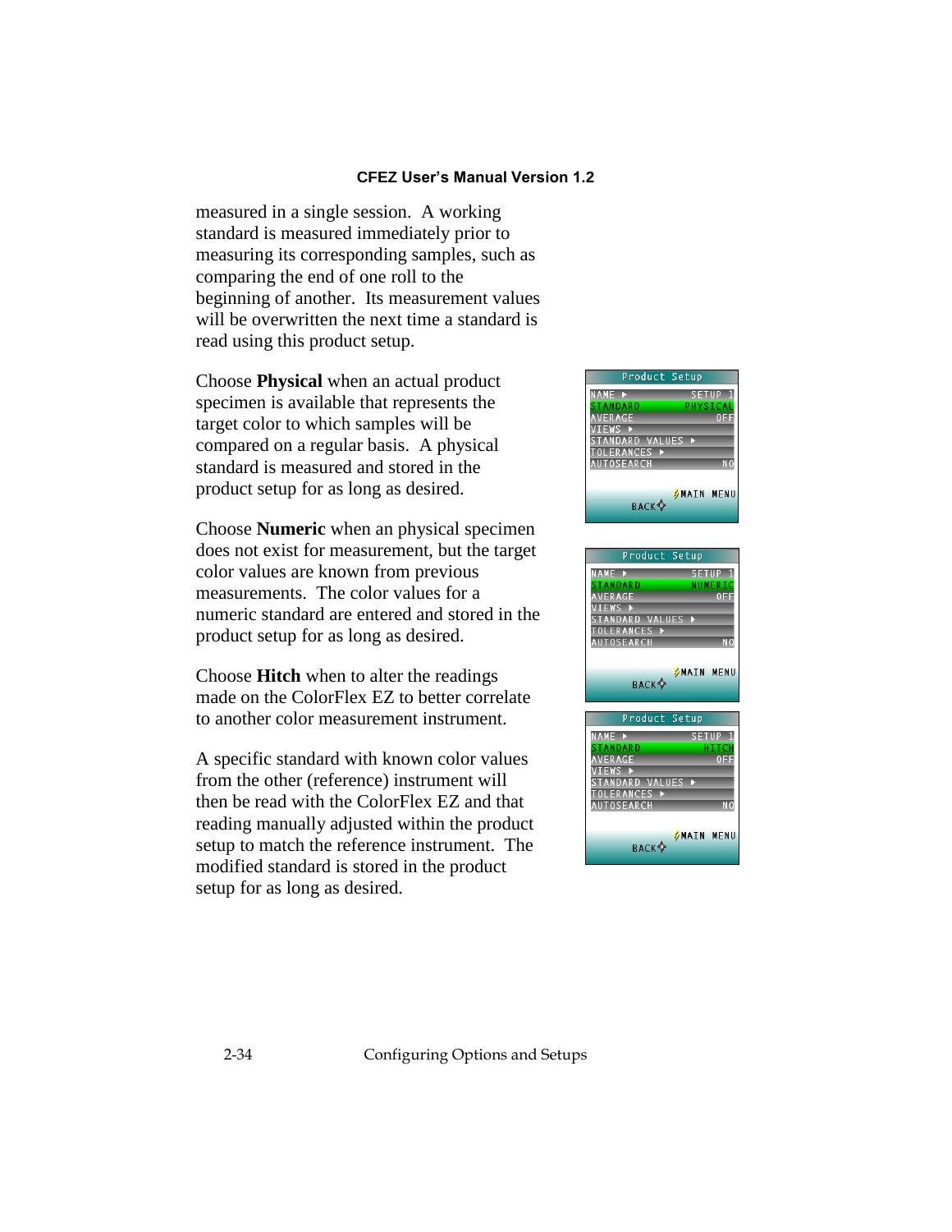measured in a single session. A working standard is measured immediately prior to measuring its corresponding samples, such as comparing the end of one roll to the beginning of another. Its measurement values will be overwritten the next time a standard is read using this product setup.

Choose **Physical** when an actual product specimen is available that represents the target color to which samples will be compared on a regular basis. A physical standard is measured and stored in the product setup for as long as desired.

Choose **Numeric** when an physical specimen does not exist for measurement, but the target color values are known from previous measurements. The color values for a numeric standard are entered and stored in the product setup for as long as desired.

Choose **Hitch** when to alter the readings made on the ColorFlex EZ to better correlate to another color measurement instrument.

A specific standard with known color values from the other (reference) instrument will then be read with the ColorFlex EZ and that reading manually adjusted within the product setup to match the reference instrument. The modified standard is stored in the product setup for as long as desired.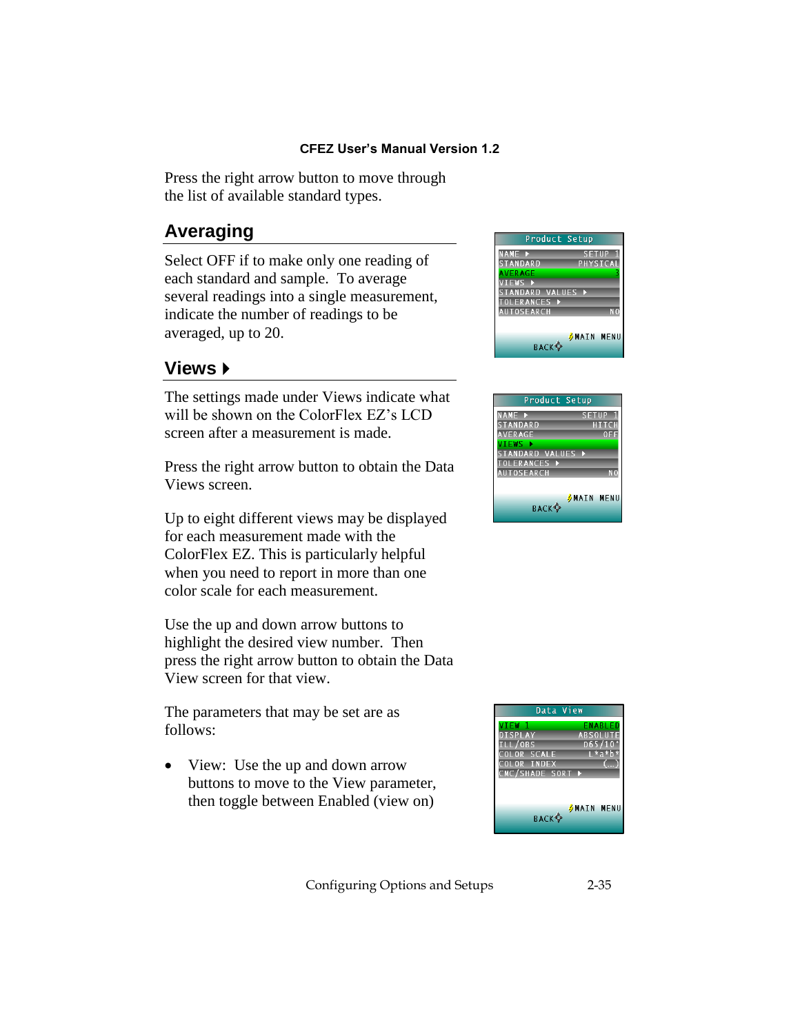Press the right arrow button to move through the list of available standard types.

## Averaging

Select OFF if to make only one reading of each standard and sample. To average several readings into a single measurement, indicate the number of readings to be averaged, up to 20.

## Views ▶

The settings made under Views indicate what will be shown on the ColorFlex EZ's LCD screen after a measurement is made.

Press the right arrow button to obtain the Data Views screen.

Up to eight different views may be displayed for each measurement made with the ColorFlex EZ. This is particularly helpful when you need to report in more than one color scale for each measurement.

Use the up and down arrow buttons to highlight the desired view number. Then press the right arrow button to obtain the Data View screen for that view.

The parameters that may be set are as follows:

- View: Use the up and down arrow buttons to move to the View parameter, then toggle between Enabled (view on)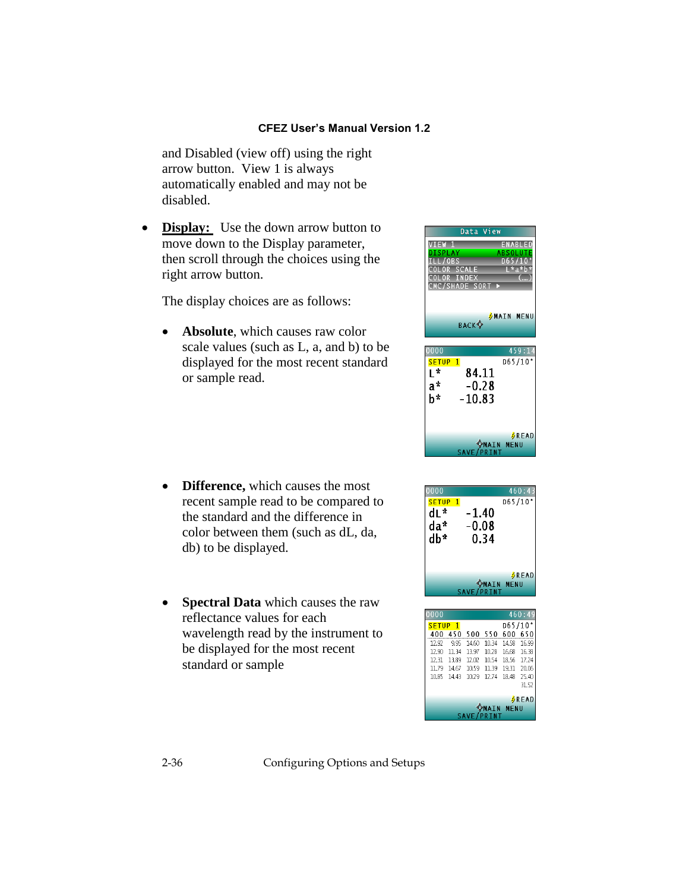and Disabled (view off) using the right arrow button. View 1 is always automatically enabled and may not be disabled.

- **Display:** Use the down arrow button to move down to the Display parameter, then scroll through the choices using the right arrow button.

  The display choices are as follows:

  - **Absolute**, which causes raw color scale values (such as L, a, and b) to be displayed for the most recent standard or sample read.

  - **Difference,** which causes the most recent sample read to be compared to the standard and the difference in color between them (such as dL, da, db) to be displayed.

  - **Spectral Data** which causes the raw reflectance values for each wavelength read by the instrument to be displayed for the most recent standard or sample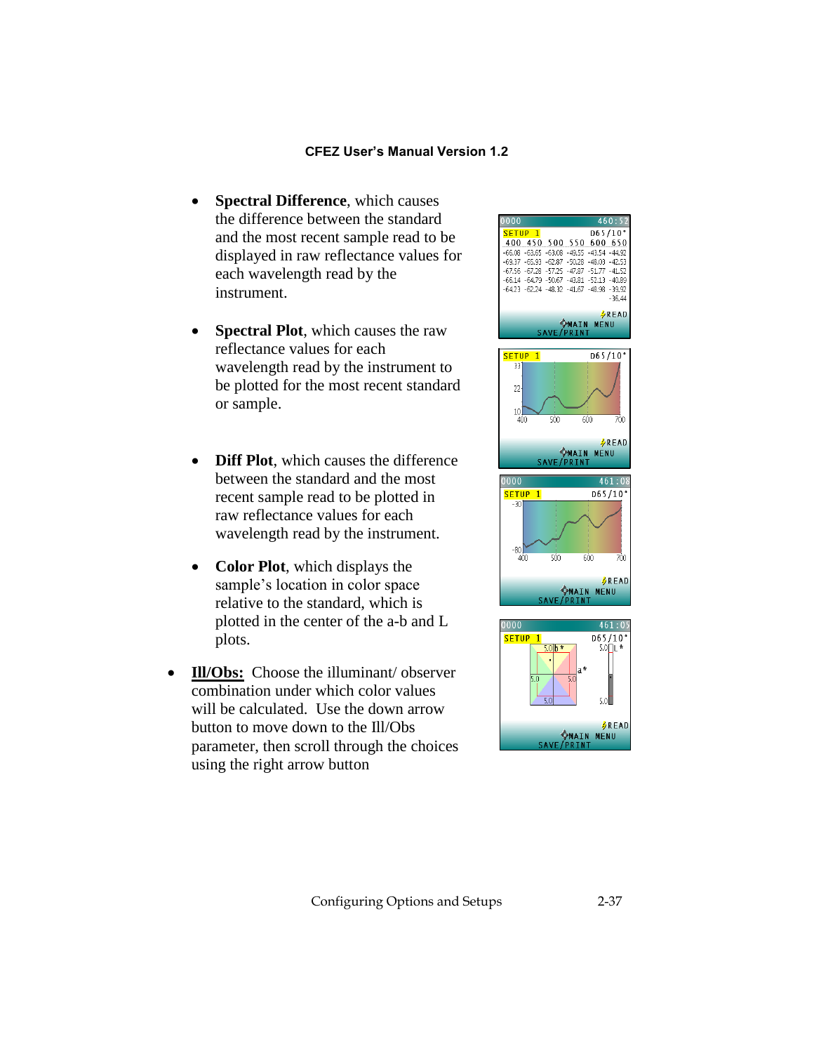- **Spectral Difference**, which causes the difference between the standard and the most recent sample read to be displayed in raw reflectance values for each wavelength read by the instrument.

- **Spectral Plot**, which causes the raw reflectance values for each wavelength read by the instrument to be plotted for the most recent standard or sample.

- **Diff Plot**, which causes the difference between the standard and the most recent sample read to be plotted in raw reflectance values for each wavelength read by the instrument.

- **Color Plot**, which displays the sample's location in color space relative to the standard, which is plotted in the center of the a-b and L plots.

- **Ill/Obs:** Choose the illuminant/ observer combination under which color values will be calculated. Use the down arrow button to move down to the Ill/Obs parameter, then scroll through the choices using the right arrow button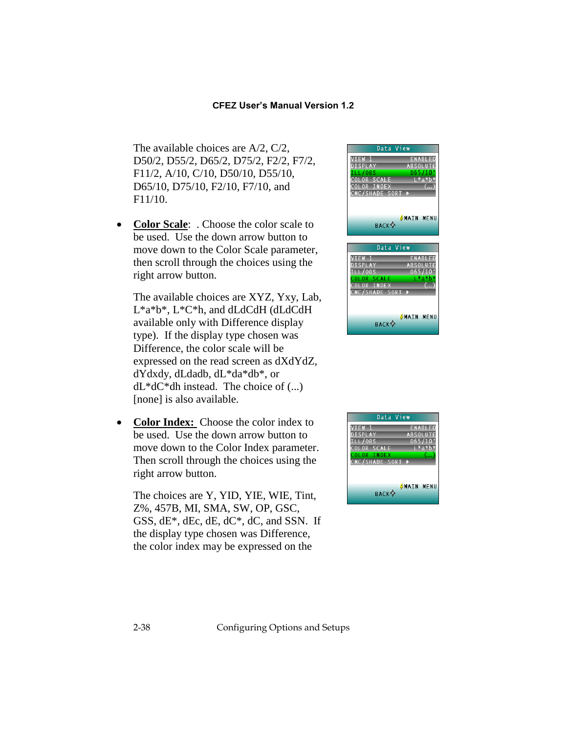The available choices are A/2, C/2, D50/2, D55/2, D65/2, D75/2, F2/2, F7/2, F11/2, A/10, C/10, D50/10, D55/10, D65/10, D75/10, F2/10, F7/10, and F11/10.

- **Color Scale**: . Choose the color scale to be used. Use the down arrow button to move down to the Color Scale parameter, then scroll through the choices using the right arrow button.

  The available choices are XYZ, Yxy, Lab, L*a*b*, L*C*h, and dLdCdH (dLdCdH available only with Difference display type). If the display type chosen was Difference, the color scale will be expressed on the read screen as dXdYdZ, dYdxdy, dLdadb, dL*da*db*, or dL*dC*dh instead. The choice of (...) [none] is also available.

- **Color Index:** Choose the color index to be used. Use the down arrow button to move down to the Color Index parameter. Then scroll through the choices using the right arrow button.

  The choices are Y, YID, YIE, WIE, Tint, Z%, 457B, MI, SMA, SW, OP, GSC, GSS, dE*, dEc, dE, dC*, dC, and SSN. If the display type chosen was Difference, the color index may be expressed on the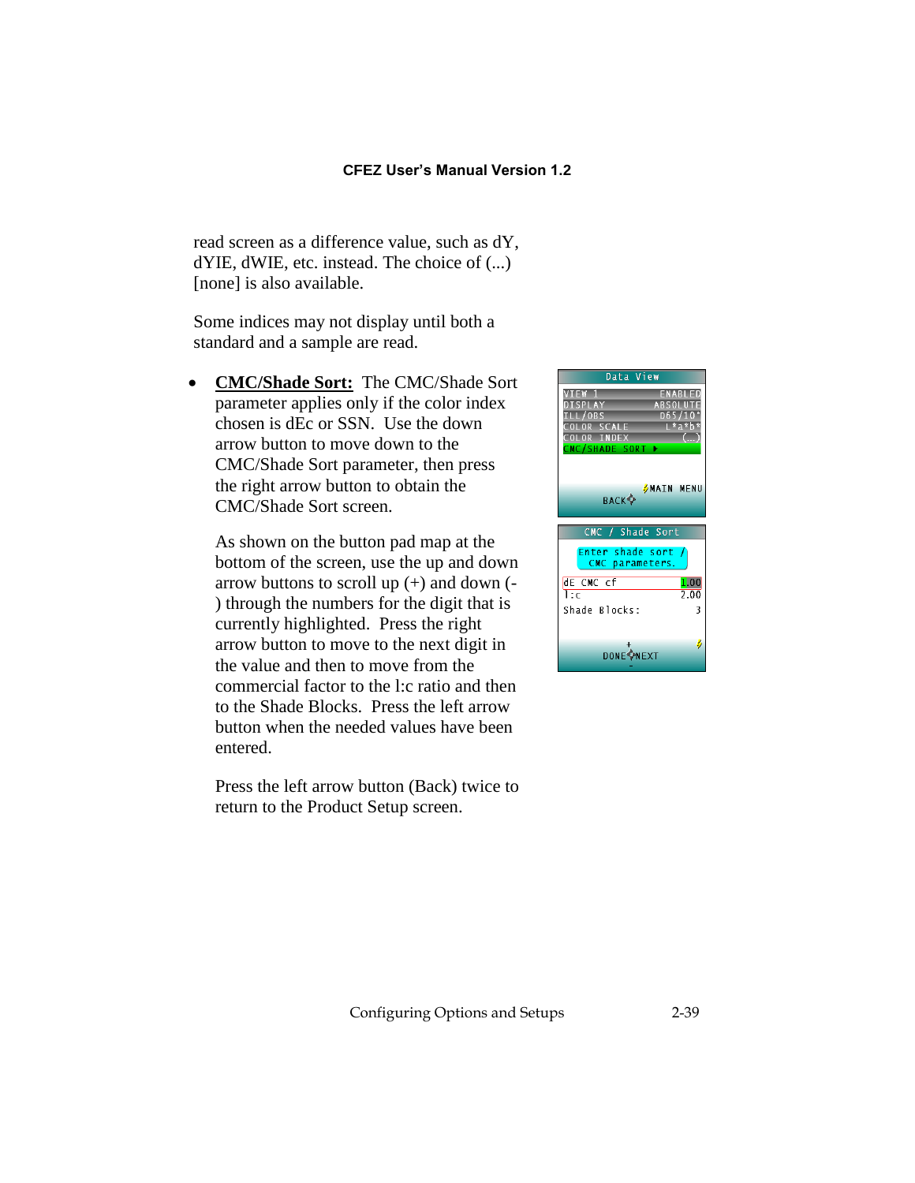read screen as a difference value, such as dY, dYIE, dWIE, etc. instead. The choice of (...) [none] is also available.

Some indices may not display until both a standard and a sample are read.

- **CMC/Shade Sort:** The CMC/Shade Sort parameter applies only if the color index chosen is dEc or SSN. Use the down arrow button to move down to the CMC/Shade Sort parameter, then press the right arrow button to obtain the CMC/Shade Sort screen.

  As shown on the button pad map at the bottom of the screen, use the up and down arrow buttons to scroll up (+) and down (-) through the numbers for the digit that is currently highlighted. Press the right arrow button to move to the next digit in the value and then to move from the commercial factor to the l:c ratio and then to the Shade Blocks. Press the left arrow button when the needed values have been entered.

  Press the left arrow button (Back) twice to return to the Product Setup screen.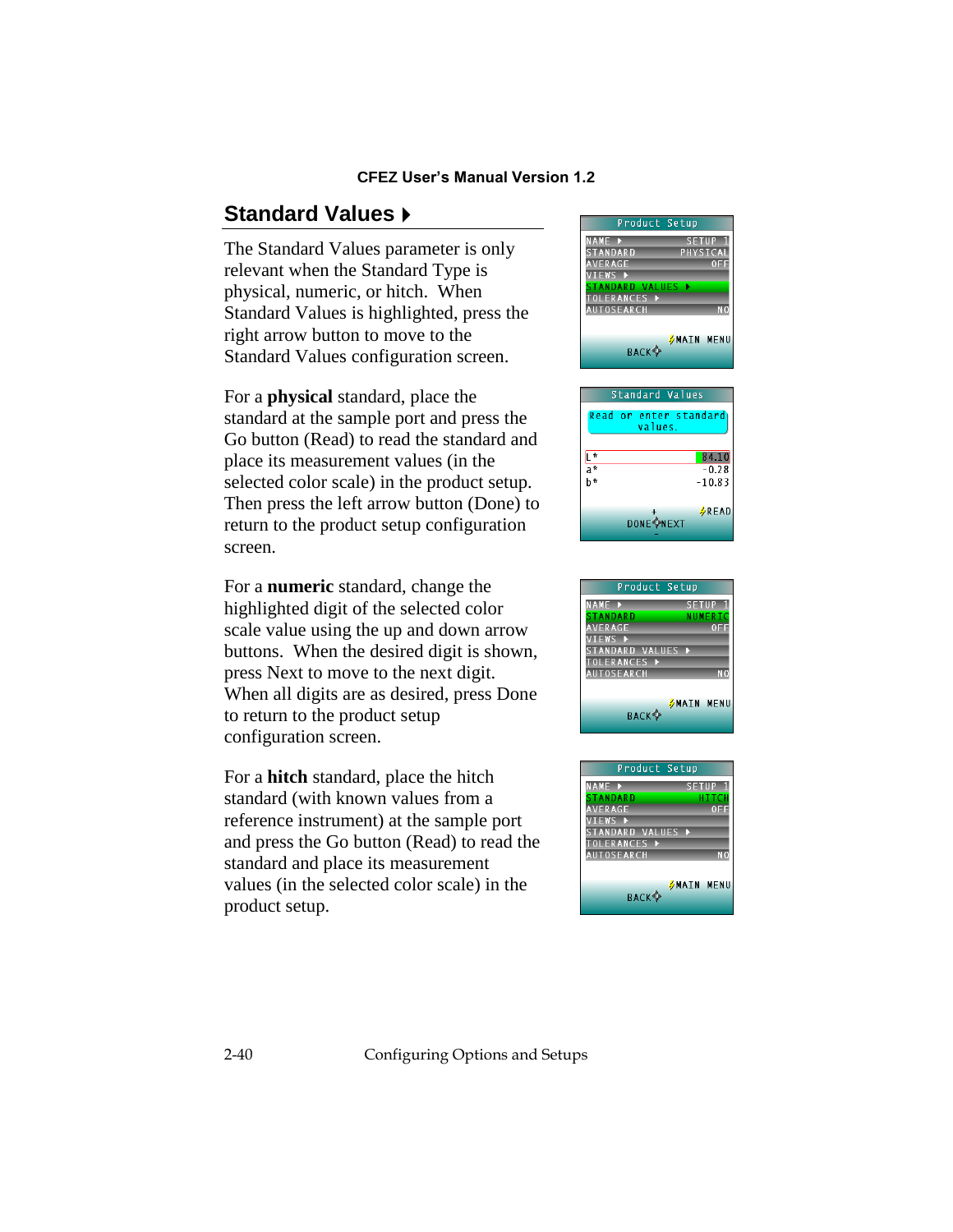## Standard Values ▸

The Standard Values parameter is only relevant when the Standard Type is physical, numeric, or hitch. When Standard Values is highlighted, press the right arrow button to move to the Standard Values configuration screen.

For a **physical** standard, place the standard at the sample port and press the Go button (Read) to read the standard and place its measurement values (in the selected color scale) in the product setup. Then press the left arrow button (Done) to return to the product setup configuration screen.

For a **numeric** standard, change the highlighted digit of the selected color scale value using the up and down arrow buttons. When the desired digit is shown, press Next to move to the next digit. When all digits are as desired, press Done to return to the product setup configuration screen.

For a **hitch** standard, place the hitch standard (with known values from a reference instrument) at the sample port and press the Go button (Read) to read the standard and place its measurement values (in the selected color scale) in the product setup.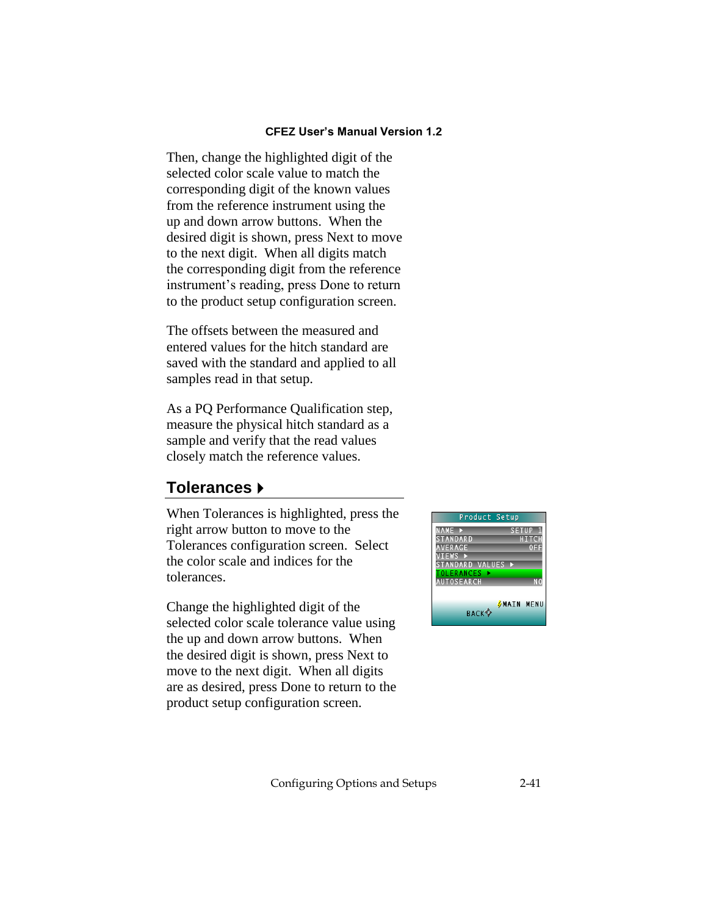Then, change the highlighted digit of the selected color scale value to match the corresponding digit of the known values from the reference instrument using the up and down arrow buttons. When the desired digit is shown, press Next to move to the next digit. When all digits match the corresponding digit from the reference instrument's reading, press Done to return to the product setup configuration screen.

The offsets between the measured and entered values for the hitch standard are saved with the standard and applied to all samples read in that setup.

As a PQ Performance Qualification step, measure the physical hitch standard as a sample and verify that the read values closely match the reference values.

## Tolerances ▸

When Tolerances is highlighted, press the right arrow button to move to the Tolerances configuration screen. Select the color scale and indices for the tolerances.

Change the highlighted digit of the selected color scale tolerance value using the up and down arrow buttons. When the desired digit is shown, press Next to move to the next digit. When all digits are as desired, press Done to return to the product setup configuration screen.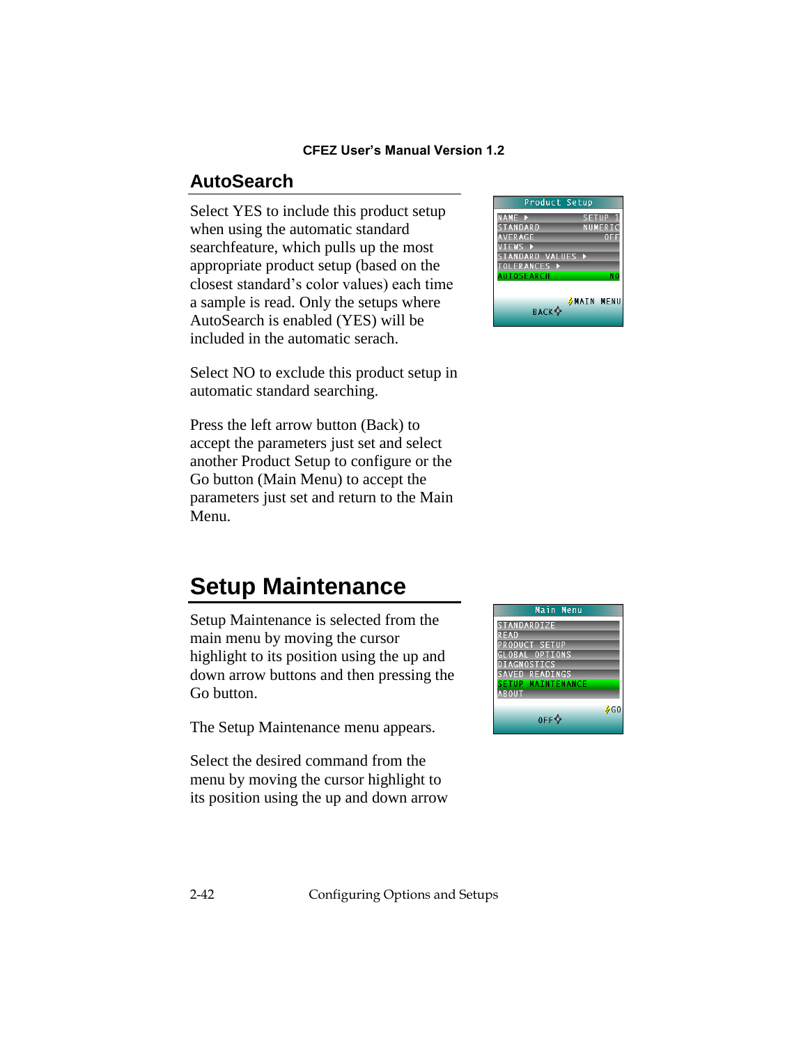## AutoSearch

Select YES to include this product setup when using the automatic standard searchfeature, which pulls up the most appropriate product setup (based on the closest standard's color values) each time a sample is read. Only the setups where AutoSearch is enabled (YES) will be included in the automatic serach.

Select NO to exclude this product setup in automatic standard searching.

Press the left arrow button (Back) to accept the parameters just set and select another Product Setup to configure or the Go button (Main Menu) to accept the parameters just set and return to the Main Menu.

# Setup Maintenance

Setup Maintenance is selected from the main menu by moving the cursor highlight to its position using the up and down arrow buttons and then pressing the Go button.

The Setup Maintenance menu appears.

Select the desired command from the menu by moving the cursor highlight to its position using the up and down arrow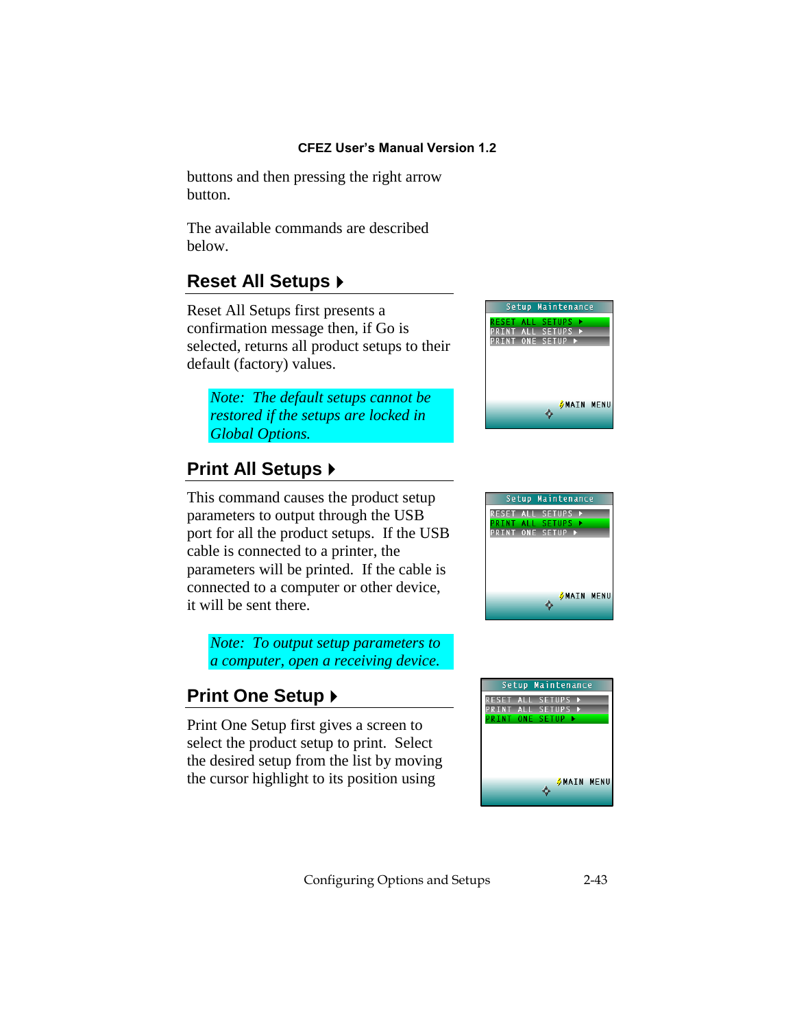buttons and then pressing the right arrow button.

The available commands are described below.

## Reset All Setups ▸

Reset All Setups first presents a confirmation message then, if Go is selected, returns all product setups to their default (factory) values.

> *Note: The default setups cannot be restored if the setups are locked in Global Options.*

## Print All Setups ▸

This command causes the product setup parameters to output through the USB port for all the product setups. If the USB cable is connected to a printer, the parameters will be printed. If the cable is connected to a computer or other device, it will be sent there.

> *Note: To output setup parameters to a computer, open a receiving device.*

## Print One Setup ▸

Print One Setup first gives a screen to select the product setup to print. Select the desired setup from the list by moving the cursor highlight to its position using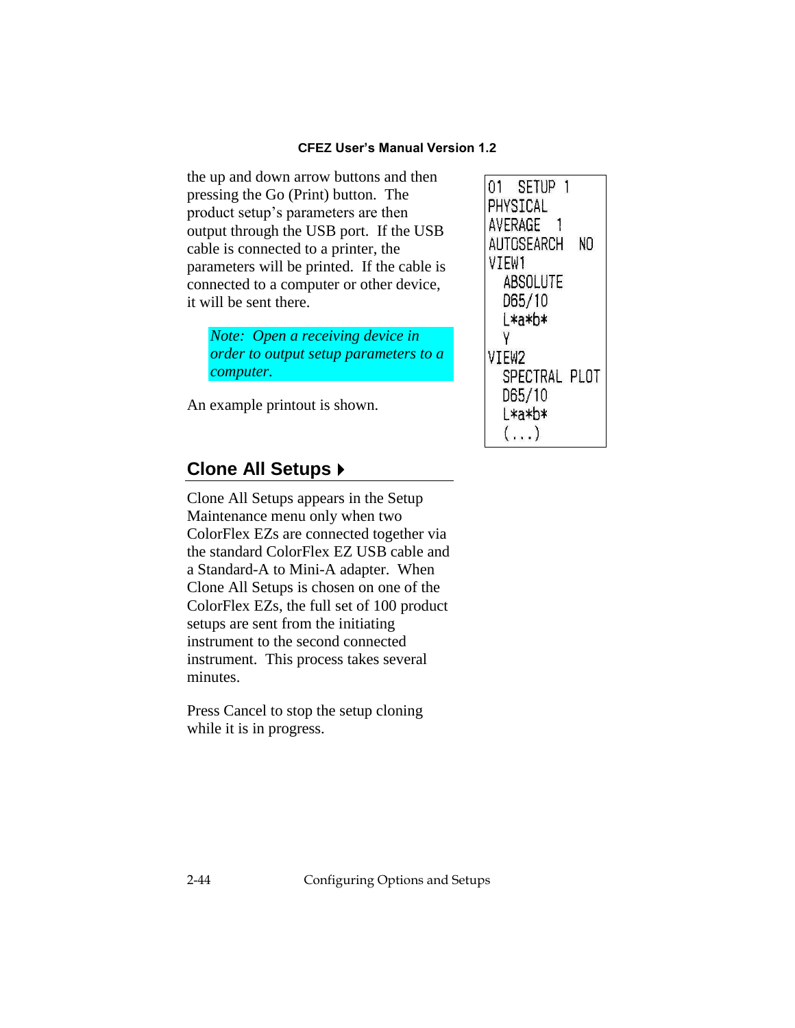the up and down arrow buttons and then pressing the Go (Print) button. The product setup's parameters are then output through the USB port. If the USB cable is connected to a printer, the parameters will be printed. If the cable is connected to a computer or other device, it will be sent there.

> *Note: Open a receiving device in order to output setup parameters to a computer.*

An example printout is shown.

```
01  SETUP 1
PHYSICAL
AVERAGE  1
AUTOSEARCH  NO
VIEW1
  ABSOLUTE
  D65/10
  L*a*b*
  Y
VIEW2
  SPECTRAL PLOT
  D65/10
  L*a*b*
  (...)
```

## Clone All Setups ▸

Clone All Setups appears in the Setup Maintenance menu only when two ColorFlex EZs are connected together via the standard ColorFlex EZ USB cable and a Standard-A to Mini-A adapter. When Clone All Setups is chosen on one of the ColorFlex EZs, the full set of 100 product setups are sent from the initiating instrument to the second connected instrument. This process takes several minutes.

Press Cancel to stop the setup cloning while it is in progress.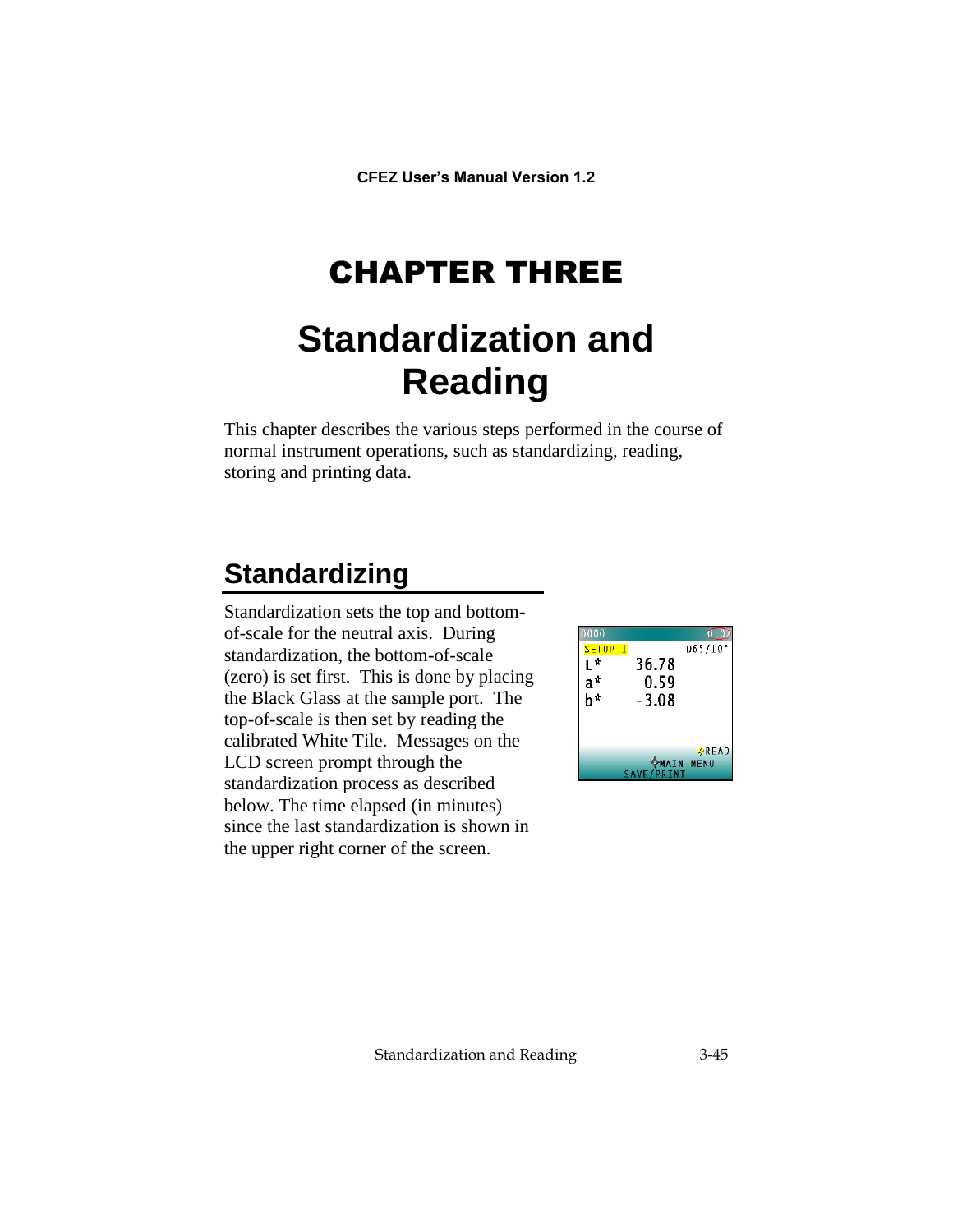# CHAPTER THREE

# Standardization and Reading

This chapter describes the various steps performed in the course of normal instrument operations, such as standardizing, reading, storing and printing data.

## Standardizing

Standardization sets the top and bottom-of-scale for the neutral axis. During standardization, the bottom-of-scale (zero) is set first. This is done by placing the Black Glass at the sample port. The top-of-scale is then set by reading the calibrated White Tile. Messages on the LCD screen prompt through the standardization process as described below. The time elapsed (in minutes) since the last standardization is shown in the upper right corner of the screen.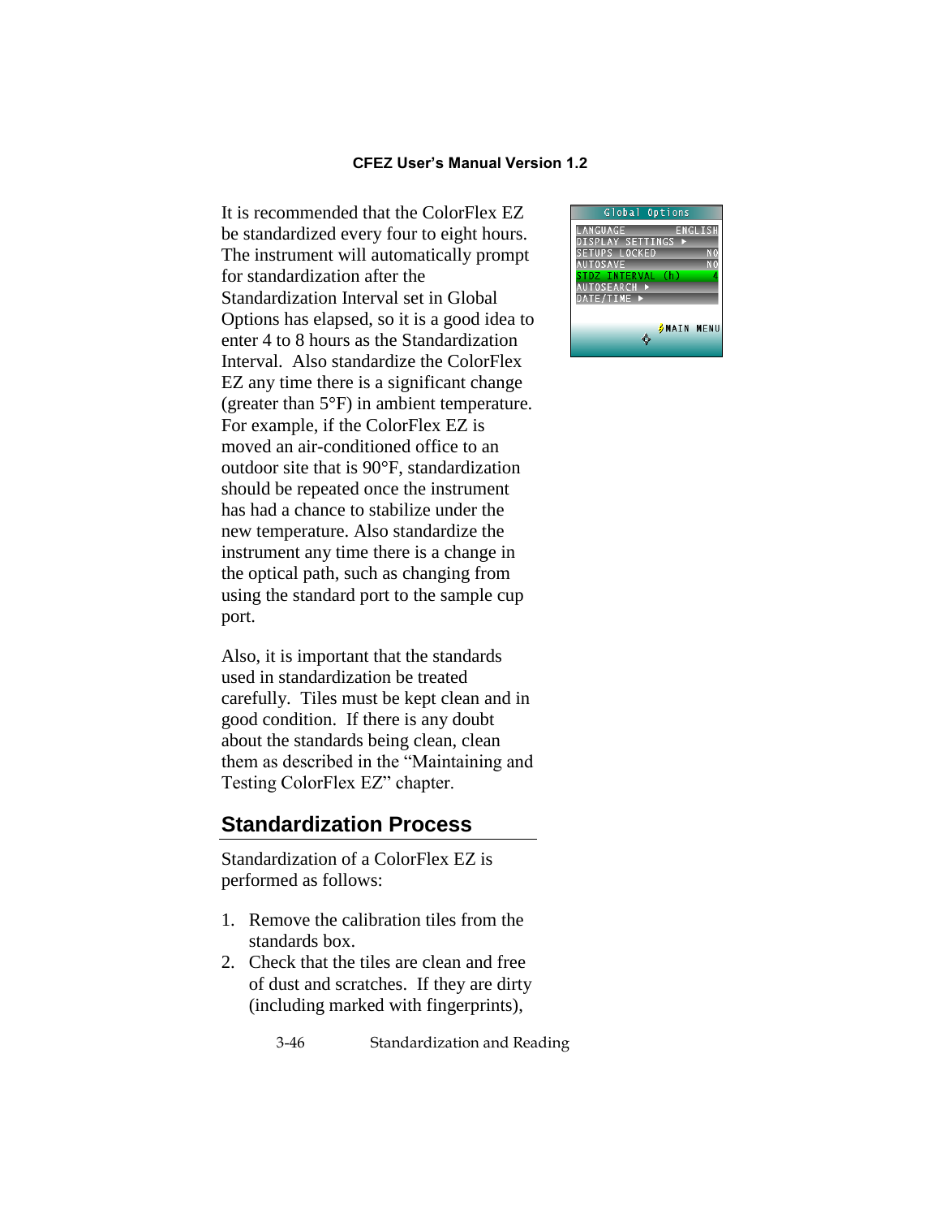It is recommended that the ColorFlex EZ be standardized every four to eight hours. The instrument will automatically prompt for standardization after the Standardization Interval set in Global Options has elapsed, so it is a good idea to enter 4 to 8 hours as the Standardization Interval. Also standardize the ColorFlex EZ any time there is a significant change (greater than 5°F) in ambient temperature. For example, if the ColorFlex EZ is moved an air-conditioned office to an outdoor site that is 90°F, standardization should be repeated once the instrument has had a chance to stabilize under the new temperature. Also standardize the instrument any time there is a change in the optical path, such as changing from using the standard port to the sample cup port.

Also, it is important that the standards used in standardization be treated carefully. Tiles must be kept clean and in good condition. If there is any doubt about the standards being clean, clean them as described in the "Maintaining and Testing ColorFlex EZ" chapter.

## Standardization Process

Standardization of a ColorFlex EZ is performed as follows:

1. Remove the calibration tiles from the standards box.
2. Check that the tiles are clean and free of dust and scratches. If they are dirty (including marked with fingerprints),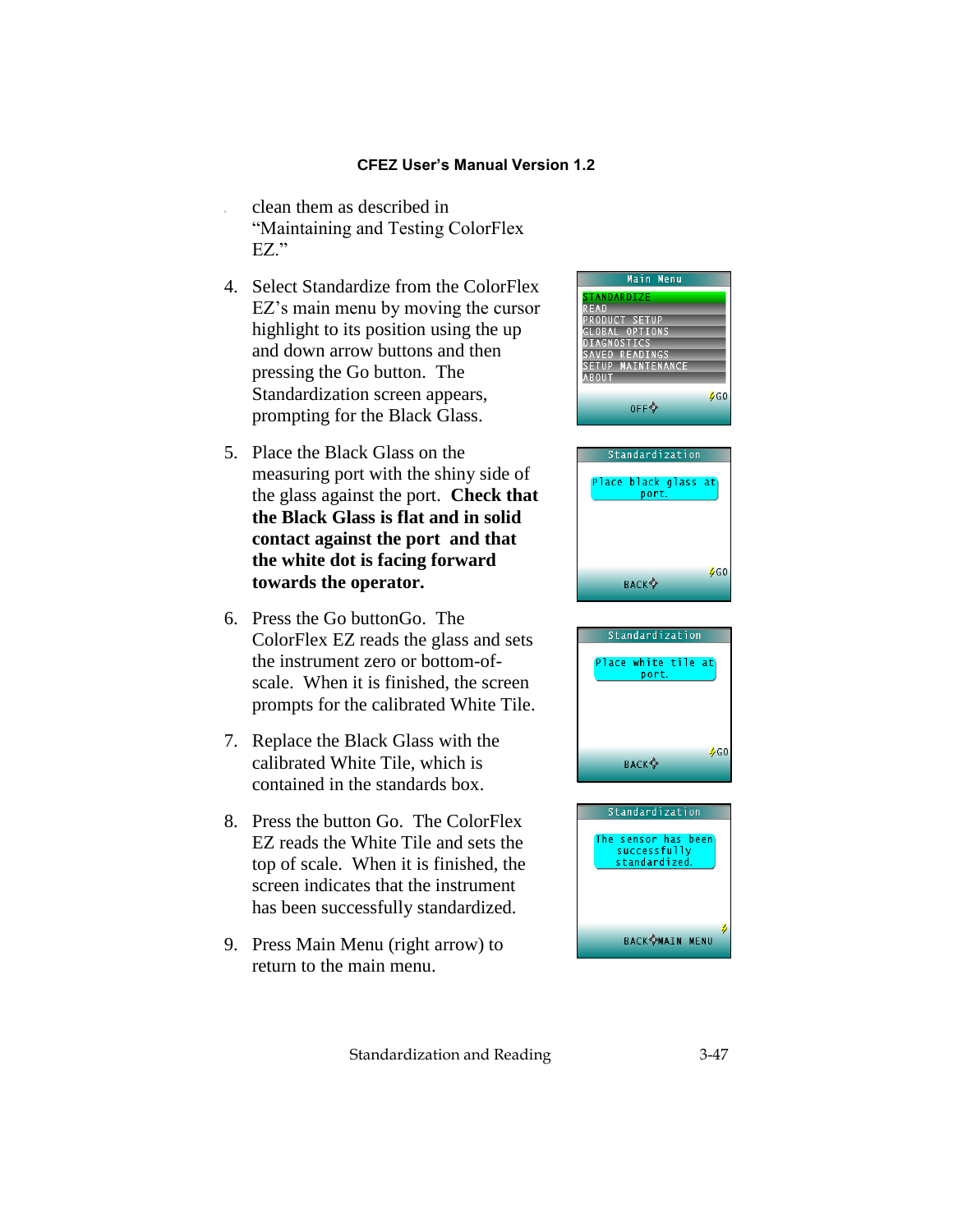clean them as described in "Maintaining and Testing ColorFlex EZ."

4. Select Standardize from the ColorFlex EZ's main menu by moving the cursor highlight to its position using the up and down arrow buttons and then pressing the Go button. The Standardization screen appears, prompting for the Black Glass.

5. Place the Black Glass on the measuring port with the shiny side of the glass against the port. **Check that the Black Glass is flat and in solid contact against the port and that the white dot is facing forward towards the operator.**

6. Press the Go buttonGo. The ColorFlex EZ reads the glass and sets the instrument zero or bottom-of-scale. When it is finished, the screen prompts for the calibrated White Tile.

7. Replace the Black Glass with the calibrated White Tile, which is contained in the standards box.

8. Press the button Go. The ColorFlex EZ reads the White Tile and sets the top of scale. When it is finished, the screen indicates that the instrument has been successfully standardized.

9. Press Main Menu (right arrow) to return to the main menu.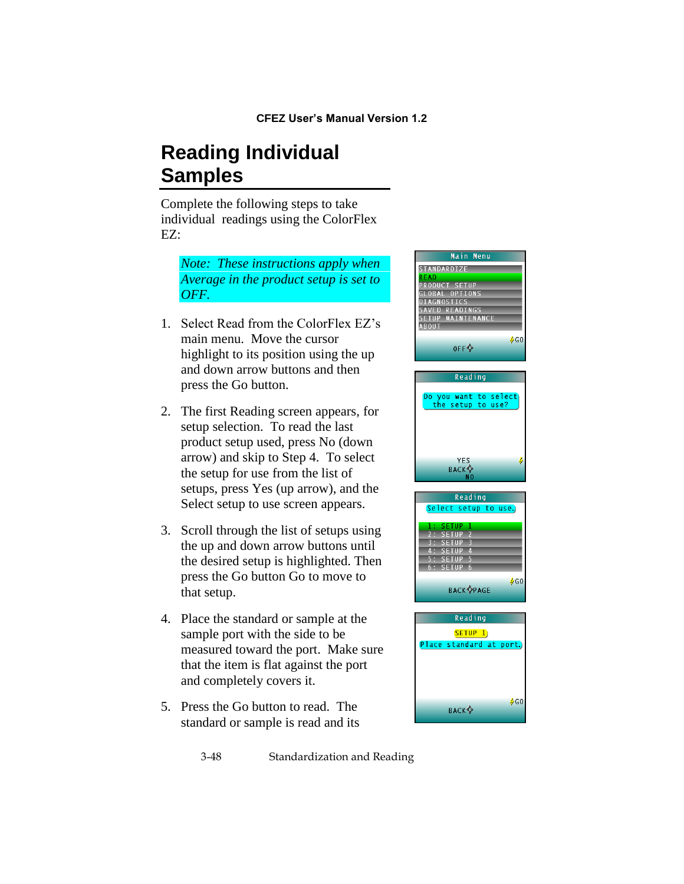# Reading Individual Samples

Complete the following steps to take individual readings using the ColorFlex EZ:

> *Note: These instructions apply when Average in the product setup is set to OFF.*

1. Select Read from the ColorFlex EZ's main menu. Move the cursor highlight to its position using the up and down arrow buttons and then press the Go button.

2. The first Reading screen appears, for setup selection. To read the last product setup used, press No (down arrow) and skip to Step 4. To select the setup for use from the list of setups, press Yes (up arrow), and the Select setup to use screen appears.

3. Scroll through the list of setups using the up and down arrow buttons until the desired setup is highlighted. Then press the Go button Go to move to that setup.

4. Place the standard or sample at the sample port with the side to be measured toward the port. Make sure that the item is flat against the port and completely covers it.

5. Press the Go button to read. The standard or sample is read and its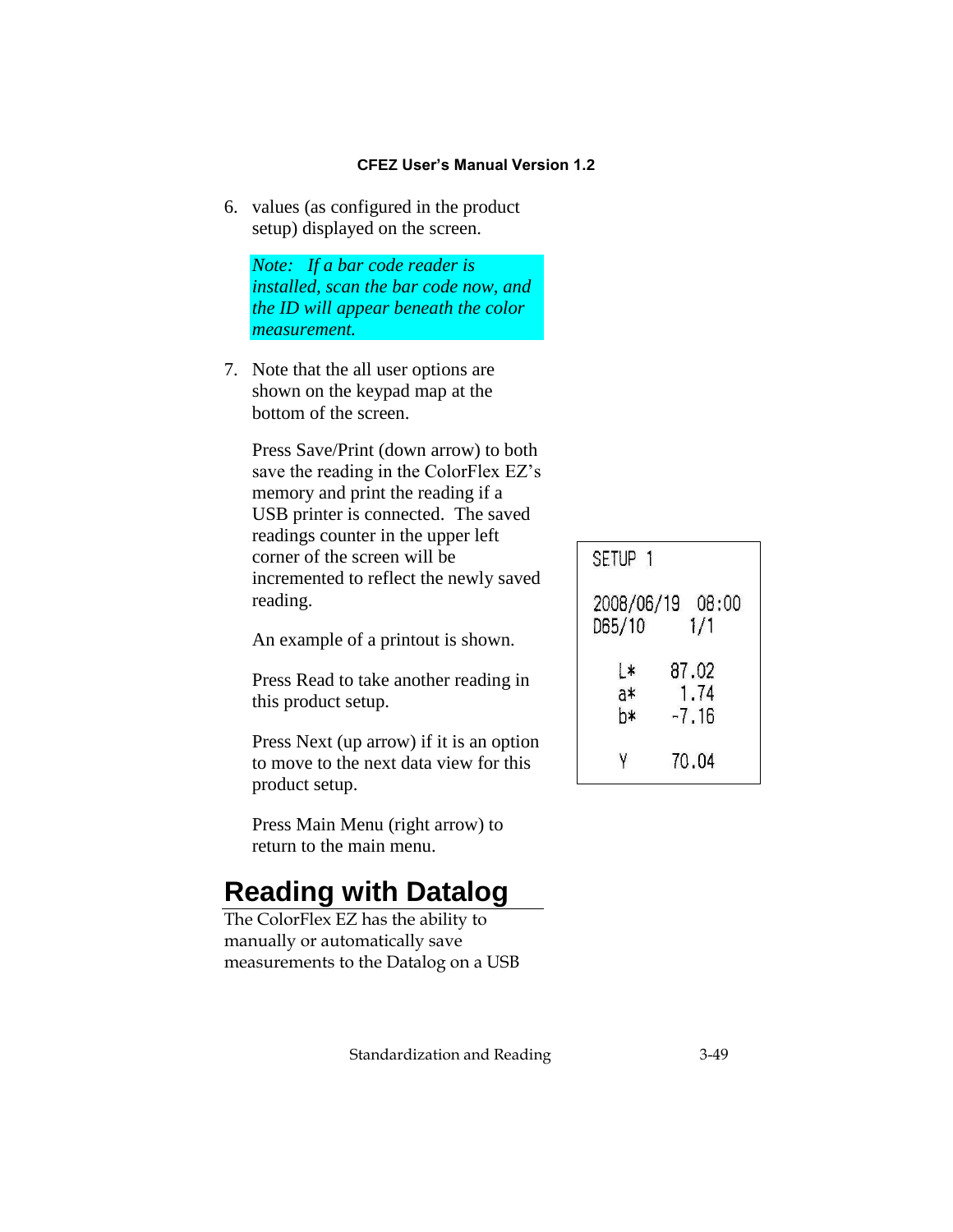6. values (as configured in the product setup) displayed on the screen.

   *Note: If a bar code reader is installed, scan the bar code now, and the ID will appear beneath the color measurement.*

7. Note that the all user options are shown on the keypad map at the bottom of the screen.

   Press Save/Print (down arrow) to both save the reading in the ColorFlex EZ's memory and print the reading if a USB printer is connected. The saved readings counter in the upper left corner of the screen will be incremented to reflect the newly saved reading.

   An example of a printout is shown.

   Press Read to take another reading in this product setup.

   Press Next (up arrow) if it is an option to move to the next data view for this product setup.

   Press Main Menu (right arrow) to return to the main menu.

```
SETUP 1

2008/06/19  08:00
D65/10       1/1

   L*    87.02
   a*     1.74
   b*    -7.16

   Y     70.04
```

## Reading with Datalog

The ColorFlex EZ has the ability to manually or automatically save measurements to the Datalog on a USB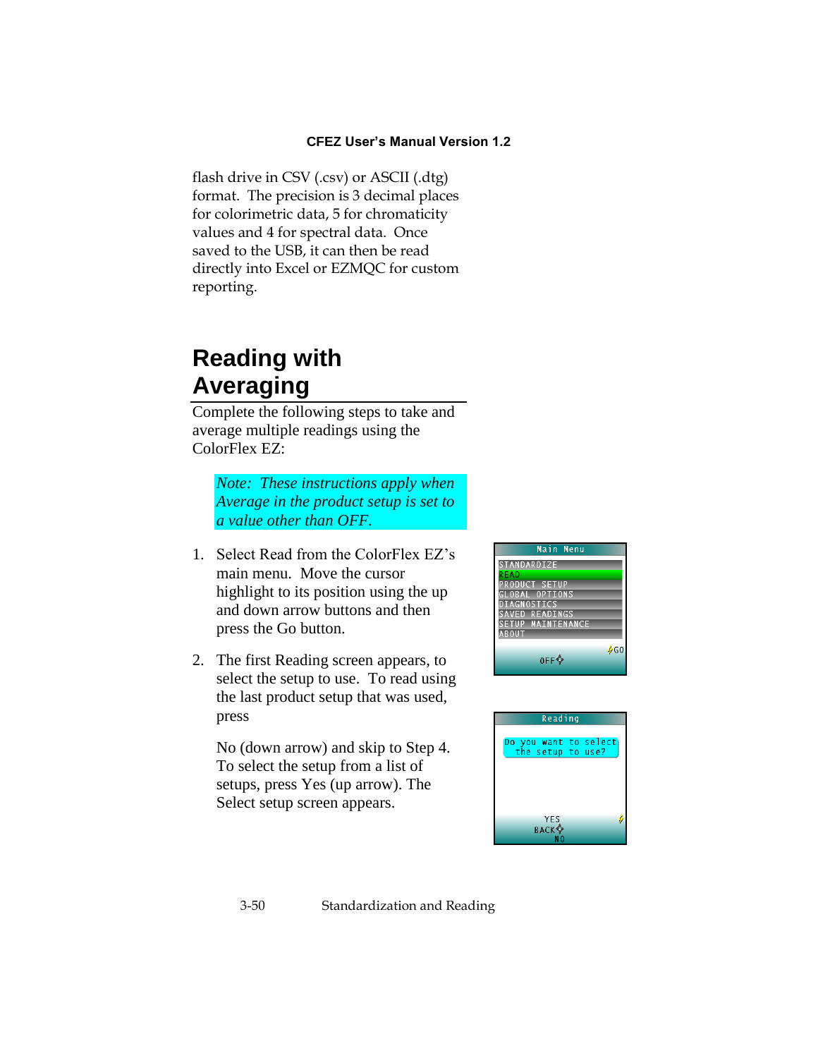flash drive in CSV (.csv) or ASCII (.dtg) format. The precision is 3 decimal places for colorimetric data, 5 for chromaticity values and 4 for spectral data. Once saved to the USB, it can then be read directly into Excel or EZMQC for custom reporting.

## Reading with Averaging

Complete the following steps to take and average multiple readings using the ColorFlex EZ:

> *Note: These instructions apply when Average in the product setup is set to a value other than OFF.*

1. Select Read from the ColorFlex EZ's main menu. Move the cursor highlight to its position using the up and down arrow buttons and then press the Go button.

2. The first Reading screen appears, to select the setup to use. To read using the last product setup that was used, press

   No (down arrow) and skip to Step 4. To select the setup from a list of setups, press Yes (up arrow). The Select setup screen appears.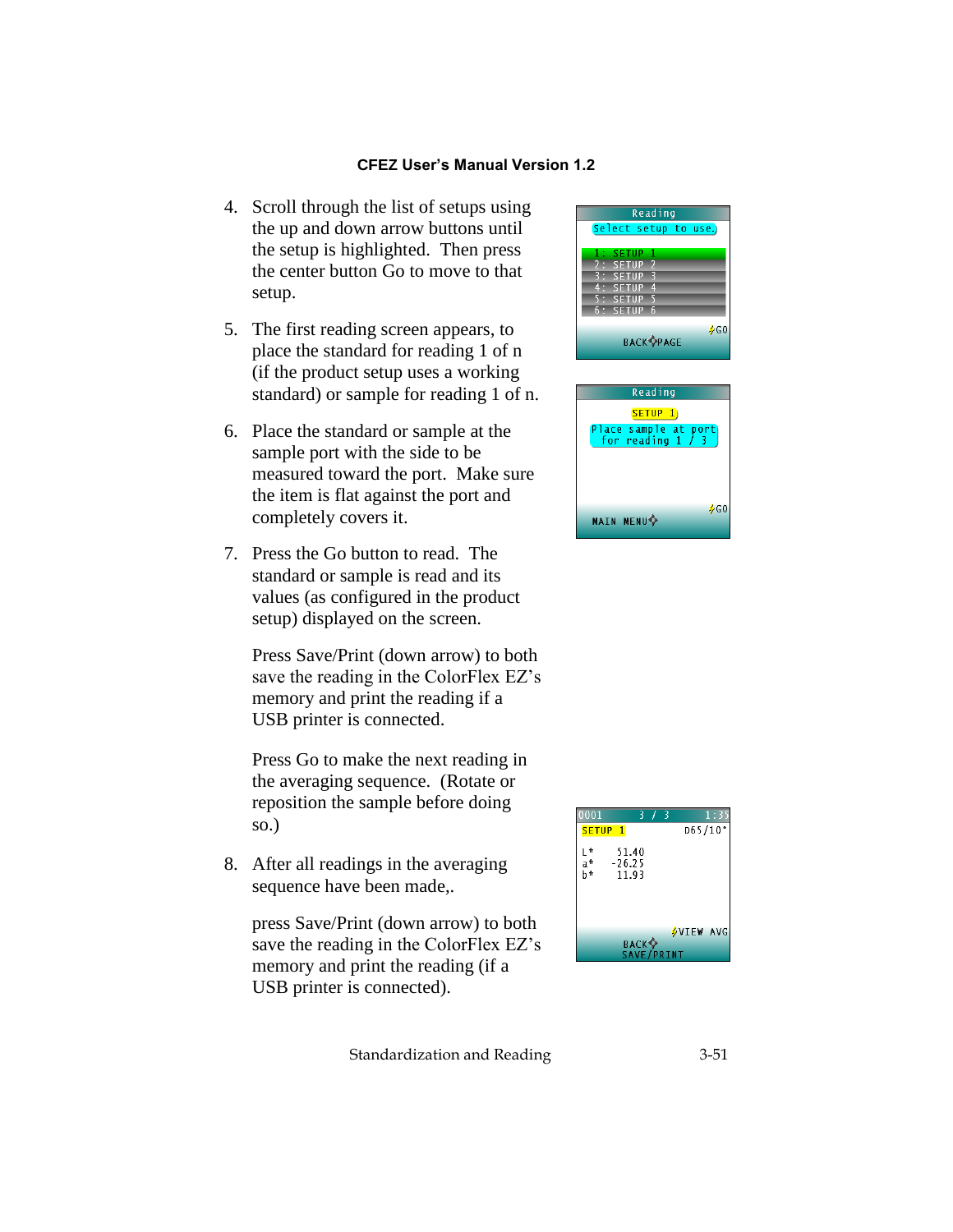4. Scroll through the list of setups using the up and down arrow buttons until the setup is highlighted. Then press the center button Go to move to that setup.

5. The first reading screen appears, to place the standard for reading 1 of n (if the product setup uses a working standard) or sample for reading 1 of n.

6. Place the standard or sample at the sample port with the side to be measured toward the port. Make sure the item is flat against the port and completely covers it.

7. Press the Go button to read. The standard or sample is read and its values (as configured in the product setup) displayed on the screen.

   Press Save/Print (down arrow) to both save the reading in the ColorFlex EZ's memory and print the reading if a USB printer is connected.

   Press Go to make the next reading in the averaging sequence. (Rotate or reposition the sample before doing so.)

8. After all readings in the averaging sequence have been made,.

   press Save/Print (down arrow) to both save the reading in the ColorFlex EZ's memory and print the reading (if a USB printer is connected).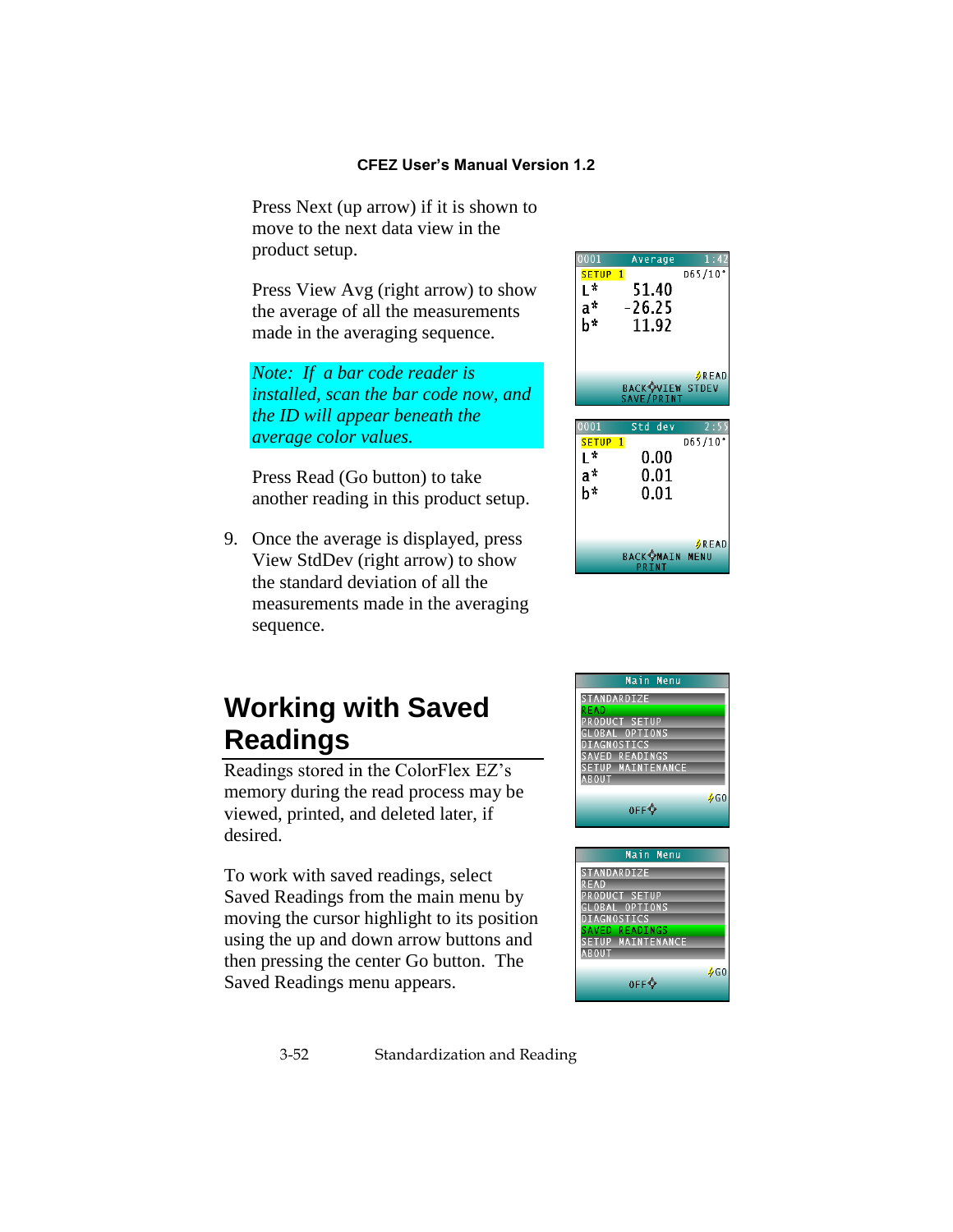Press Next (up arrow) if it is shown to move to the next data view in the product setup.

Press View Avg (right arrow) to show the average of all the measurements made in the averaging sequence.

*Note: If a bar code reader is installed, scan the bar code now, and the ID will appear beneath the average color values.*

Press Read (Go button) to take another reading in this product setup.

9. Once the average is displayed, press View StdDev (right arrow) to show the standard deviation of all the measurements made in the averaging sequence.

## Working with Saved Readings

Readings stored in the ColorFlex EZ's memory during the read process may be viewed, printed, and deleted later, if desired.

To work with saved readings, select Saved Readings from the main menu by moving the cursor highlight to its position using the up and down arrow buttons and then pressing the center Go button. The Saved Readings menu appears.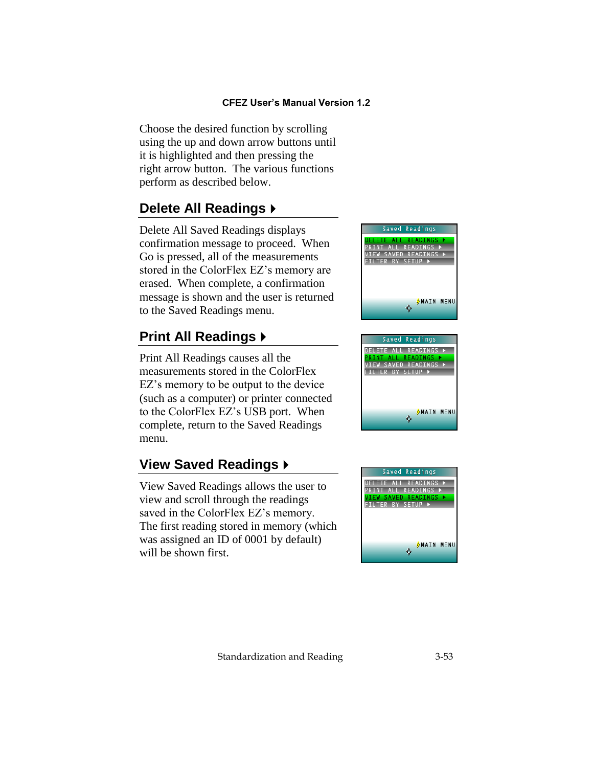Choose the desired function by scrolling using the up and down arrow buttons until it is highlighted and then pressing the right arrow button. The various functions perform as described below.

## Delete All Readings ▸

Delete All Saved Readings displays confirmation message to proceed. When Go is pressed, all of the measurements stored in the ColorFlex EZ's memory are erased. When complete, a confirmation message is shown and the user is returned to the Saved Readings menu.

## Print All Readings ▸

Print All Readings causes all the measurements stored in the ColorFlex EZ's memory to be output to the device (such as a computer) or printer connected to the ColorFlex EZ's USB port. When complete, return to the Saved Readings menu.

## View Saved Readings ▸

View Saved Readings allows the user to view and scroll through the readings saved in the ColorFlex EZ's memory. The first reading stored in memory (which was assigned an ID of 0001 by default) will be shown first.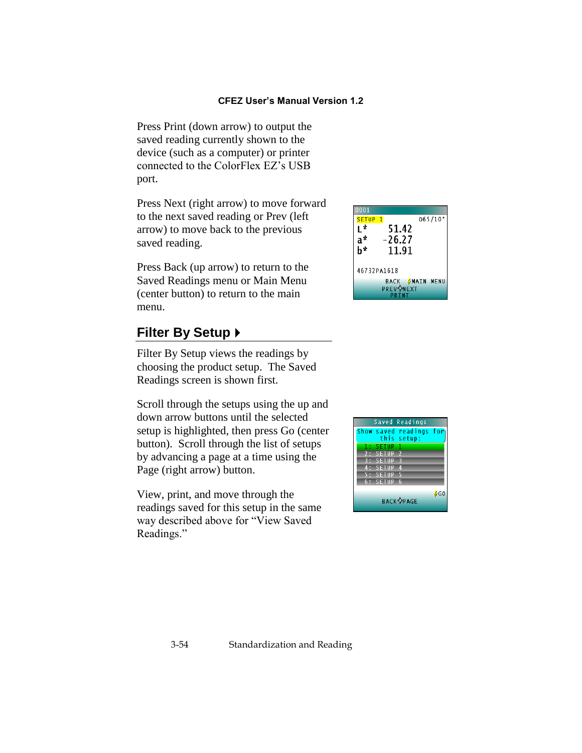Press Print (down arrow) to output the saved reading currently shown to the device (such as a computer) or printer connected to the ColorFlex EZ's USB port.

Press Next (right arrow) to move forward to the next saved reading or Prev (left arrow) to move back to the previous saved reading.

Press Back (up arrow) to return to the Saved Readings menu or Main Menu (center button) to return to the main menu.

## Filter By Setup ▸

Filter By Setup views the readings by choosing the product setup. The Saved Readings screen is shown first.

Scroll through the setups using the up and down arrow buttons until the selected setup is highlighted, then press Go (center button). Scroll through the list of setups by advancing a page at a time using the Page (right arrow) button.

View, print, and move through the readings saved for this setup in the same way described above for "View Saved Readings."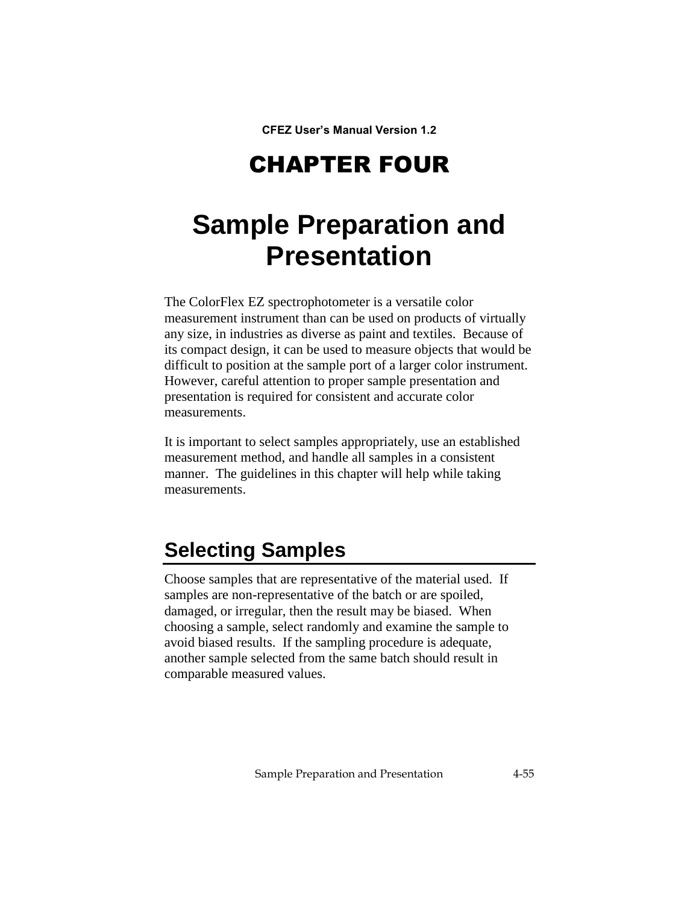# CHAPTER FOUR

# Sample Preparation and Presentation

The ColorFlex EZ spectrophotometer is a versatile color measurement instrument than can be used on products of virtually any size, in industries as diverse as paint and textiles. Because of its compact design, it can be used to measure objects that would be difficult to position at the sample port of a larger color instrument. However, careful attention to proper sample presentation and presentation is required for consistent and accurate color measurements.

It is important to select samples appropriately, use an established measurement method, and handle all samples in a consistent manner. The guidelines in this chapter will help while taking measurements.

## Selecting Samples

Choose samples that are representative of the material used. If samples are non-representative of the batch or are spoiled, damaged, or irregular, then the result may be biased. When choosing a sample, select randomly and examine the sample to avoid biased results. If the sampling procedure is adequate, another sample selected from the same batch should result in comparable measured values.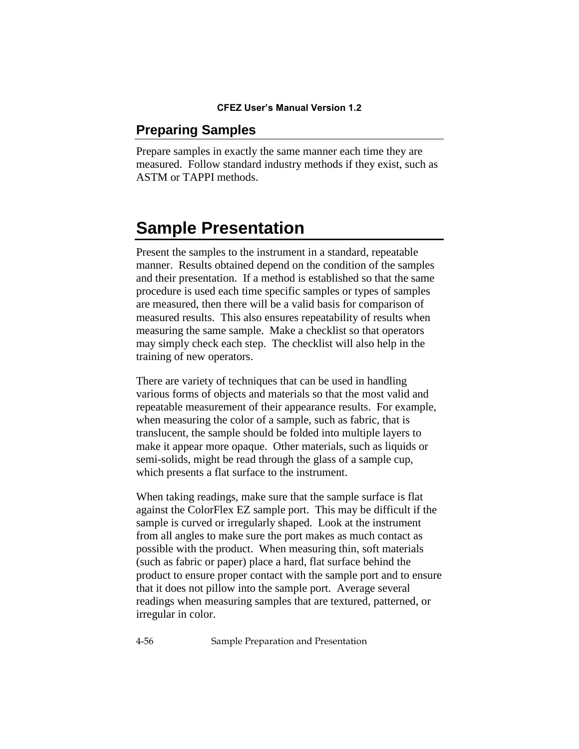## Preparing Samples

Prepare samples in exactly the same manner each time they are measured. Follow standard industry methods if they exist, such as ASTM or TAPPI methods.

# Sample Presentation

Present the samples to the instrument in a standard, repeatable manner. Results obtained depend on the condition of the samples and their presentation. If a method is established so that the same procedure is used each time specific samples or types of samples are measured, then there will be a valid basis for comparison of measured results. This also ensures repeatability of results when measuring the same sample. Make a checklist so that operators may simply check each step. The checklist will also help in the training of new operators.

There are variety of techniques that can be used in handling various forms of objects and materials so that the most valid and repeatable measurement of their appearance results. For example, when measuring the color of a sample, such as fabric, that is translucent, the sample should be folded into multiple layers to make it appear more opaque. Other materials, such as liquids or semi-solids, might be read through the glass of a sample cup, which presents a flat surface to the instrument.

When taking readings, make sure that the sample surface is flat against the ColorFlex EZ sample port. This may be difficult if the sample is curved or irregularly shaped. Look at the instrument from all angles to make sure the port makes as much contact as possible with the product. When measuring thin, soft materials (such as fabric or paper) place a hard, flat surface behind the product to ensure proper contact with the sample port and to ensure that it does not pillow into the sample port. Average several readings when measuring samples that are textured, patterned, or irregular in color.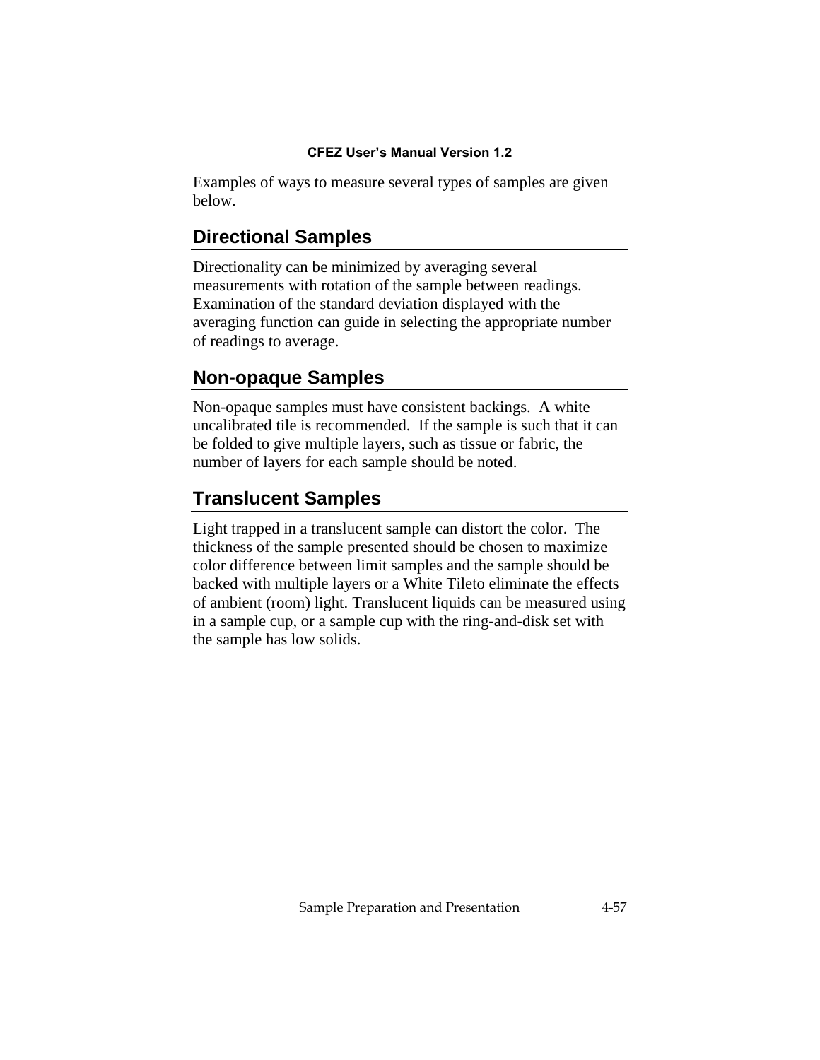Examples of ways to measure several types of samples are given below.

## Directional Samples

Directionality can be minimized by averaging several measurements with rotation of the sample between readings. Examination of the standard deviation displayed with the averaging function can guide in selecting the appropriate number of readings to average.

## Non-opaque Samples

Non-opaque samples must have consistent backings. A white uncalibrated tile is recommended. If the sample is such that it can be folded to give multiple layers, such as tissue or fabric, the number of layers for each sample should be noted.

## Translucent Samples

Light trapped in a translucent sample can distort the color. The thickness of the sample presented should be chosen to maximize color difference between limit samples and the sample should be backed with multiple layers or a White Tileto eliminate the effects of ambient (room) light. Translucent liquids can be measured using in a sample cup, or a sample cup with the ring-and-disk set with the sample has low solids.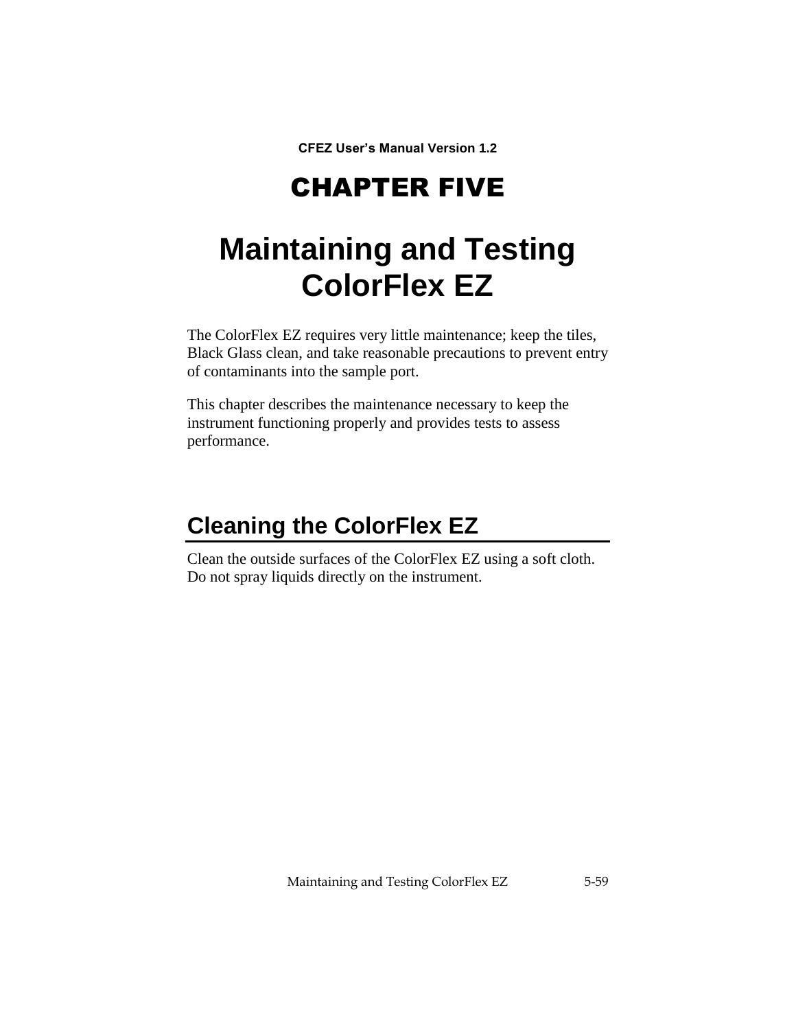CFEZ User's Manual Version 1.2

# CHAPTER FIVE

# Maintaining and Testing ColorFlex EZ

The ColorFlex EZ requires very little maintenance; keep the tiles, Black Glass clean, and take reasonable precautions to prevent entry of contaminants into the sample port.

This chapter describes the maintenance necessary to keep the instrument functioning properly and provides tests to assess performance.

## Cleaning the ColorFlex EZ

Clean the outside surfaces of the ColorFlex EZ using a soft cloth. Do not spray liquids directly on the instrument.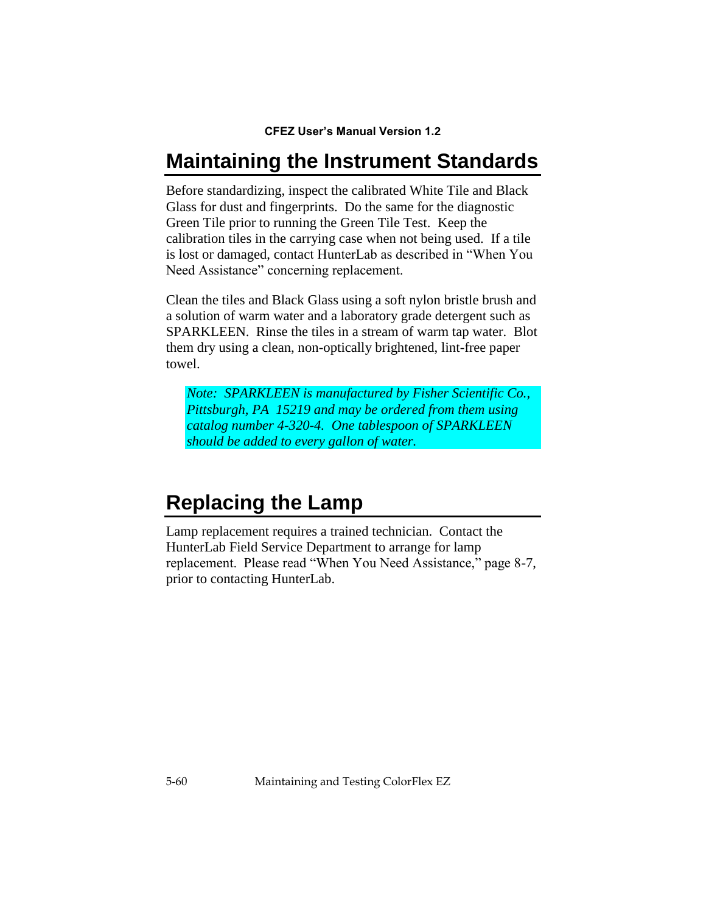## Maintaining the Instrument Standards

Before standardizing, inspect the calibrated White Tile and Black Glass for dust and fingerprints. Do the same for the diagnostic Green Tile prior to running the Green Tile Test. Keep the calibration tiles in the carrying case when not being used. If a tile is lost or damaged, contact HunterLab as described in "When You Need Assistance" concerning replacement.

Clean the tiles and Black Glass using a soft nylon bristle brush and a solution of warm water and a laboratory grade detergent such as SPARKLEEN. Rinse the tiles in a stream of warm tap water. Blot them dry using a clean, non-optically brightened, lint-free paper towel.

> *Note: SPARKLEEN is manufactured by Fisher Scientific Co., Pittsburgh, PA 15219 and may be ordered from them using catalog number 4-320-4. One tablespoon of SPARKLEEN should be added to every gallon of water.*

## Replacing the Lamp

Lamp replacement requires a trained technician. Contact the HunterLab Field Service Department to arrange for lamp replacement. Please read "When You Need Assistance," page 8-7, prior to contacting HunterLab.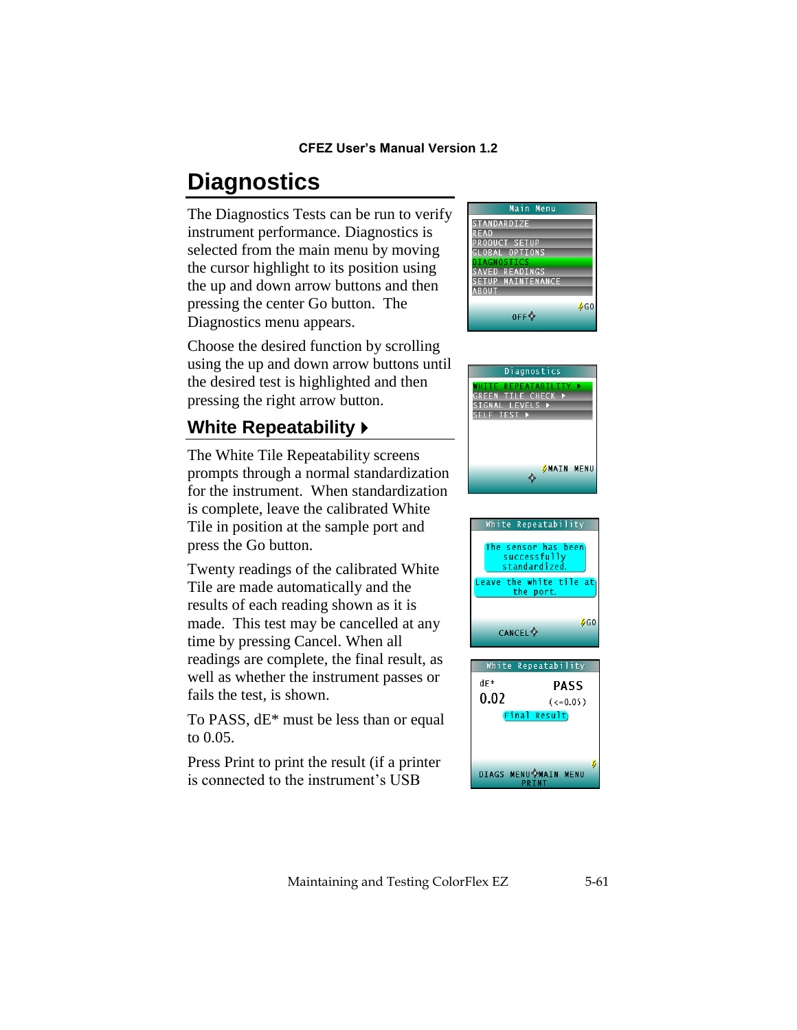# Diagnostics

The Diagnostics Tests can be run to verify instrument performance. Diagnostics is selected from the main menu by moving the cursor highlight to its position using the up and down arrow buttons and then pressing the center Go button. The Diagnostics menu appears.

Choose the desired function by scrolling using the up and down arrow buttons until the desired test is highlighted and then pressing the right arrow button.

## White Repeatability ▶

The White Tile Repeatability screens prompts through a normal standardization for the instrument. When standardization is complete, leave the calibrated White Tile in position at the sample port and press the Go button.

Twenty readings of the calibrated White Tile are made automatically and the results of each reading shown as it is made. This test may be cancelled at any time by pressing Cancel. When all readings are complete, the final result, as well as whether the instrument passes or fails the test, is shown.

To PASS, dE* must be less than or equal to 0.05.

Press Print to print the result (if a printer is connected to the instrument's USB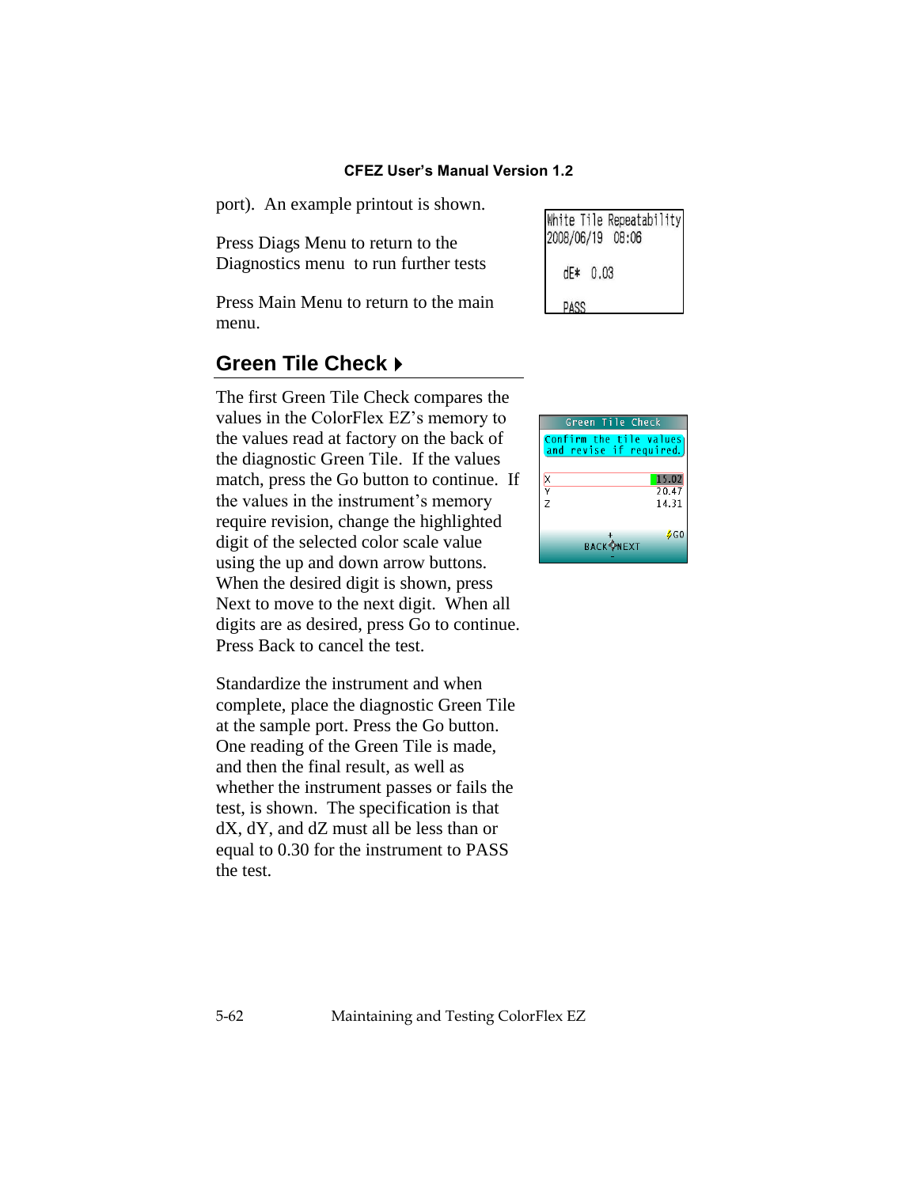port). An example printout is shown.

Press Diags Menu to return to the Diagnostics menu to run further tests

Press Main Menu to return to the main menu.

## Green Tile Check

The first Green Tile Check compares the values in the ColorFlex EZ's memory to the values read at factory on the back of the diagnostic Green Tile. If the values match, press the Go button to continue. If the values in the instrument's memory require revision, change the highlighted digit of the selected color scale value using the up and down arrow buttons. When the desired digit is shown, press Next to move to the next digit. When all digits are as desired, press Go to continue. Press Back to cancel the test.

Standardize the instrument and when complete, place the diagnostic Green Tile at the sample port. Press the Go button. One reading of the Green Tile is made, and then the final result, as well as whether the instrument passes or fails the test, is shown. The specification is that dX, dY, and dZ must all be less than or equal to 0.30 for the instrument to PASS the test.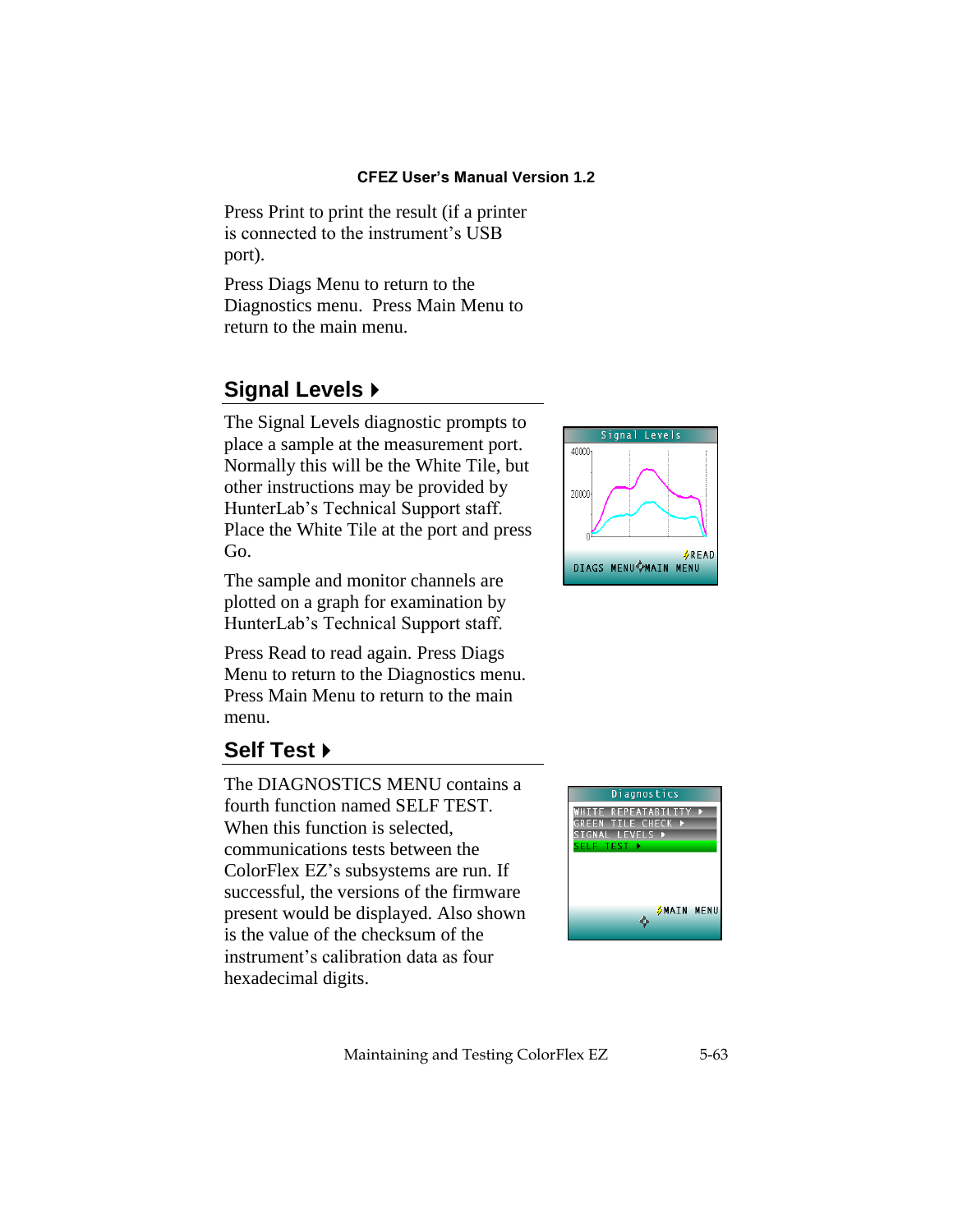Press Print to print the result (if a printer is connected to the instrument's USB port).

Press Diags Menu to return to the Diagnostics menu. Press Main Menu to return to the main menu.

## Signal Levels ▸

The Signal Levels diagnostic prompts to place a sample at the measurement port. Normally this will be the White Tile, but other instructions may be provided by HunterLab's Technical Support staff. Place the White Tile at the port and press Go.

The sample and monitor channels are plotted on a graph for examination by HunterLab's Technical Support staff.

Press Read to read again. Press Diags Menu to return to the Diagnostics menu. Press Main Menu to return to the main menu.

## Self Test ▸

The DIAGNOSTICS MENU contains a fourth function named SELF TEST. When this function is selected, communications tests between the ColorFlex EZ's subsystems are run. If successful, the versions of the firmware present would be displayed. Also shown is the value of the checksum of the instrument's calibration data as four hexadecimal digits.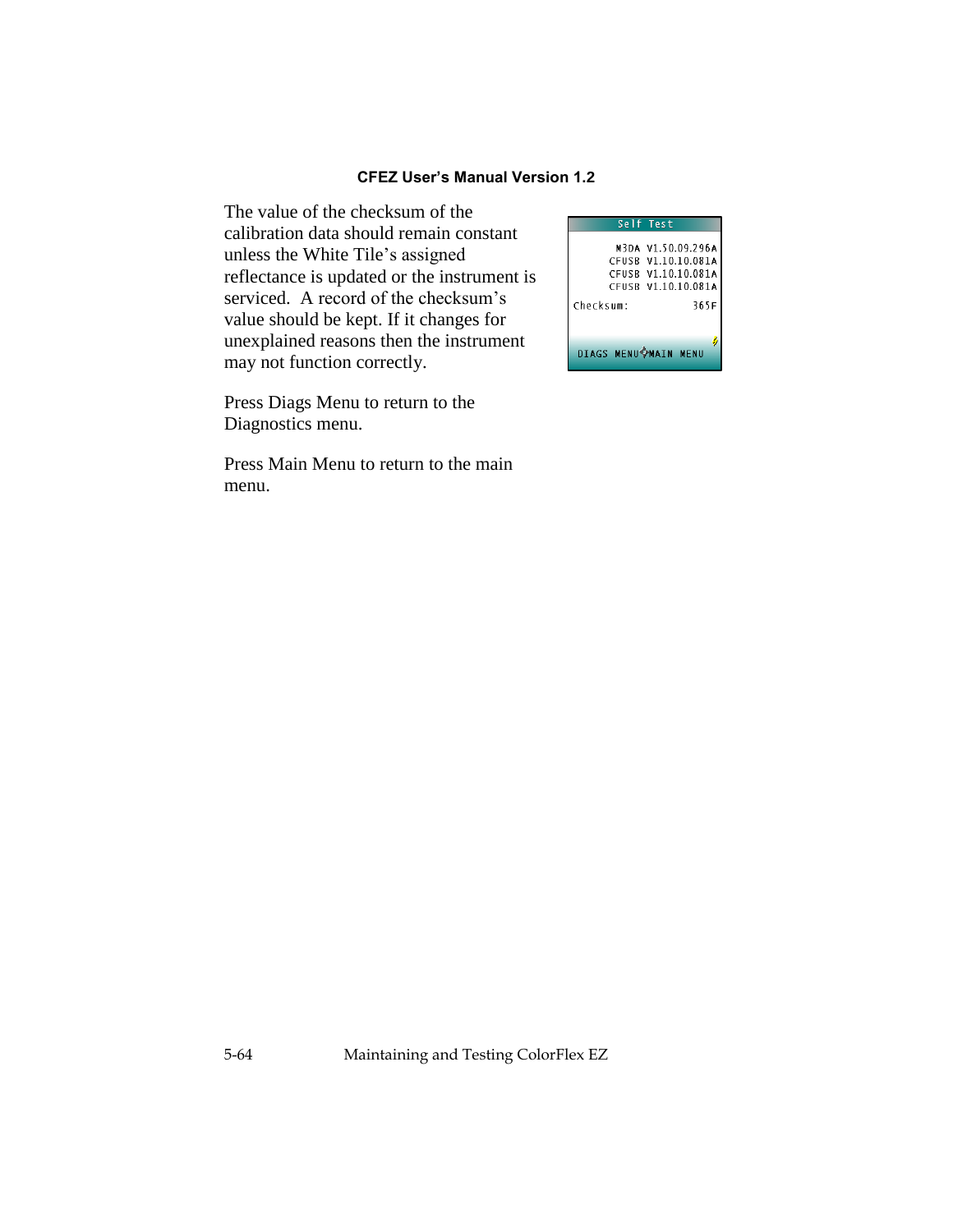The value of the checksum of the calibration data should remain constant unless the White Tile's assigned reflectance is updated or the instrument is serviced. A record of the checksum's value should be kept. If it changes for unexplained reasons then the instrument may not function correctly.

```
Self Test

      M3DA  V1.50.09.296A
     CFUSB  V1.10.10.081A
     CFUSB  V1.10.10.081A
     CFUSB  V1.10.10.081A
Checksum:            365F

DIAGS MENU    MAIN MENU
```

Press Diags Menu to return to the Diagnostics menu.

Press Main Menu to return to the main menu.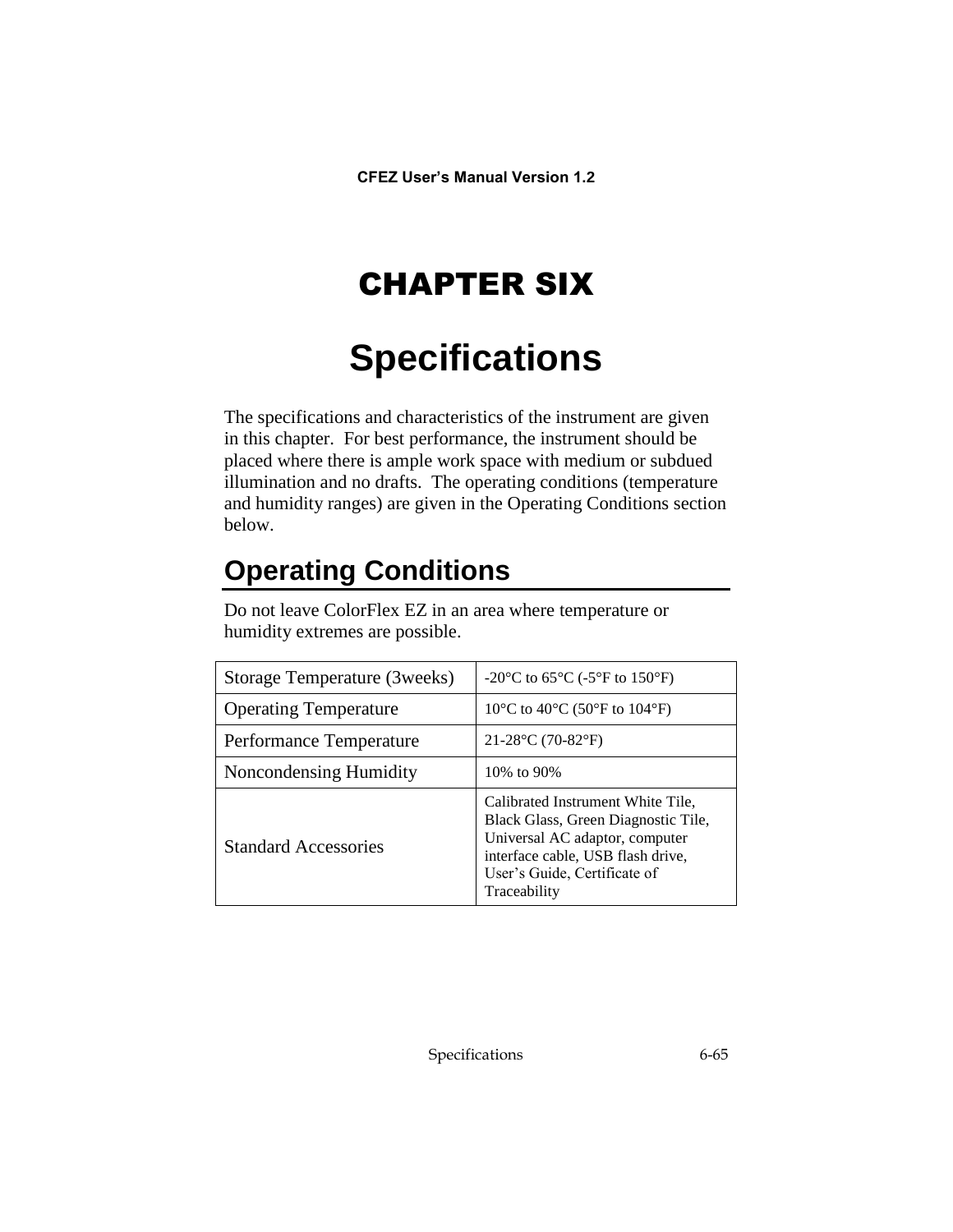# CHAPTER SIX

# Specifications

The specifications and characteristics of the instrument are given in this chapter. For best performance, the instrument should be placed where there is ample work space with medium or subdued illumination and no drafts. The operating conditions (temperature and humidity ranges) are given in the Operating Conditions section below.

## Operating Conditions

Do not leave ColorFlex EZ in an area where temperature or humidity extremes are possible.

| | |
|---|---|
| Storage Temperature (3weeks) | -20°C to 65°C (-5°F to 150°F) |
| Operating Temperature | 10°C to 40°C (50°F to 104°F) |
| Performance Temperature | 21-28°C (70-82°F) |
| Noncondensing Humidity | 10% to 90% |
| Standard Accessories | Calibrated Instrument White Tile, Black Glass, Green Diagnostic Tile, Universal AC adaptor, computer interface cable, USB flash drive, User's Guide, Certificate of Traceability |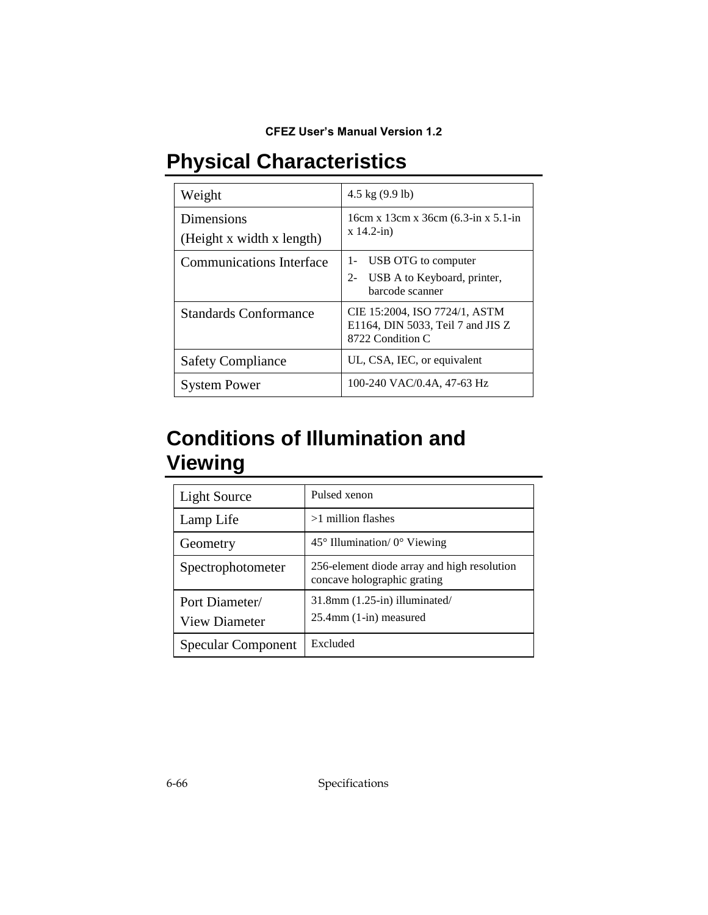# Physical Characteristics

| | |
|---|---|
| Weight | 4.5 kg (9.9 lb) |
| Dimensions<br>(Height x width x length) | 16cm x 13cm x 36cm (6.3-in x 5.1-in x 14.2-in) |
| Communications Interface | 1- USB OTG to computer<br>2- USB A to Keyboard, printer, barcode scanner |
| Standards Conformance | CIE 15:2004, ISO 7724/1, ASTM E1164, DIN 5033, Teil 7 and JIS Z 8722 Condition C |
| Safety Compliance | UL, CSA, IEC, or equivalent |
| System Power | 100-240 VAC/0.4A, 47-63 Hz |

# Conditions of Illumination and Viewing

| | |
|---|---|
| Light Source | Pulsed xenon |
| Lamp Life | >1 million flashes |
| Geometry | 45° Illumination/ 0° Viewing |
| Spectrophotometer | 256-element diode array and high resolution concave holographic grating |
| Port Diameter/<br>View Diameter | 31.8mm (1.25-in) illuminated/<br>25.4mm (1-in) measured |
| Specular Component | Excluded |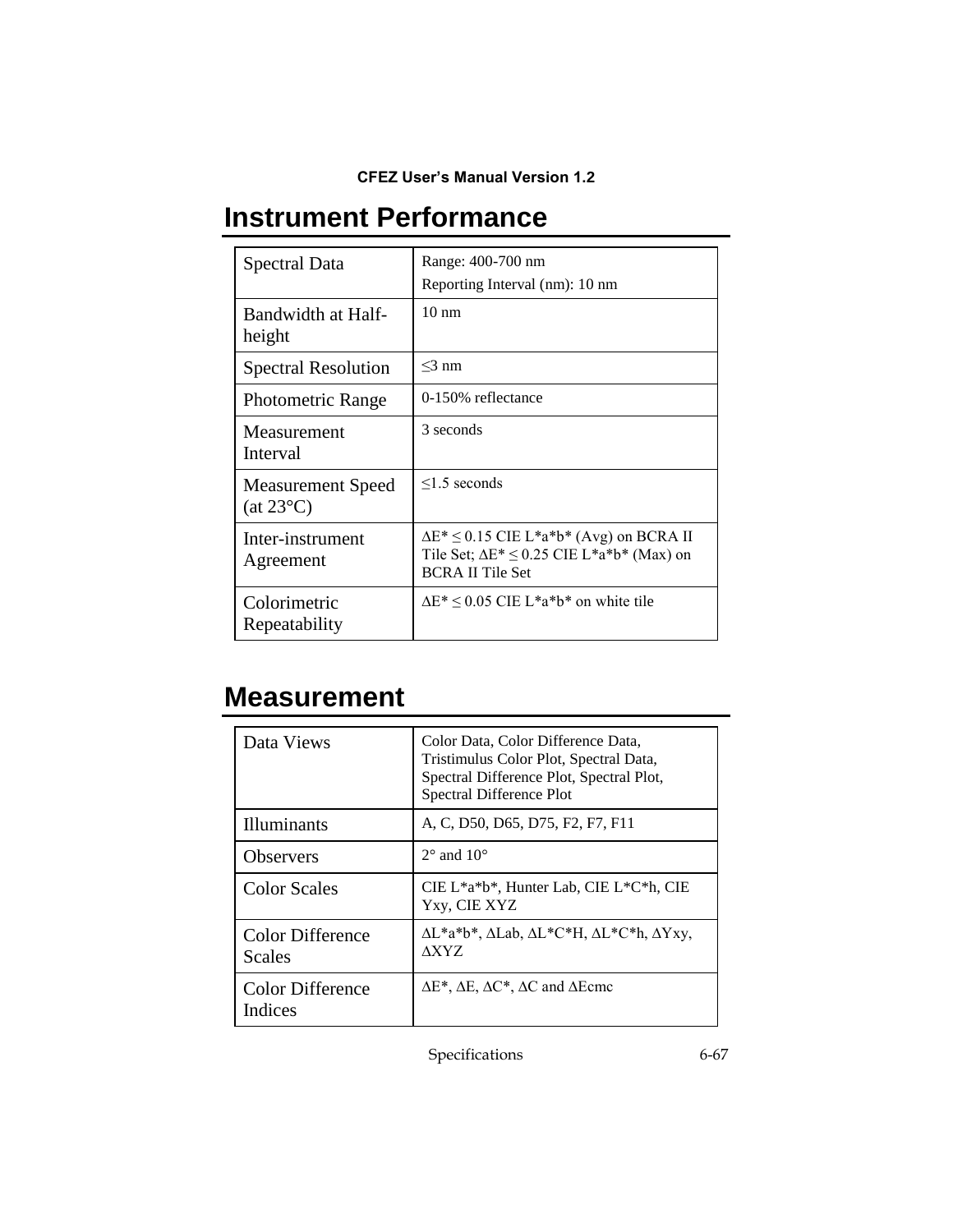# Instrument Performance

| | |
|---|---|
| Spectral Data | Range: 400-700 nm<br>Reporting Interval (nm): 10 nm |
| Bandwidth at Half-height | 10 nm |
| Spectral Resolution | ≤3 nm |
| Photometric Range | 0-150% reflectance |
| Measurement Interval | 3 seconds |
| Measurement Speed (at 23°C) | ≤1.5 seconds |
| Inter-instrument Agreement | ΔE* ≤ 0.15 CIE L*a*b* (Avg) on BCRA II Tile Set; ΔE* ≤ 0.25 CIE L*a*b* (Max) on BCRA II Tile Set |
| Colorimetric Repeatability | ΔE* ≤ 0.05 CIE L*a*b* on white tile |

# Measurement

| | |
|---|---|
| Data Views | Color Data, Color Difference Data, Tristimulus Color Plot, Spectral Data, Spectral Difference Plot, Spectral Plot, Spectral Difference Plot |
| Illuminants | A, C, D50, D65, D75, F2, F7, F11 |
| Observers | 2° and 10° |
| Color Scales | CIE L*a*b*, Hunter Lab, CIE L*C*h, CIE Yxy, CIE XYZ |
| Color Difference Scales | ΔL*a*b*, ΔLab, ΔL*C*H, ΔL*C*h, ΔYxy, ΔXYZ |
| Color Difference Indices | ΔE*, ΔE, ΔC*, ΔC and ΔEcmc |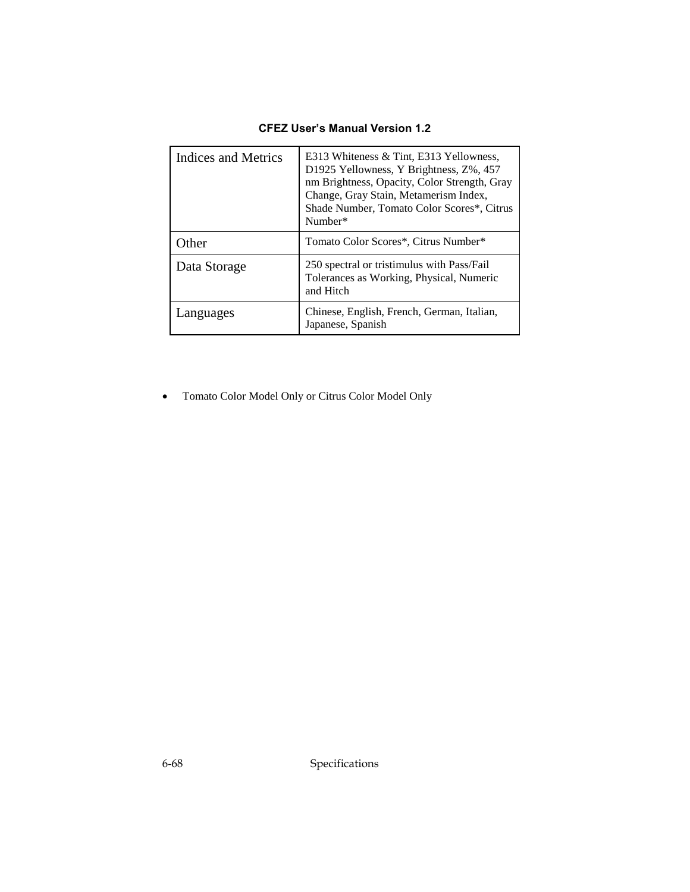| Indices and Metrics | E313 Whiteness & Tint, E313 Yellowness, D1925 Yellowness, Y Brightness, Z%, 457 nm Brightness, Opacity, Color Strength, Gray Change, Gray Stain, Metamerism Index, Shade Number, Tomato Color Scores*, Citrus Number* |
|---|---|
| Other | Tomato Color Scores*, Citrus Number* |
| Data Storage | 250 spectral or tristimulus with Pass/Fail Tolerances as Working, Physical, Numeric and Hitch |
| Languages | Chinese, English, French, German, Italian, Japanese, Spanish |

- Tomato Color Model Only or Citrus Color Model Only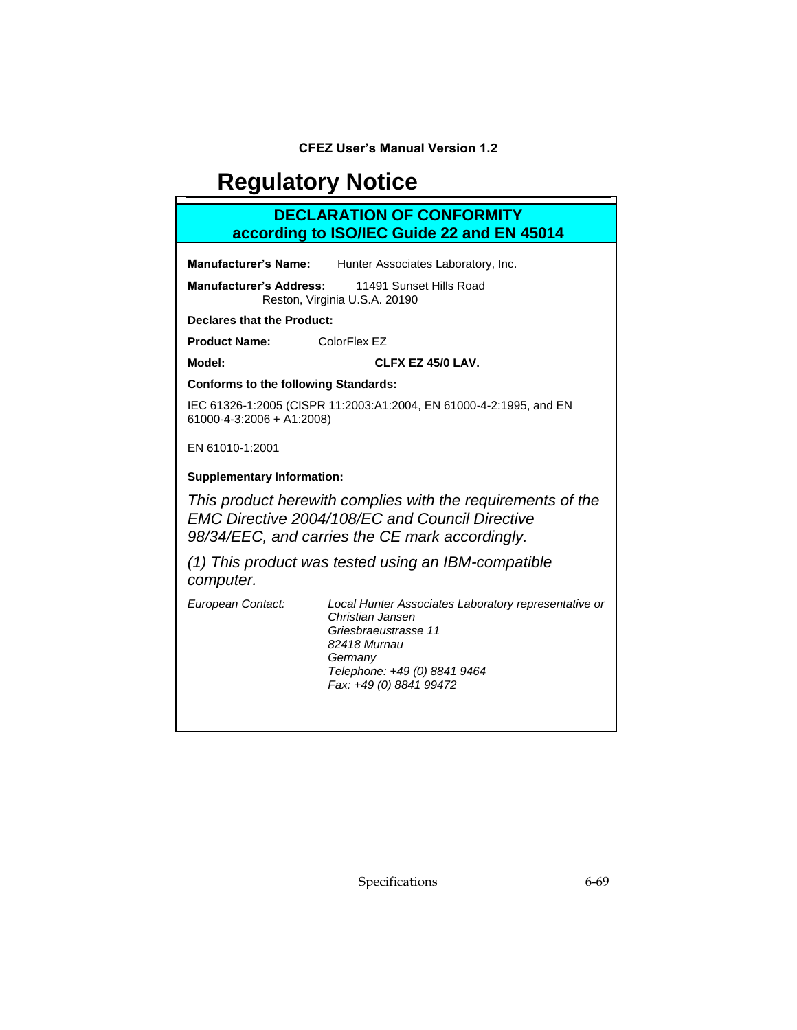# Regulatory Notice

## DECLARATION OF CONFORMITY
## according to ISO/IEC Guide 22 and EN 45014

**Manufacturer's Name:** Hunter Associates Laboratory, Inc.

**Manufacturer's Address:** 11491 Sunset Hills Road
Reston, Virginia U.S.A. 20190

**Declares that the Product:**

**Product Name:** ColorFlex EZ

**Model:** **CLFX EZ 45/0 LAV.**

**Conforms to the following Standards:**

IEC 61326-1:2005 (CISPR 11:2003:A1:2004, EN 61000-4-2:1995, and EN 61000-4-3:2006 + A1:2008)

EN 61010-1:2001

**Supplementary Information:**

*This product herewith complies with the requirements of the EMC Directive 2004/108/EC and Council Directive 98/34/EEC, and carries the CE mark accordingly.*

*(1) This product was tested using an IBM-compatible computer.*

*European Contact:* *Local Hunter Associates Laboratory representative or*
*Christian Jansen*
*Griesbraeustrasse 11*
*82418 Murnau*
*Germany*
*Telephone: +49 (0) 8841 9464*
*Fax: +49 (0) 8841 99472*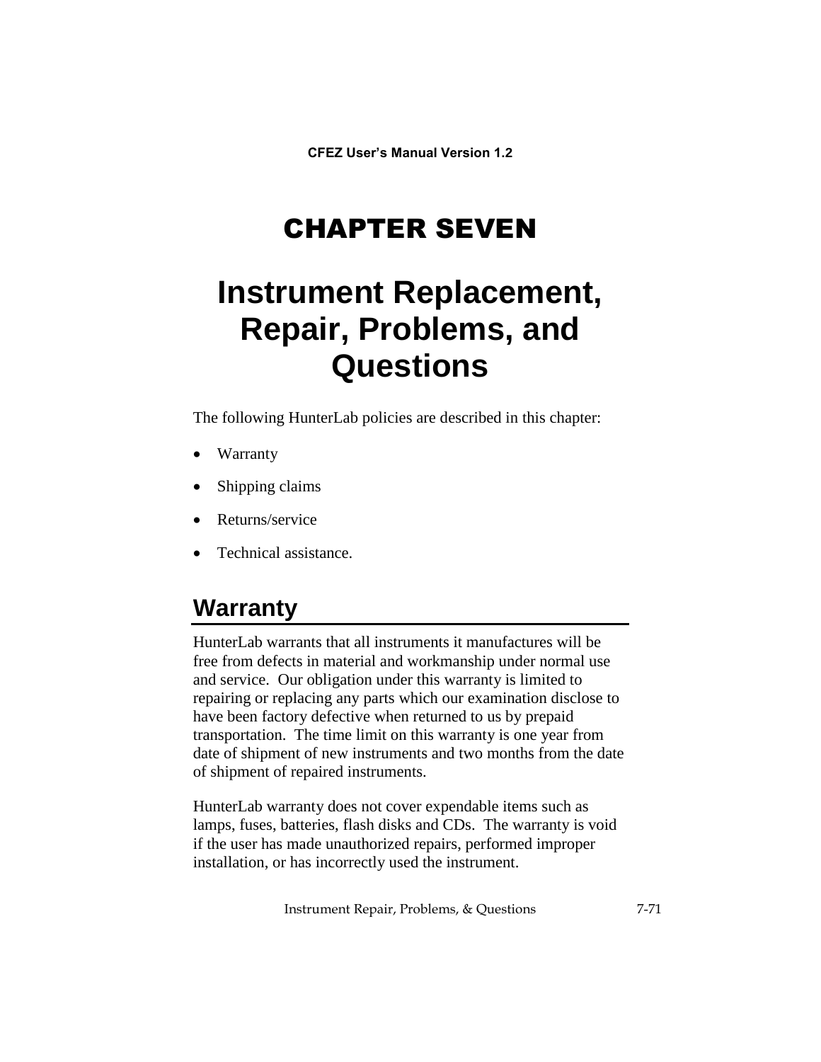# CHAPTER SEVEN

# Instrument Replacement, Repair, Problems, and Questions

The following HunterLab policies are described in this chapter:

- Warranty
- Shipping claims
- Returns/service
- Technical assistance.

## Warranty

HunterLab warrants that all instruments it manufactures will be free from defects in material and workmanship under normal use and service. Our obligation under this warranty is limited to repairing or replacing any parts which our examination disclose to have been factory defective when returned to us by prepaid transportation. The time limit on this warranty is one year from date of shipment of new instruments and two months from the date of shipment of repaired instruments.

HunterLab warranty does not cover expendable items such as lamps, fuses, batteries, flash disks and CDs. The warranty is void if the user has made unauthorized repairs, performed improper installation, or has incorrectly used the instrument.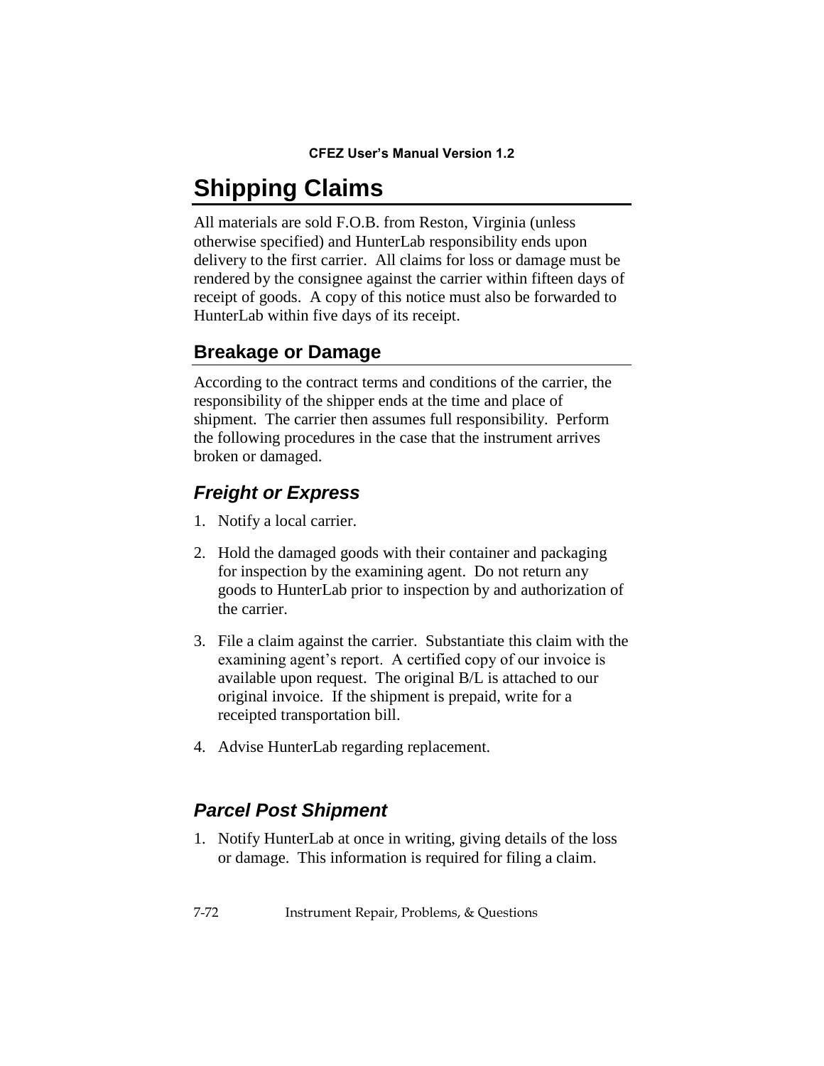# Shipping Claims

All materials are sold F.O.B. from Reston, Virginia (unless otherwise specified) and HunterLab responsibility ends upon delivery to the first carrier. All claims for loss or damage must be rendered by the consignee against the carrier within fifteen days of receipt of goods. A copy of this notice must also be forwarded to HunterLab within five days of its receipt.

## Breakage or Damage

According to the contract terms and conditions of the carrier, the responsibility of the shipper ends at the time and place of shipment. The carrier then assumes full responsibility. Perform the following procedures in the case that the instrument arrives broken or damaged.

### *Freight or Express*

1. Notify a local carrier.
2. Hold the damaged goods with their container and packaging for inspection by the examining agent. Do not return any goods to HunterLab prior to inspection by and authorization of the carrier.
3. File a claim against the carrier. Substantiate this claim with the examining agent's report. A certified copy of our invoice is available upon request. The original B/L is attached to our original invoice. If the shipment is prepaid, write for a receipted transportation bill.
4. Advise HunterLab regarding replacement.

### *Parcel Post Shipment*

1. Notify HunterLab at once in writing, giving details of the loss or damage. This information is required for filing a claim.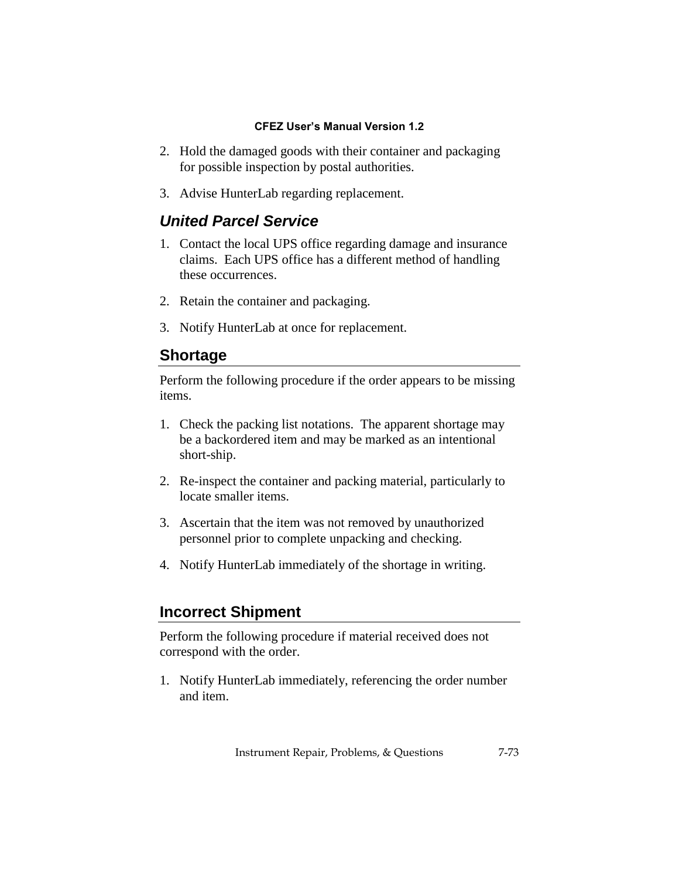2. Hold the damaged goods with their container and packaging for possible inspection by postal authorities.

3. Advise HunterLab regarding replacement.

### *United Parcel Service*

1. Contact the local UPS office regarding damage and insurance claims. Each UPS office has a different method of handling these occurrences.

2. Retain the container and packaging.

3. Notify HunterLab at once for replacement.

## Shortage

Perform the following procedure if the order appears to be missing items.

1. Check the packing list notations. The apparent shortage may be a backordered item and may be marked as an intentional short-ship.

2. Re-inspect the container and packing material, particularly to locate smaller items.

3. Ascertain that the item was not removed by unauthorized personnel prior to complete unpacking and checking.

4. Notify HunterLab immediately of the shortage in writing.

## Incorrect Shipment

Perform the following procedure if material received does not correspond with the order.

1. Notify HunterLab immediately, referencing the order number and item.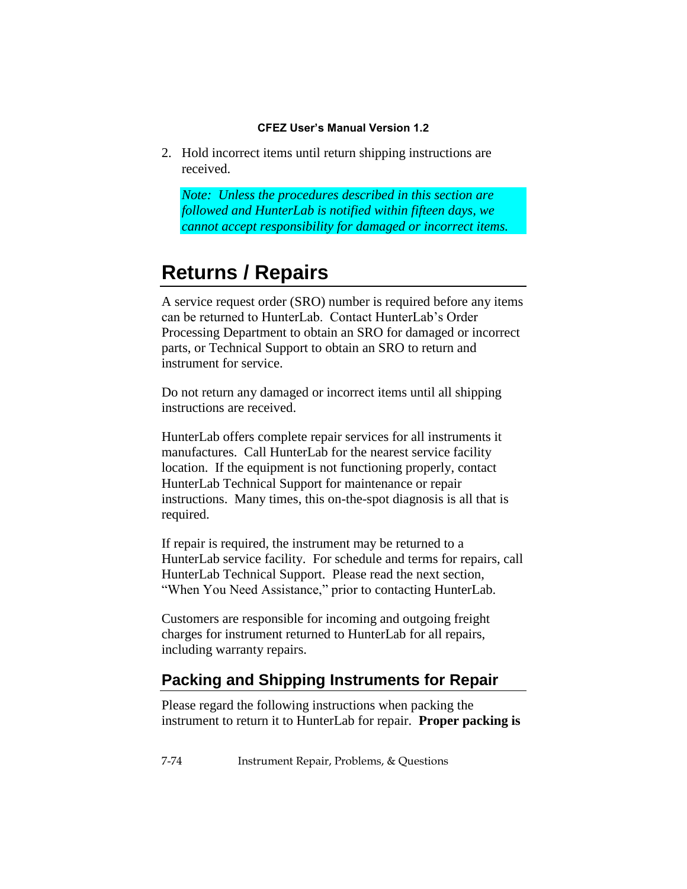2. Hold incorrect items until return shipping instructions are received.

*Note: Unless the procedures described in this section are followed and HunterLab is notified within fifteen days, we cannot accept responsibility for damaged or incorrect items.*

# Returns / Repairs

A service request order (SRO) number is required before any items can be returned to HunterLab. Contact HunterLab's Order Processing Department to obtain an SRO for damaged or incorrect parts, or Technical Support to obtain an SRO to return and instrument for service.

Do not return any damaged or incorrect items until all shipping instructions are received.

HunterLab offers complete repair services for all instruments it manufactures. Call HunterLab for the nearest service facility location. If the equipment is not functioning properly, contact HunterLab Technical Support for maintenance or repair instructions. Many times, this on-the-spot diagnosis is all that is required.

If repair is required, the instrument may be returned to a HunterLab service facility. For schedule and terms for repairs, call HunterLab Technical Support. Please read the next section, "When You Need Assistance," prior to contacting HunterLab.

Customers are responsible for incoming and outgoing freight charges for instrument returned to HunterLab for all repairs, including warranty repairs.

## Packing and Shipping Instruments for Repair

Please regard the following instructions when packing the instrument to return it to HunterLab for repair. **Proper packing is**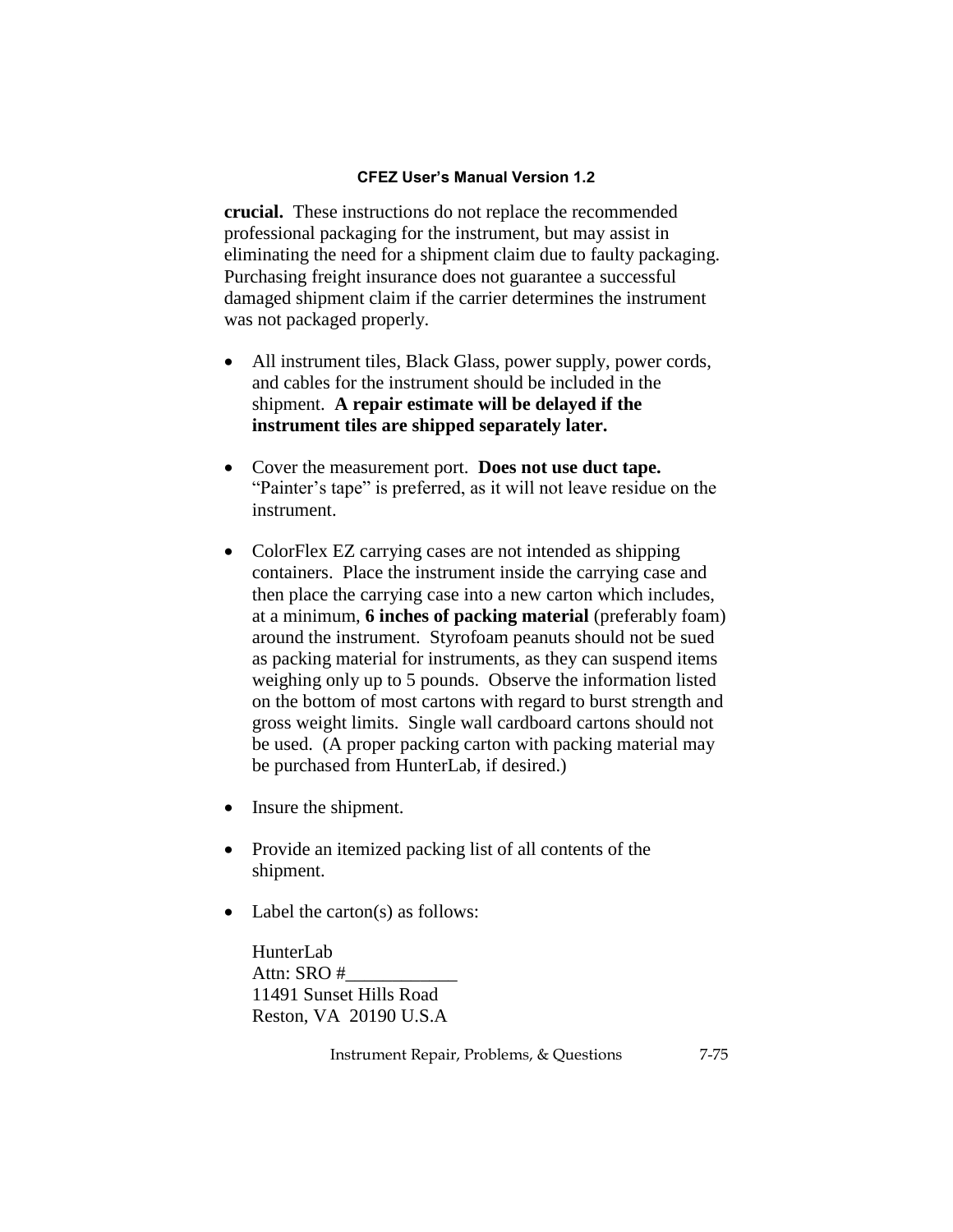**crucial.** These instructions do not replace the recommended professional packaging for the instrument, but may assist in eliminating the need for a shipment claim due to faulty packaging. Purchasing freight insurance does not guarantee a successful damaged shipment claim if the carrier determines the instrument was not packaged properly.

- All instrument tiles, Black Glass, power supply, power cords, and cables for the instrument should be included in the shipment. **A repair estimate will be delayed if the instrument tiles are shipped separately later.**
- Cover the measurement port. **Does not use duct tape.** "Painter's tape" is preferred, as it will not leave residue on the instrument.
- ColorFlex EZ carrying cases are not intended as shipping containers. Place the instrument inside the carrying case and then place the carrying case into a new carton which includes, at a minimum, **6 inches of packing material** (preferably foam) around the instrument. Styrofoam peanuts should not be sued as packing material for instruments, as they can suspend items weighing only up to 5 pounds. Observe the information listed on the bottom of most cartons with regard to burst strength and gross weight limits. Single wall cardboard cartons should not be used. (A proper packing carton with packing material may be purchased from HunterLab, if desired.)
- Insure the shipment.
- Provide an itemized packing list of all contents of the shipment.
- Label the carton(s) as follows:

  HunterLab
  Attn: SRO #____________
  11491 Sunset Hills Road
  Reston, VA 20190 U.S.A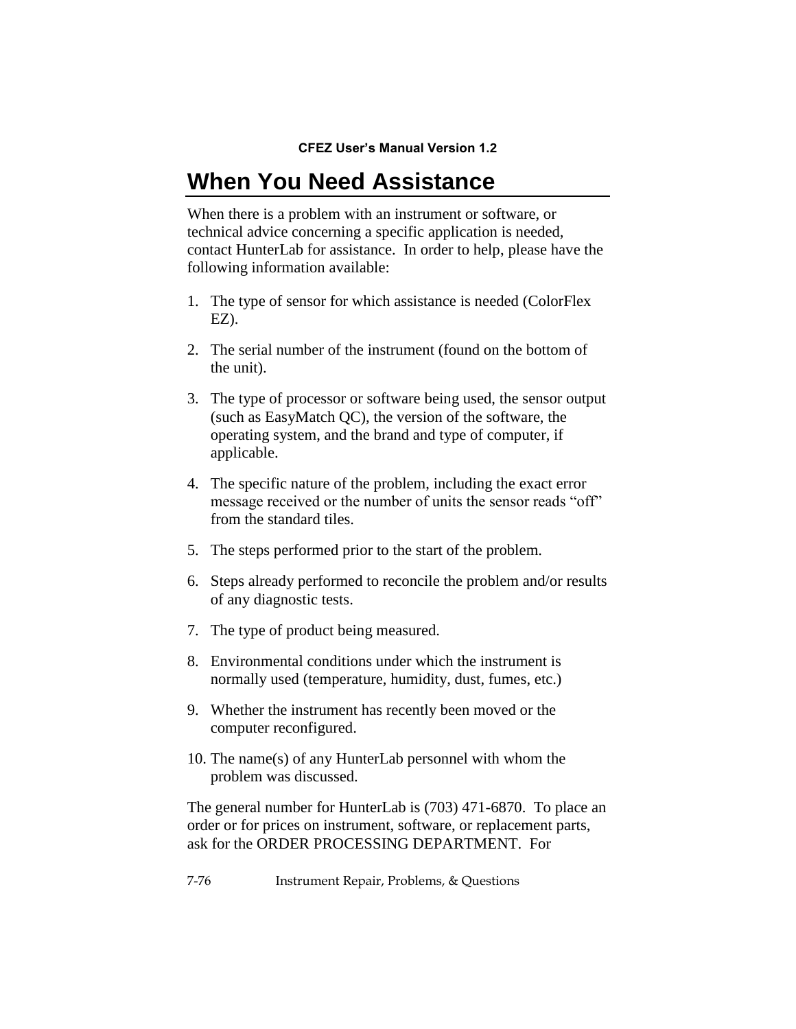## When You Need Assistance

When there is a problem with an instrument or software, or technical advice concerning a specific application is needed, contact HunterLab for assistance. In order to help, please have the following information available:

1. The type of sensor for which assistance is needed (ColorFlex EZ).
2. The serial number of the instrument (found on the bottom of the unit).
3. The type of processor or software being used, the sensor output (such as EasyMatch QC), the version of the software, the operating system, and the brand and type of computer, if applicable.
4. The specific nature of the problem, including the exact error message received or the number of units the sensor reads "off" from the standard tiles.
5. The steps performed prior to the start of the problem.
6. Steps already performed to reconcile the problem and/or results of any diagnostic tests.
7. The type of product being measured.
8. Environmental conditions under which the instrument is normally used (temperature, humidity, dust, fumes, etc.)
9. Whether the instrument has recently been moved or the computer reconfigured.
10. The name(s) of any HunterLab personnel with whom the problem was discussed.

The general number for HunterLab is (703) 471-6870. To place an order or for prices on instrument, software, or replacement parts, ask for the ORDER PROCESSING DEPARTMENT. For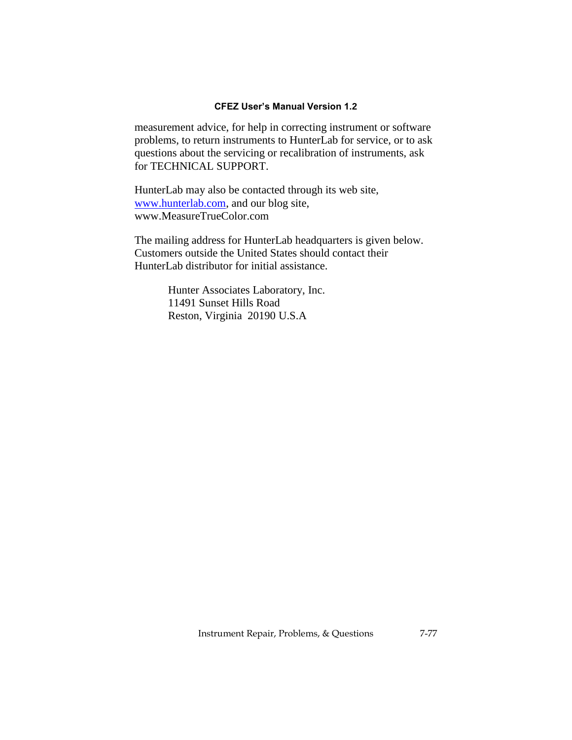measurement advice, for help in correcting instrument or software problems, to return instruments to HunterLab for service, or to ask questions about the servicing or recalibration of instruments, ask for TECHNICAL SUPPORT.

HunterLab may also be contacted through its web site, [www.hunterlab.com](http://www.hunterlab.com), and our blog site, www.MeasureTrueColor.com

The mailing address for HunterLab headquarters is given below. Customers outside the United States should contact their HunterLab distributor for initial assistance.

> Hunter Associates Laboratory, Inc.
> 11491 Sunset Hills Road
> Reston, Virginia  20190 U.S.A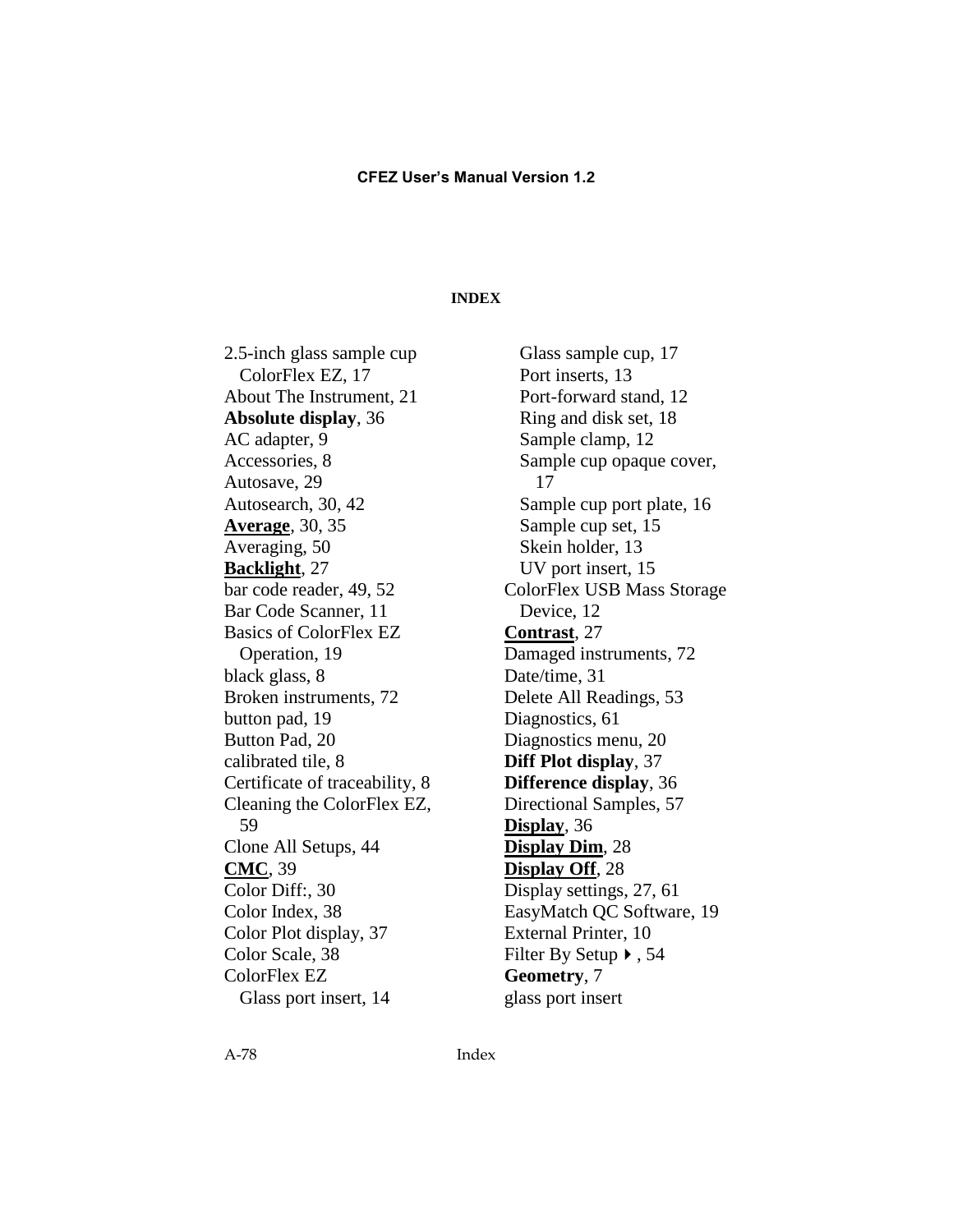# INDEX

2.5-inch glass sample cup
  ColorFlex EZ, 17
About The Instrument, 21
**Absolute display**, 36
AC adapter, 9
Accessories, 8
Autosave, 29
Autosearch, 30, 42
**Average**, 30, 35
Averaging, 50
**Backlight**, 27
bar code reader, 49, 52
Bar Code Scanner, 11
Basics of ColorFlex EZ
  Operation, 19
black glass, 8
Broken instruments, 72
button pad, 19
Button Pad, 20
calibrated tile, 8
Certificate of traceability, 8
Cleaning the ColorFlex EZ,
  59
Clone All Setups, 44
**CMC**, 39
Color Diff:, 30
Color Index, 38
Color Plot display, 37
Color Scale, 38
ColorFlex EZ
  Glass port insert, 14
  Glass sample cup, 17
  Port inserts, 13
  Port-forward stand, 12
  Ring and disk set, 18
  Sample clamp, 12
  Sample cup opaque cover,
    17
  Sample cup port plate, 16
  Sample cup set, 15
  Skein holder, 13
  UV port insert, 15
ColorFlex USB Mass Storage
  Device, 12
**Contrast**, 27
Damaged instruments, 72
Date/time, 31
Delete All Readings, 53
Diagnostics, 61
Diagnostics menu, 20
**Diff Plot display**, 37
**Difference display**, 36
Directional Samples, 57
**Display**, 36
**Display Dim**, 28
**Display Off**, 28
Display settings, 27, 61
EasyMatch QC Software, 19
External Printer, 10
Filter By Setup ▸, 54
**Geometry**, 7
glass port insert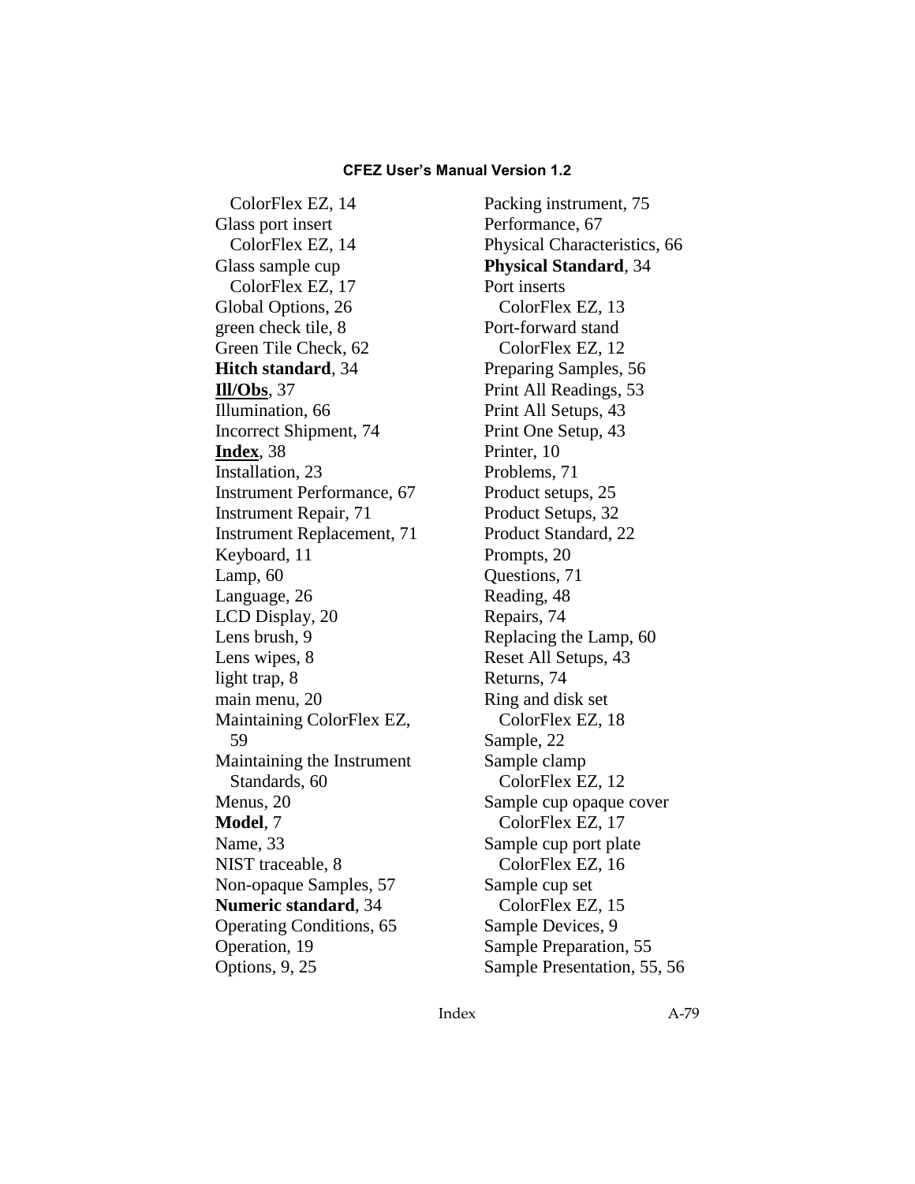ColorFlex EZ, 14

Glass port insert

ColorFlex EZ, 14

Glass sample cup

ColorFlex EZ, 17

Global Options, 26

green check tile, 8

Green Tile Check, 62

**Hitch standard**, 34

<u>**Ill/Obs**</u>, 37

Illumination, 66

Incorrect Shipment, 74

<u>**Index**</u>, 38

Installation, 23

Instrument Performance, 67

Instrument Repair, 71

Instrument Replacement, 71

Keyboard, 11

Lamp, 60

Language, 26

LCD Display, 20

Lens brush, 9

Lens wipes, 8

light trap, 8

main menu, 20

Maintaining ColorFlex EZ, 59

Maintaining the Instrument Standards, 60

Menus, 20

**Model**, 7

Name, 33

NIST traceable, 8

Non-opaque Samples, 57

**Numeric standard**, 34

Operating Conditions, 65

Operation, 19

Options, 9, 25

Packing instrument, 75

Performance, 67

Physical Characteristics, 66

**Physical Standard**, 34

Port inserts

ColorFlex EZ, 13

Port-forward stand

ColorFlex EZ, 12

Preparing Samples, 56

Print All Readings, 53

Print All Setups, 43

Print One Setup, 43

Printer, 10

Problems, 71

Product setups, 25

Product Setups, 32

Product Standard, 22

Prompts, 20

Questions, 71

Reading, 48

Repairs, 74

Replacing the Lamp, 60

Reset All Setups, 43

Returns, 74

Ring and disk set

ColorFlex EZ, 18

Sample, 22

Sample clamp

ColorFlex EZ, 12

Sample cup opaque cover

ColorFlex EZ, 17

Sample cup port plate

ColorFlex EZ, 16

Sample cup set

ColorFlex EZ, 15

Sample Devices, 9

Sample Preparation, 55

Sample Presentation, 55, 56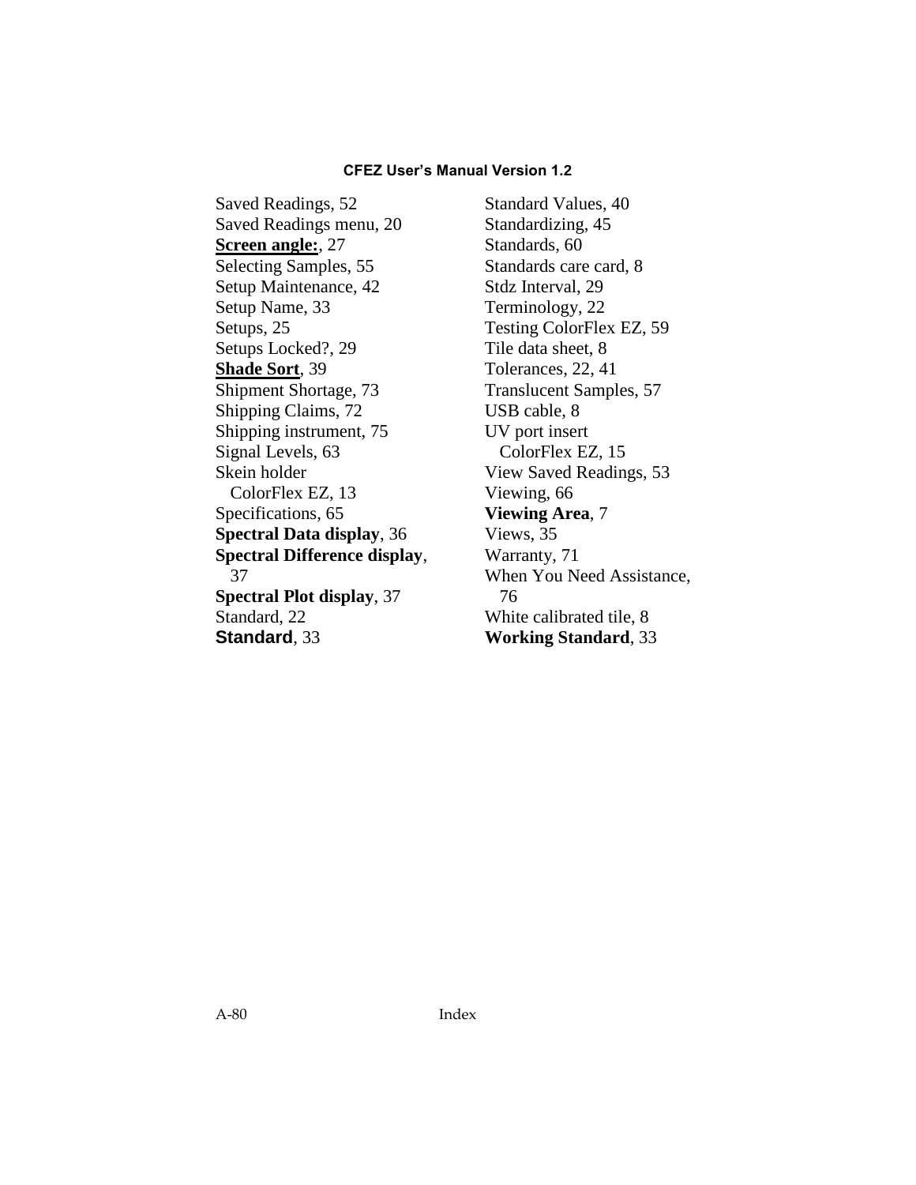Saved Readings, 52  
Saved Readings menu, 20  
**Screen angle:**, 27  
Selecting Samples, 55  
Setup Maintenance, 42  
Setup Name, 33  
Setups, 25  
Setups Locked?, 29  
**Shade Sort**, 39  
Shipment Shortage, 73  
Shipping Claims, 72  
Shipping instrument, 75  
Signal Levels, 63  
Skein holder  
  ColorFlex EZ, 13  
Specifications, 65  
**Spectral Data display**, 36  
**Spectral Difference display**, 37  
**Spectral Plot display**, 37  
Standard, 22  
**Standard**, 33  
Standard Values, 40  
Standardizing, 45  
Standards, 60  
Standards care card, 8  
Stdz Interval, 29  
Terminology, 22  
Testing ColorFlex EZ, 59  
Tile data sheet, 8  
Tolerances, 22, 41  
Translucent Samples, 57  
USB cable, 8  
UV port insert  
  ColorFlex EZ, 15  
View Saved Readings, 53  
Viewing, 66  
**Viewing Area**, 7  
Views, 35  
Warranty, 71  
When You Need Assistance, 76  
White calibrated tile, 8  
**Working Standard**, 33